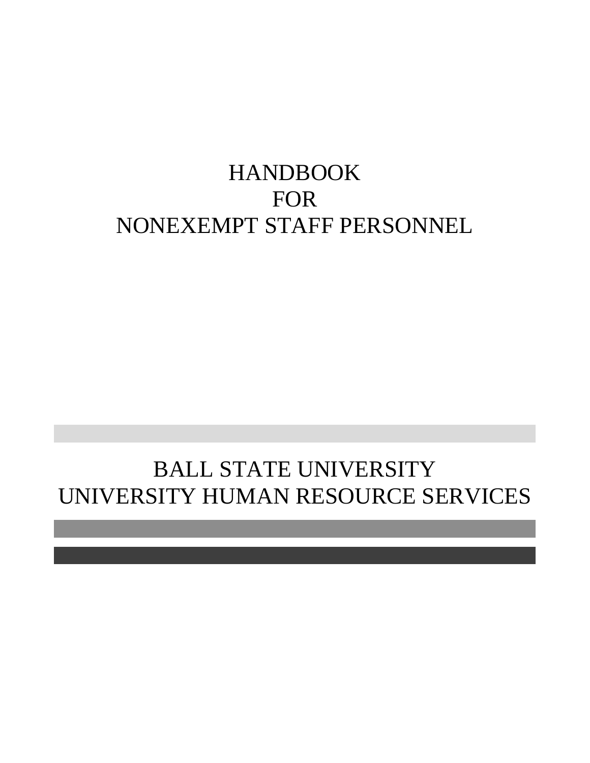# HANDBOOK
# FOR
# NONEXEMPT STAFF PERSONNEL

## BALL STATE UNIVERSITY
## UNIVERSITY HUMAN RESOURCE SERVICES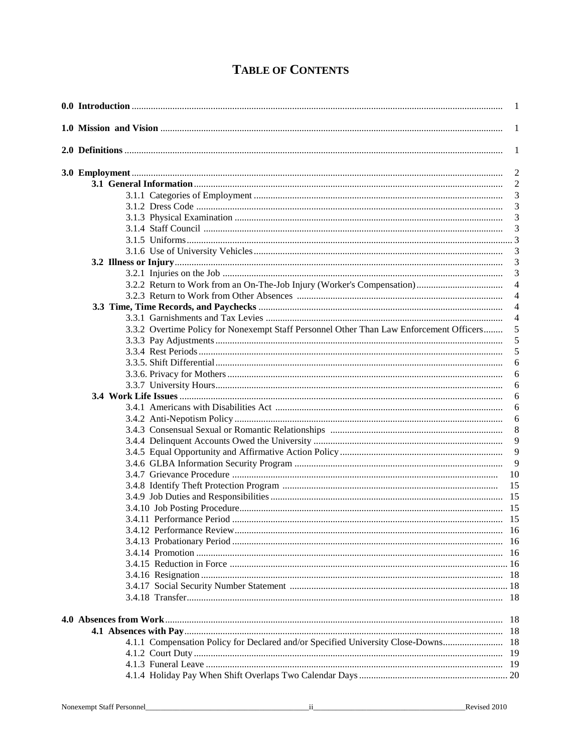# TABLE OF CONTENTS

| | |
|---|---|
| **0.0 Introduction** | 1 |
| **1.0 Mission and Vision** | 1 |
| **2.0 Definitions** | 1 |
| **3.0 Employment** | 2 |
| **3.1 General Information** | 2 |
| 3.1.1 Categories of Employment | 3 |
| 3.1.2 Dress Code | 3 |
| 3.1.3 Physical Examination | 3 |
| 3.1.4 Staff Council | 3 |
| 3.1.5 Uniforms | 3 |
| 3.1.6 Use of University Vehicles | 3 |
| **3.2 Illness or Injury** | 3 |
| 3.2.1 Injuries on the Job | 3 |
| 3.2.2 Return to Work from an On-The-Job Injury (Worker's Compensation) | 4 |
| 3.2.3 Return to Work from Other Absences | 4 |
| **3.3 Time, Time Records, and Paychecks** | 4 |
| 3.3.1 Garnishments and Tax Levies | 4 |
| 3.3.2 Overtime Policy for Nonexempt Staff Personnel Other Than Law Enforcement Officers | 5 |
| 3.3.3 Pay Adjustments | 5 |
| 3.3.4 Rest Periods | 5 |
| 3.3.5. Shift Differential | 6 |
| 3.3.6. Privacy for Mothers | 6 |
| 3.3.7 University Hours | 6 |
| **3.4 Work Life Issues** | 6 |
| 3.4.1 Americans with Disabilities Act | 6 |
| 3.4.2 Anti-Nepotism Policy | 6 |
| 3.4.3 Consensual Sexual or Romantic Relationships | 8 |
| 3.4.4 Delinquent Accounts Owed the University | 9 |
| 3.4.5 Equal Opportunity and Affirmative Action Policy | 9 |
| 3.4.6 GLBA Information Security Program | 9 |
| 3.4.7 Grievance Procedure | 10 |
| 3.4.8 Identify Theft Protection Program | 15 |
| 3.4.9 Job Duties and Responsibilities | 15 |
| 3.4.10 Job Posting Procedure | 15 |
| 3.4.11 Performance Period | 15 |
| 3.4.12 Performance Review | 16 |
| 3.4.13 Probationary Period | 16 |
| 3.4.14 Promotion | 16 |
| 3.4.15 Reduction in Force | 16 |
| 3.4.16 Resignation | 18 |
| 3.4.17 Social Security Number Statement | 18 |
| 3.4.18 Transfer | 18 |
| **4.0 Absences from Work** | 18 |
| **4.1 Absences with Pay** | 18 |
| 4.1.1 Compensation Policy for Declared and/or Specified University Close-Downs | 18 |
| 4.1.2 Court Duty | 19 |
| 4.1.3 Funeral Leave | 19 |
| 4.1.4 Holiday Pay When Shift Overlaps Two Calendar Days | 20 |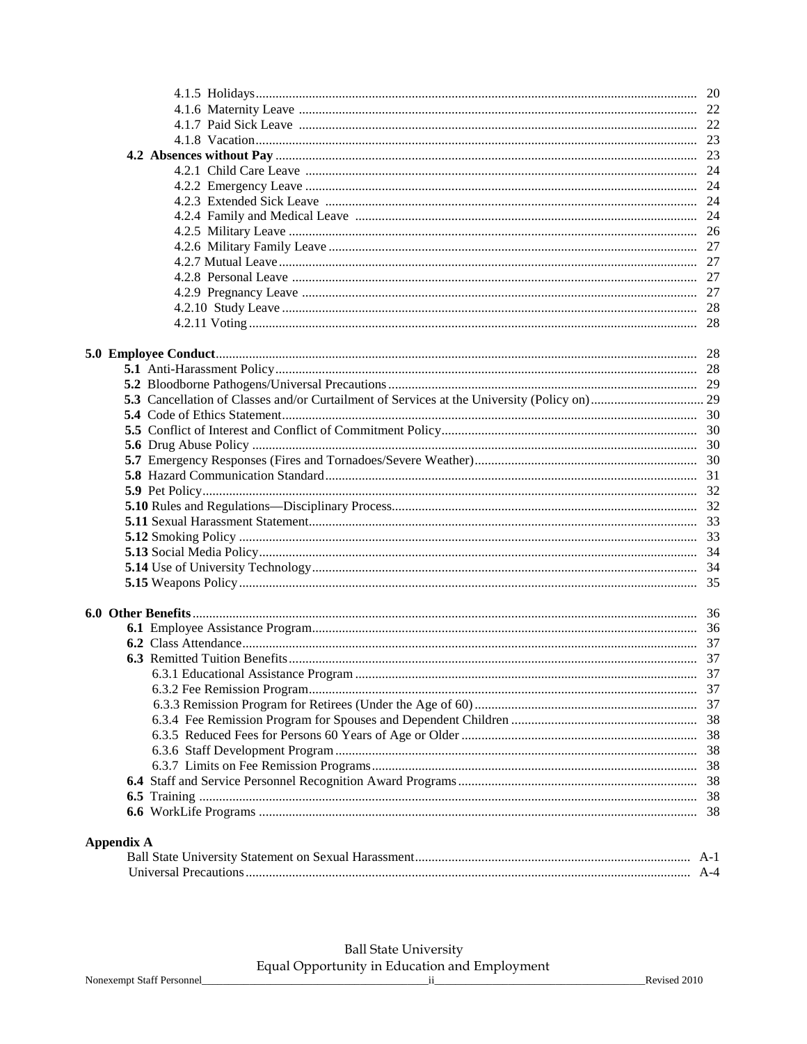4.1.5 Holidays ..... 20
4.1.6 Maternity Leave ..... 22
4.1.7 Paid Sick Leave ..... 22
4.1.8 Vacation ..... 23

**4.2 Absences without Pay** ..... 23
4.2.1 Child Care Leave ..... 24
4.2.2 Emergency Leave ..... 24
4.2.3 Extended Sick Leave ..... 24
4.2.4 Family and Medical Leave ..... 24
4.2.5 Military Leave ..... 26
4.2.6 Military Family Leave ..... 27
4.2.7 Mutual Leave ..... 27
4.2.8 Personal Leave ..... 27
4.2.9 Pregnancy Leave ..... 27
4.2.10 Study Leave ..... 28
4.2.11 Voting ..... 28

**5.0 Employee Conduct** ..... 28
**5.1** Anti-Harassment Policy ..... 28
**5.2** Bloodborne Pathogens/Universal Precautions ..... 29
**5.3** Cancellation of Classes and/or Curtailment of Services at the University (Policy on) ..... 29
**5.4** Code of Ethics Statement ..... 30
**5.5** Conflict of Interest and Conflict of Commitment Policy ..... 30
**5.6** Drug Abuse Policy ..... 30
**5.7** Emergency Responses (Fires and Tornadoes/Severe Weather) ..... 30
**5.8** Hazard Communication Standard ..... 31
**5.9** Pet Policy ..... 32
**5.10** Rules and Regulations—Disciplinary Process ..... 32
**5.11** Sexual Harassment Statement ..... 33
**5.12** Smoking Policy ..... 33
**5.13** Social Media Policy ..... 34
**5.14** Use of University Technology ..... 34
**5.15** Weapons Policy ..... 35

**6.0 Other Benefits** ..... 36
**6.1** Employee Assistance Program ..... 36
**6.2** Class Attendance ..... 37
**6.3** Remitted Tuition Benefits ..... 37
6.3.1 Educational Assistance Program ..... 37
6.3.2 Fee Remission Program ..... 37
6.3.3 Remission Program for Retirees (Under the Age of 60) ..... 37
6.3.4 Fee Remission Program for Spouses and Dependent Children ..... 38
6.3.5 Reduced Fees for Persons 60 Years of Age or Older ..... 38
6.3.6 Staff Development Program ..... 38
6.3.7 Limits on Fee Remission Programs ..... 38
**6.4** Staff and Service Personnel Recognition Award Programs ..... 38
**6.5** Training ..... 38
**6.6** WorkLife Programs ..... 38

**Appendix A**
Ball State University Statement on Sexual Harassment ..... A-1
Universal Precautions ..... A-4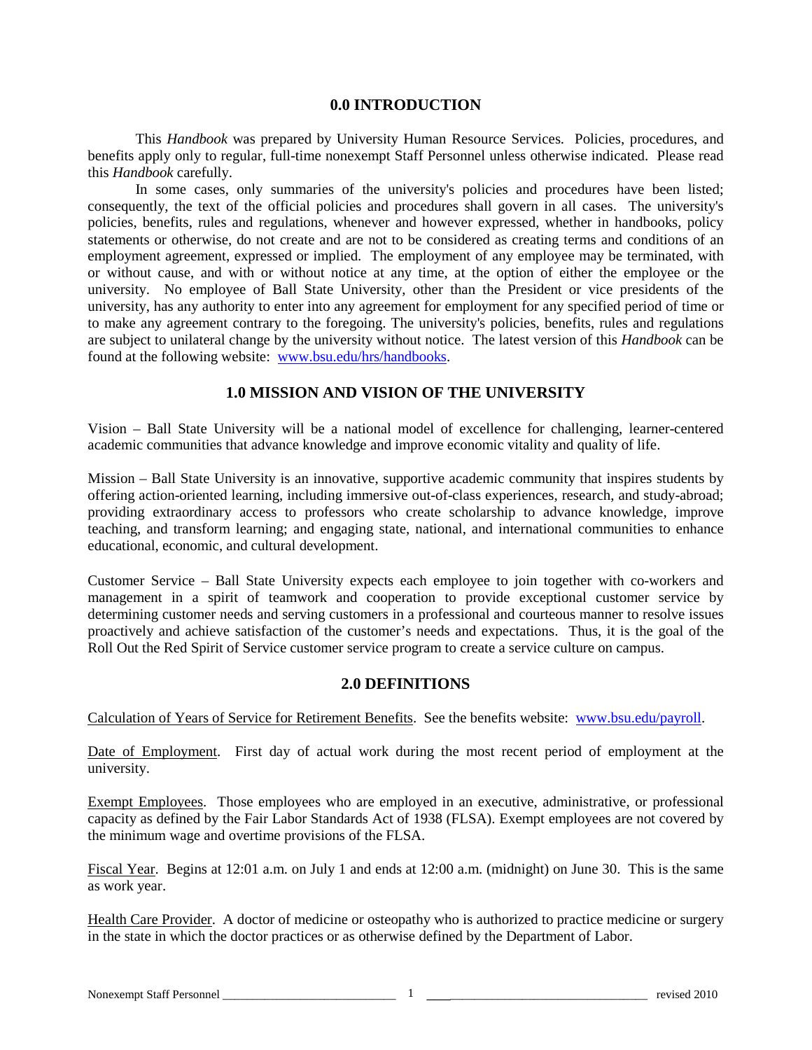## 0.0 INTRODUCTION

This *Handbook* was prepared by University Human Resource Services. Policies, procedures, and benefits apply only to regular, full-time nonexempt Staff Personnel unless otherwise indicated. Please read this *Handbook* carefully.

In some cases, only summaries of the university's policies and procedures have been listed; consequently, the text of the official policies and procedures shall govern in all cases. The university's policies, benefits, rules and regulations, whenever and however expressed, whether in handbooks, policy statements or otherwise, do not create and are not to be considered as creating terms and conditions of an employment agreement, expressed or implied. The employment of any employee may be terminated, with or without cause, and with or without notice at any time, at the option of either the employee or the university. No employee of Ball State University, other than the President or vice presidents of the university, has any authority to enter into any agreement for employment for any specified period of time or to make any agreement contrary to the foregoing. The university's policies, benefits, rules and regulations are subject to unilateral change by the university without notice. The latest version of this *Handbook* can be found at the following website: [www.bsu.edu/hrs/handbooks](www.bsu.edu/hrs/handbooks).

## 1.0 MISSION AND VISION OF THE UNIVERSITY

Vision – Ball State University will be a national model of excellence for challenging, learner-centered academic communities that advance knowledge and improve economic vitality and quality of life.

Mission – Ball State University is an innovative, supportive academic community that inspires students by offering action-oriented learning, including immersive out-of-class experiences, research, and study-abroad; providing extraordinary access to professors who create scholarship to advance knowledge, improve teaching, and transform learning; and engaging state, national, and international communities to enhance educational, economic, and cultural development.

Customer Service – Ball State University expects each employee to join together with co-workers and management in a spirit of teamwork and cooperation to provide exceptional customer service by determining customer needs and serving customers in a professional and courteous manner to resolve issues proactively and achieve satisfaction of the customer's needs and expectations. Thus, it is the goal of the Roll Out the Red Spirit of Service customer service program to create a service culture on campus.

## 2.0 DEFINITIONS

<u>Calculation of Years of Service for Retirement Benefits</u>. See the benefits website: [www.bsu.edu/payroll](www.bsu.edu/payroll).

<u>Date of Employment</u>. First day of actual work during the most recent period of employment at the university.

<u>Exempt Employees</u>. Those employees who are employed in an executive, administrative, or professional capacity as defined by the Fair Labor Standards Act of 1938 (FLSA). Exempt employees are not covered by the minimum wage and overtime provisions of the FLSA.

<u>Fiscal Year</u>. Begins at 12:01 a.m. on July 1 and ends at 12:00 a.m. (midnight) on June 30. This is the same as work year.

<u>Health Care Provider</u>. A doctor of medicine or osteopathy who is authorized to practice medicine or surgery in the state in which the doctor practices or as otherwise defined by the Department of Labor.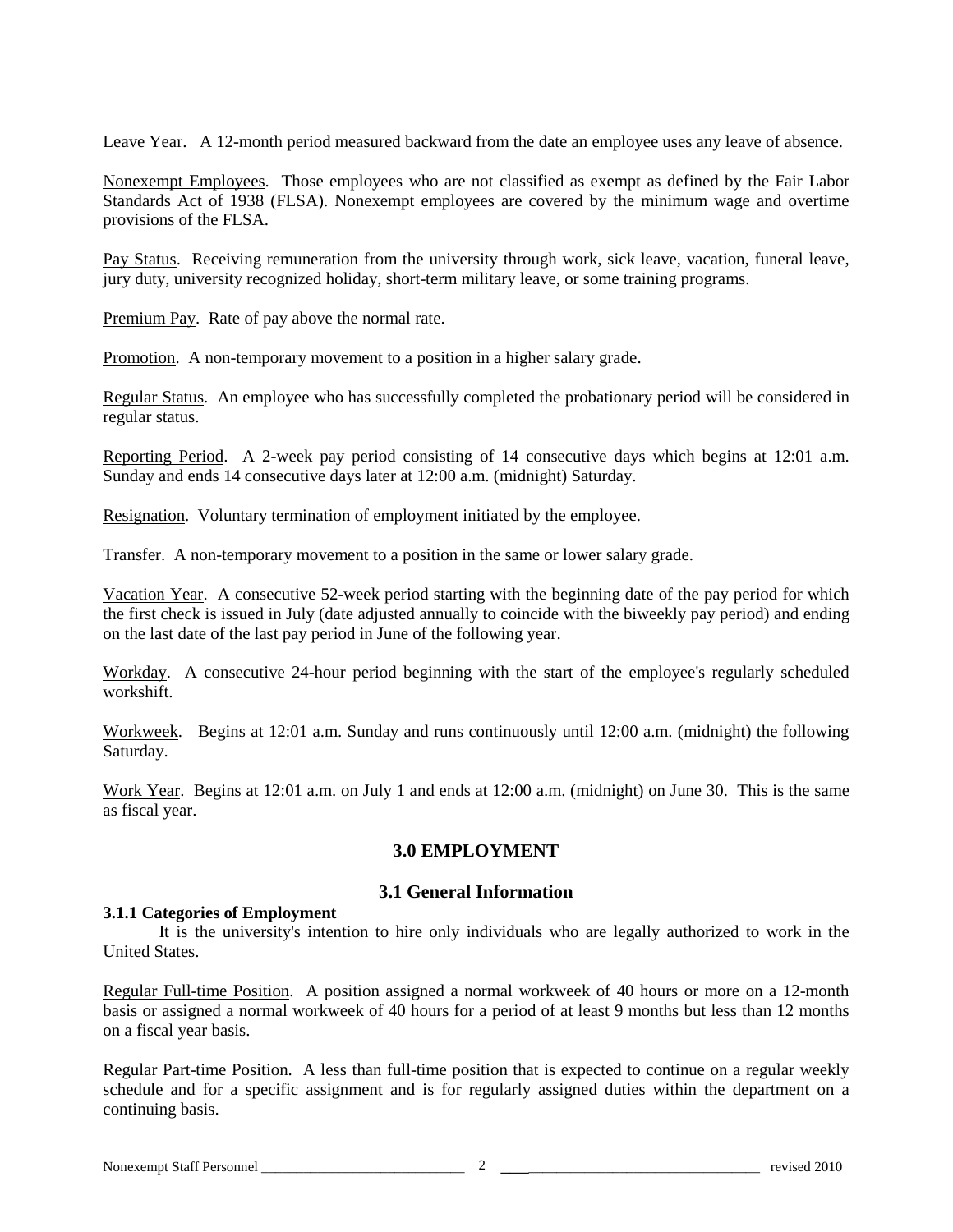Leave Year. A 12-month period measured backward from the date an employee uses any leave of absence.

Nonexempt Employees. Those employees who are not classified as exempt as defined by the Fair Labor Standards Act of 1938 (FLSA). Nonexempt employees are covered by the minimum wage and overtime provisions of the FLSA.

Pay Status. Receiving remuneration from the university through work, sick leave, vacation, funeral leave, jury duty, university recognized holiday, short-term military leave, or some training programs.

Premium Pay. Rate of pay above the normal rate.

Promotion. A non-temporary movement to a position in a higher salary grade.

Regular Status. An employee who has successfully completed the probationary period will be considered in regular status.

Reporting Period. A 2-week pay period consisting of 14 consecutive days which begins at 12:01 a.m. Sunday and ends 14 consecutive days later at 12:00 a.m. (midnight) Saturday.

Resignation. Voluntary termination of employment initiated by the employee.

Transfer. A non-temporary movement to a position in the same or lower salary grade.

Vacation Year. A consecutive 52-week period starting with the beginning date of the pay period for which the first check is issued in July (date adjusted annually to coincide with the biweekly pay period) and ending on the last date of the last pay period in June of the following year.

Workday. A consecutive 24-hour period beginning with the start of the employee's regularly scheduled workshift.

Workweek. Begins at 12:01 a.m. Sunday and runs continuously until 12:00 a.m. (midnight) the following Saturday.

Work Year. Begins at 12:01 a.m. on July 1 and ends at 12:00 a.m. (midnight) on June 30. This is the same as fiscal year.

## 3.0 EMPLOYMENT

### 3.1 General Information

**3.1.1 Categories of Employment**

It is the university's intention to hire only individuals who are legally authorized to work in the United States.

Regular Full-time Position. A position assigned a normal workweek of 40 hours or more on a 12-month basis or assigned a normal workweek of 40 hours for a period of at least 9 months but less than 12 months on a fiscal year basis.

Regular Part-time Position. A less than full-time position that is expected to continue on a regular weekly schedule and for a specific assignment and is for regularly assigned duties within the department on a continuing basis.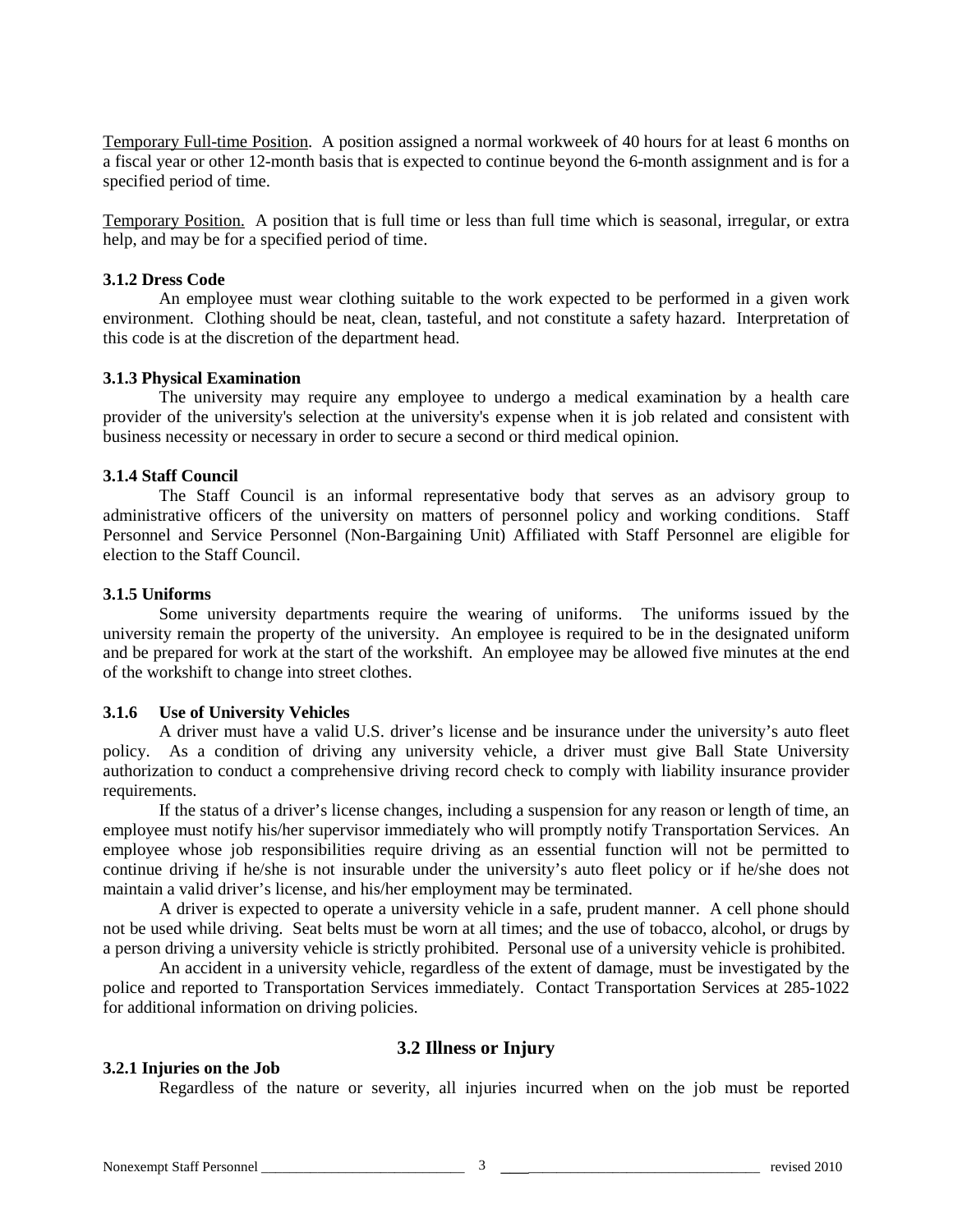Temporary Full-time Position. A position assigned a normal workweek of 40 hours for at least 6 months on a fiscal year or other 12-month basis that is expected to continue beyond the 6-month assignment and is for a specified period of time.

Temporary Position. A position that is full time or less than full time which is seasonal, irregular, or extra help, and may be for a specified period of time.

**3.1.2 Dress Code**

An employee must wear clothing suitable to the work expected to be performed in a given work environment. Clothing should be neat, clean, tasteful, and not constitute a safety hazard. Interpretation of this code is at the discretion of the department head.

**3.1.3 Physical Examination**

The university may require any employee to undergo a medical examination by a health care provider of the university's selection at the university's expense when it is job related and consistent with business necessity or necessary in order to secure a second or third medical opinion.

**3.1.4 Staff Council**

The Staff Council is an informal representative body that serves as an advisory group to administrative officers of the university on matters of personnel policy and working conditions. Staff Personnel and Service Personnel (Non-Bargaining Unit) Affiliated with Staff Personnel are eligible for election to the Staff Council.

**3.1.5 Uniforms**

Some university departments require the wearing of uniforms. The uniforms issued by the university remain the property of the university. An employee is required to be in the designated uniform and be prepared for work at the start of the workshift. An employee may be allowed five minutes at the end of the workshift to change into street clothes.

**3.1.6 Use of University Vehicles**

A driver must have a valid U.S. driver's license and be insurance under the university's auto fleet policy. As a condition of driving any university vehicle, a driver must give Ball State University authorization to conduct a comprehensive driving record check to comply with liability insurance provider requirements.

If the status of a driver's license changes, including a suspension for any reason or length of time, an employee must notify his/her supervisor immediately who will promptly notify Transportation Services. An employee whose job responsibilities require driving as an essential function will not be permitted to continue driving if he/she is not insurable under the university's auto fleet policy or if he/she does not maintain a valid driver's license, and his/her employment may be terminated.

A driver is expected to operate a university vehicle in a safe, prudent manner. A cell phone should not be used while driving. Seat belts must be worn at all times; and the use of tobacco, alcohol, or drugs by a person driving a university vehicle is strictly prohibited. Personal use of a university vehicle is prohibited.

An accident in a university vehicle, regardless of the extent of damage, must be investigated by the police and reported to Transportation Services immediately. Contact Transportation Services at 285-1022 for additional information on driving policies.

## 3.2 Illness or Injury

**3.2.1 Injuries on the Job**

Regardless of the nature or severity, all injuries incurred when on the job must be reported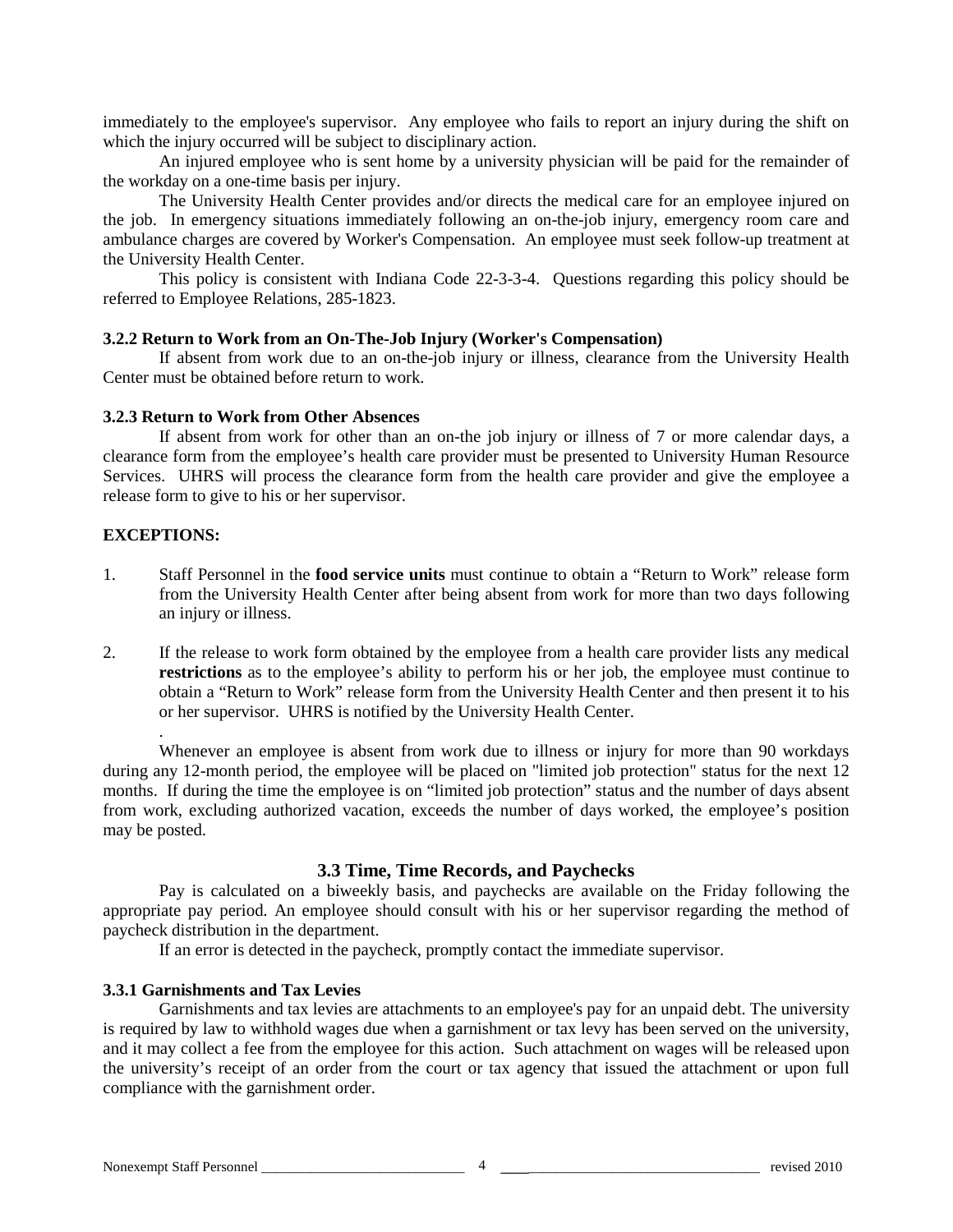immediately to the employee's supervisor. Any employee who fails to report an injury during the shift on which the injury occurred will be subject to disciplinary action.

An injured employee who is sent home by a university physician will be paid for the remainder of the workday on a one-time basis per injury.

The University Health Center provides and/or directs the medical care for an employee injured on the job. In emergency situations immediately following an on-the-job injury, emergency room care and ambulance charges are covered by Worker's Compensation. An employee must seek follow-up treatment at the University Health Center.

This policy is consistent with Indiana Code 22-3-3-4. Questions regarding this policy should be referred to Employee Relations, 285-1823.

#### 3.2.2 Return to Work from an On-The-Job Injury (Worker's Compensation)

If absent from work due to an on-the-job injury or illness, clearance from the University Health Center must be obtained before return to work.

#### 3.2.3 Return to Work from Other Absences

If absent from work for other than an on-the job injury or illness of 7 or more calendar days, a clearance form from the employee's health care provider must be presented to University Human Resource Services. UHRS will process the clearance form from the health care provider and give the employee a release form to give to his or her supervisor.

**EXCEPTIONS:**

1. Staff Personnel in the **food service units** must continue to obtain a "Return to Work" release form from the University Health Center after being absent from work for more than two days following an injury or illness.

2. If the release to work form obtained by the employee from a health care provider lists any medical **restrictions** as to the employee's ability to perform his or her job, the employee must continue to obtain a "Return to Work" release form from the University Health Center and then present it to his or her supervisor. UHRS is notified by the University Health Center.

.

Whenever an employee is absent from work due to illness or injury for more than 90 workdays during any 12-month period, the employee will be placed on "limited job protection" status for the next 12 months. If during the time the employee is on "limited job protection" status and the number of days absent from work, excluding authorized vacation, exceeds the number of days worked, the employee's position may be posted.

### 3.3 Time, Time Records, and Paychecks

Pay is calculated on a biweekly basis, and paychecks are available on the Friday following the appropriate pay period. An employee should consult with his or her supervisor regarding the method of paycheck distribution in the department.

If an error is detected in the paycheck, promptly contact the immediate supervisor.

#### 3.3.1 Garnishments and Tax Levies

Garnishments and tax levies are attachments to an employee's pay for an unpaid debt. The university is required by law to withhold wages due when a garnishment or tax levy has been served on the university, and it may collect a fee from the employee for this action. Such attachment on wages will be released upon the university's receipt of an order from the court or tax agency that issued the attachment or upon full compliance with the garnishment order.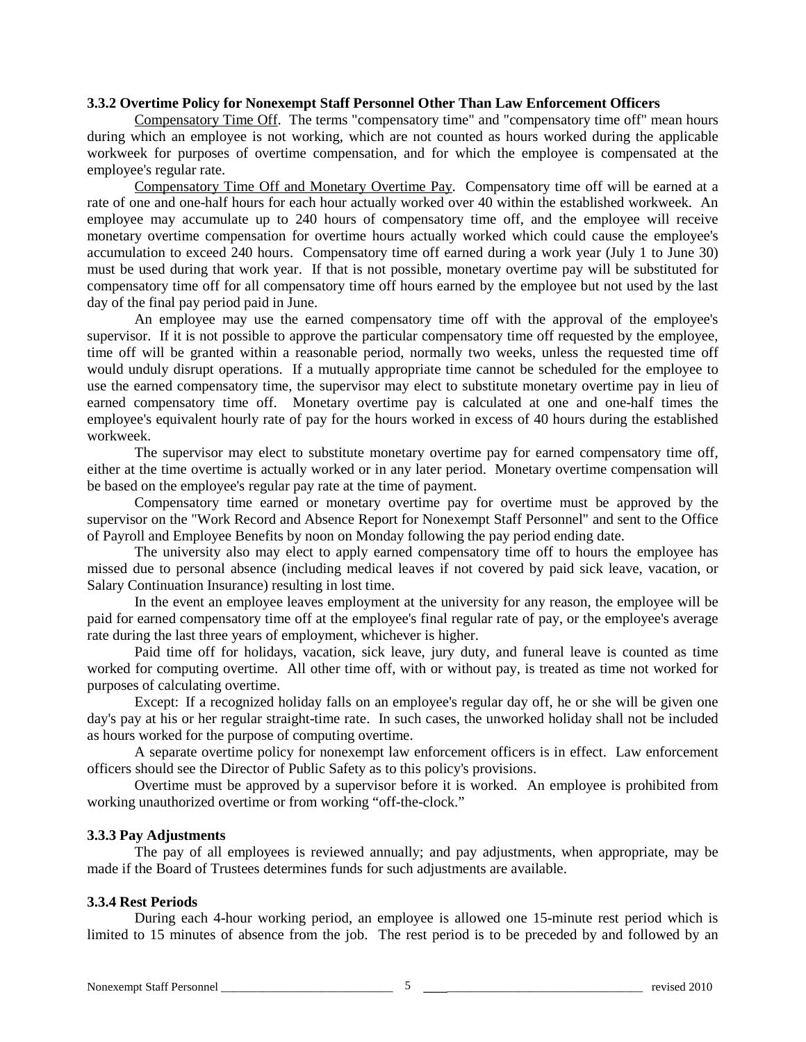### 3.3.2 Overtime Policy for Nonexempt Staff Personnel Other Than Law Enforcement Officers

Compensatory Time Off. The terms "compensatory time" and "compensatory time off" mean hours during which an employee is not working, which are not counted as hours worked during the applicable workweek for purposes of overtime compensation, and for which the employee is compensated at the employee's regular rate.

Compensatory Time Off and Monetary Overtime Pay. Compensatory time off will be earned at a rate of one and one-half hours for each hour actually worked over 40 within the established workweek. An employee may accumulate up to 240 hours of compensatory time off, and the employee will receive monetary overtime compensation for overtime hours actually worked which could cause the employee's accumulation to exceed 240 hours. Compensatory time off earned during a work year (July 1 to June 30) must be used during that work year. If that is not possible, monetary overtime pay will be substituted for compensatory time off for all compensatory time off hours earned by the employee but not used by the last day of the final pay period paid in June.

An employee may use the earned compensatory time off with the approval of the employee's supervisor. If it is not possible to approve the particular compensatory time off requested by the employee, time off will be granted within a reasonable period, normally two weeks, unless the requested time off would unduly disrupt operations. If a mutually appropriate time cannot be scheduled for the employee to use the earned compensatory time, the supervisor may elect to substitute monetary overtime pay in lieu of earned compensatory time off. Monetary overtime pay is calculated at one and one-half times the employee's equivalent hourly rate of pay for the hours worked in excess of 40 hours during the established workweek.

The supervisor may elect to substitute monetary overtime pay for earned compensatory time off, either at the time overtime is actually worked or in any later period. Monetary overtime compensation will be based on the employee's regular pay rate at the time of payment.

Compensatory time earned or monetary overtime pay for overtime must be approved by the supervisor on the "Work Record and Absence Report for Nonexempt Staff Personnel" and sent to the Office of Payroll and Employee Benefits by noon on Monday following the pay period ending date.

The university also may elect to apply earned compensatory time off to hours the employee has missed due to personal absence (including medical leaves if not covered by paid sick leave, vacation, or Salary Continuation Insurance) resulting in lost time.

In the event an employee leaves employment at the university for any reason, the employee will be paid for earned compensatory time off at the employee's final regular rate of pay, or the employee's average rate during the last three years of employment, whichever is higher.

Paid time off for holidays, vacation, sick leave, jury duty, and funeral leave is counted as time worked for computing overtime. All other time off, with or without pay, is treated as time not worked for purposes of calculating overtime.

Except: If a recognized holiday falls on an employee's regular day off, he or she will be given one day's pay at his or her regular straight-time rate. In such cases, the unworked holiday shall not be included as hours worked for the purpose of computing overtime.

A separate overtime policy for nonexempt law enforcement officers is in effect. Law enforcement officers should see the Director of Public Safety as to this policy's provisions.

Overtime must be approved by a supervisor before it is worked. An employee is prohibited from working unauthorized overtime or from working "off-the-clock."

### 3.3.3 Pay Adjustments

The pay of all employees is reviewed annually; and pay adjustments, when appropriate, may be made if the Board of Trustees determines funds for such adjustments are available.

### 3.3.4 Rest Periods

During each 4-hour working period, an employee is allowed one 15-minute rest period which is limited to 15 minutes of absence from the job. The rest period is to be preceded by and followed by an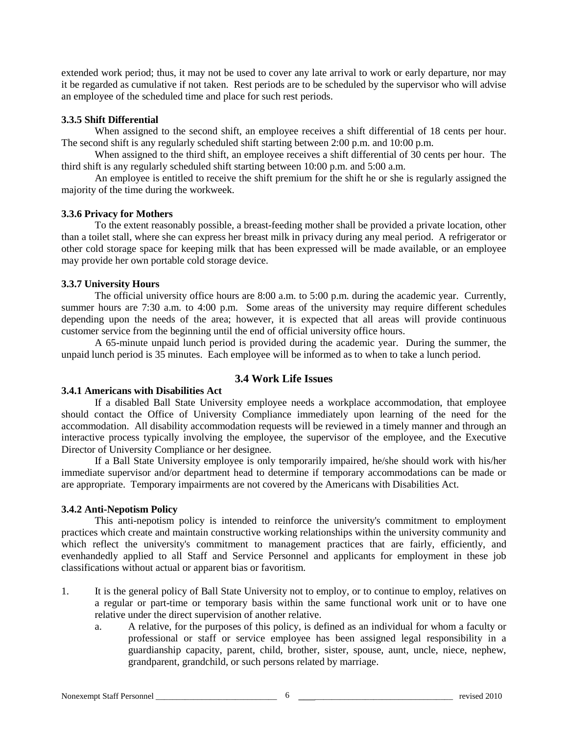extended work period; thus, it may not be used to cover any late arrival to work or early departure, nor may it be regarded as cumulative if not taken. Rest periods are to be scheduled by the supervisor who will advise an employee of the scheduled time and place for such rest periods.

**3.3.5 Shift Differential**

When assigned to the second shift, an employee receives a shift differential of 18 cents per hour. The second shift is any regularly scheduled shift starting between 2:00 p.m. and 10:00 p.m.

When assigned to the third shift, an employee receives a shift differential of 30 cents per hour. The third shift is any regularly scheduled shift starting between 10:00 p.m. and 5:00 a.m.

An employee is entitled to receive the shift premium for the shift he or she is regularly assigned the majority of the time during the workweek.

**3.3.6 Privacy for Mothers**

To the extent reasonably possible, a breast-feeding mother shall be provided a private location, other than a toilet stall, where she can express her breast milk in privacy during any meal period. A refrigerator or other cold storage space for keeping milk that has been expressed will be made available, or an employee may provide her own portable cold storage device.

**3.3.7 University Hours**

The official university office hours are 8:00 a.m. to 5:00 p.m. during the academic year. Currently, summer hours are 7:30 a.m. to 4:00 p.m. Some areas of the university may require different schedules depending upon the needs of the area; however, it is expected that all areas will provide continuous customer service from the beginning until the end of official university office hours.

A 65-minute unpaid lunch period is provided during the academic year. During the summer, the unpaid lunch period is 35 minutes. Each employee will be informed as to when to take a lunch period.

## 3.4 Work Life Issues

**3.4.1 Americans with Disabilities Act**

If a disabled Ball State University employee needs a workplace accommodation, that employee should contact the Office of University Compliance immediately upon learning of the need for the accommodation. All disability accommodation requests will be reviewed in a timely manner and through an interactive process typically involving the employee, the supervisor of the employee, and the Executive Director of University Compliance or her designee.

If a Ball State University employee is only temporarily impaired, he/she should work with his/her immediate supervisor and/or department head to determine if temporary accommodations can be made or are appropriate. Temporary impairments are not covered by the Americans with Disabilities Act.

**3.4.2 Anti-Nepotism Policy**

This anti-nepotism policy is intended to reinforce the university's commitment to employment practices which create and maintain constructive working relationships within the university community and which reflect the university's commitment to management practices that are fairly, efficiently, and evenhandedly applied to all Staff and Service Personnel and applicants for employment in these job classifications without actual or apparent bias or favoritism.

1. It is the general policy of Ball State University not to employ, or to continue to employ, relatives on a regular or part-time or temporary basis within the same functional work unit or to have one relative under the direct supervision of another relative.
   a. A relative, for the purposes of this policy, is defined as an individual for whom a faculty or professional or staff or service employee has been assigned legal responsibility in a guardianship capacity, parent, child, brother, sister, spouse, aunt, uncle, niece, nephew, grandparent, grandchild, or such persons related by marriage.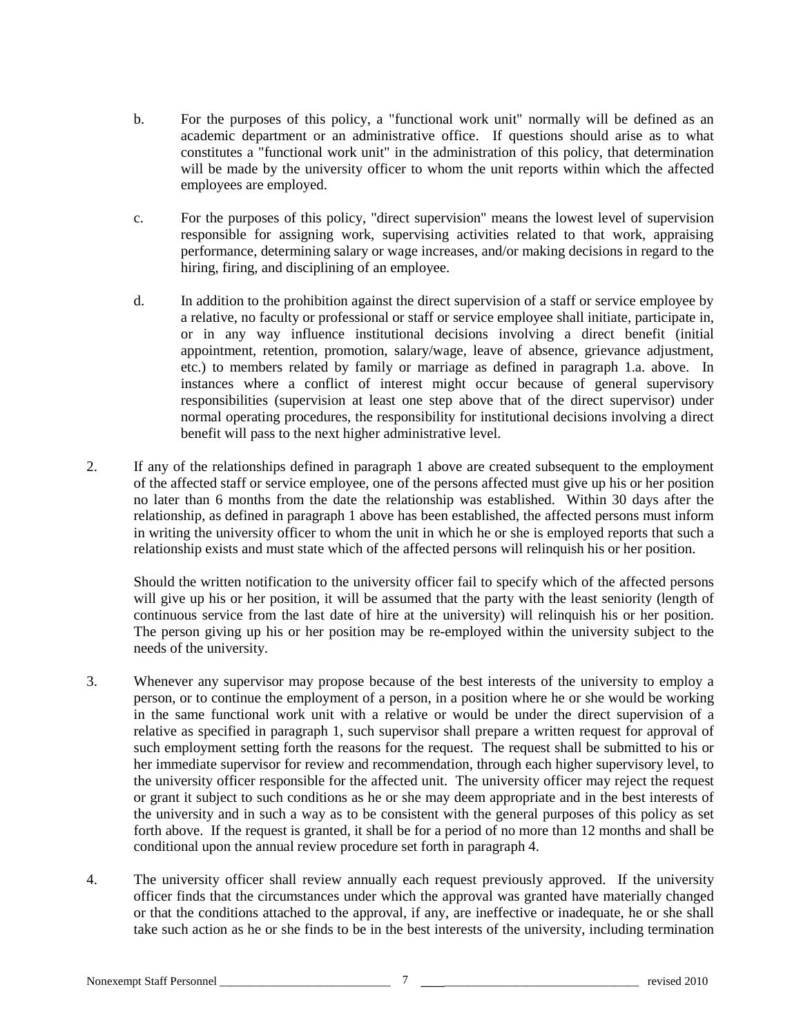b. For the purposes of this policy, a "functional work unit" normally will be defined as an academic department or an administrative office. If questions should arise as to what constitutes a "functional work unit" in the administration of this policy, that determination will be made by the university officer to whom the unit reports within which the affected employees are employed.

c. For the purposes of this policy, "direct supervision" means the lowest level of supervision responsible for assigning work, supervising activities related to that work, appraising performance, determining salary or wage increases, and/or making decisions in regard to the hiring, firing, and disciplining of an employee.

d. In addition to the prohibition against the direct supervision of a staff or service employee by a relative, no faculty or professional or staff or service employee shall initiate, participate in, or in any way influence institutional decisions involving a direct benefit (initial appointment, retention, promotion, salary/wage, leave of absence, grievance adjustment, etc.) to members related by family or marriage as defined in paragraph 1.a. above. In instances where a conflict of interest might occur because of general supervisory responsibilities (supervision at least one step above that of the direct supervisor) under normal operating procedures, the responsibility for institutional decisions involving a direct benefit will pass to the next higher administrative level.

2. If any of the relationships defined in paragraph 1 above are created subsequent to the employment of the affected staff or service employee, one of the persons affected must give up his or her position no later than 6 months from the date the relationship was established. Within 30 days after the relationship, as defined in paragraph 1 above has been established, the affected persons must inform in writing the university officer to whom the unit in which he or she is employed reports that such a relationship exists and must state which of the affected persons will relinquish his or her position.

   Should the written notification to the university officer fail to specify which of the affected persons will give up his or her position, it will be assumed that the party with the least seniority (length of continuous service from the last date of hire at the university) will relinquish his or her position. The person giving up his or her position may be re-employed within the university subject to the needs of the university.

3. Whenever any supervisor may propose because of the best interests of the university to employ a person, or to continue the employment of a person, in a position where he or she would be working in the same functional work unit with a relative or would be under the direct supervision of a relative as specified in paragraph 1, such supervisor shall prepare a written request for approval of such employment setting forth the reasons for the request. The request shall be submitted to his or her immediate supervisor for review and recommendation, through each higher supervisory level, to the university officer responsible for the affected unit. The university officer may reject the request or grant it subject to such conditions as he or she may deem appropriate and in the best interests of the university and in such a way as to be consistent with the general purposes of this policy as set forth above. If the request is granted, it shall be for a period of no more than 12 months and shall be conditional upon the annual review procedure set forth in paragraph 4.

4. The university officer shall review annually each request previously approved. If the university officer finds that the circumstances under which the approval was granted have materially changed or that the conditions attached to the approval, if any, are ineffective or inadequate, he or she shall take such action as he or she finds to be in the best interests of the university, including termination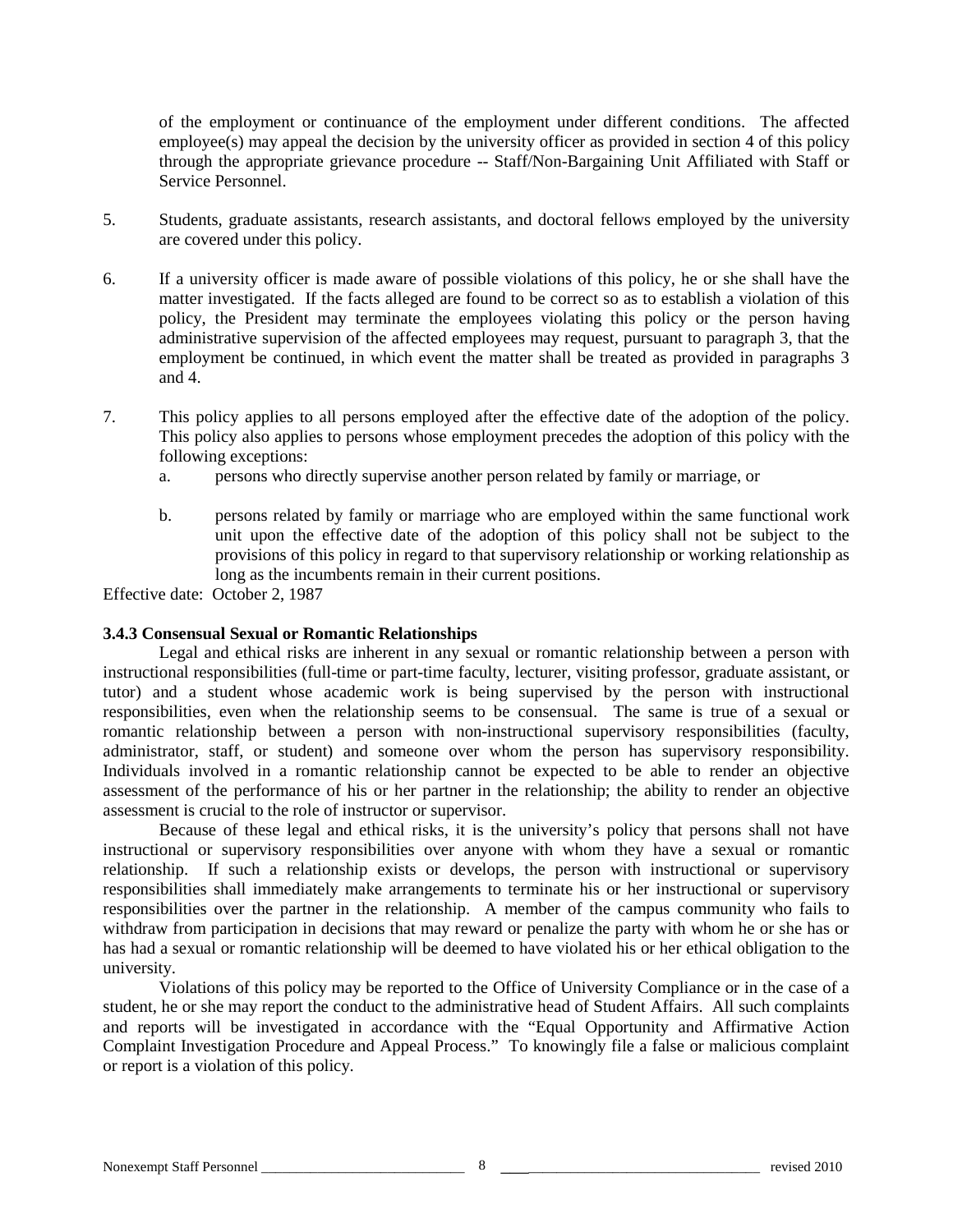of the employment or continuance of the employment under different conditions. The affected employee(s) may appeal the decision by the university officer as provided in section 4 of this policy through the appropriate grievance procedure -- Staff/Non-Bargaining Unit Affiliated with Staff or Service Personnel.

5. Students, graduate assistants, research assistants, and doctoral fellows employed by the university are covered under this policy.

6. If a university officer is made aware of possible violations of this policy, he or she shall have the matter investigated. If the facts alleged are found to be correct so as to establish a violation of this policy, the President may terminate the employees violating this policy or the person having administrative supervision of the affected employees may request, pursuant to paragraph 3, that the employment be continued, in which event the matter shall be treated as provided in paragraphs 3 and 4.

7. This policy applies to all persons employed after the effective date of the adoption of the policy. This policy also applies to persons whose employment precedes the adoption of this policy with the following exceptions:
   a. persons who directly supervise another person related by family or marriage, or

   b. persons related by family or marriage who are employed within the same functional work unit upon the effective date of the adoption of this policy shall not be subject to the provisions of this policy in regard to that supervisory relationship or working relationship as long as the incumbents remain in their current positions.

Effective date: October 2, 1987

**3.4.3 Consensual Sexual or Romantic Relationships**

Legal and ethical risks are inherent in any sexual or romantic relationship between a person with instructional responsibilities (full-time or part-time faculty, lecturer, visiting professor, graduate assistant, or tutor) and a student whose academic work is being supervised by the person with instructional responsibilities, even when the relationship seems to be consensual. The same is true of a sexual or romantic relationship between a person with non-instructional supervisory responsibilities (faculty, administrator, staff, or student) and someone over whom the person has supervisory responsibility. Individuals involved in a romantic relationship cannot be expected to be able to render an objective assessment of the performance of his or her partner in the relationship; the ability to render an objective assessment is crucial to the role of instructor or supervisor.

Because of these legal and ethical risks, it is the university's policy that persons shall not have instructional or supervisory responsibilities over anyone with whom they have a sexual or romantic relationship. If such a relationship exists or develops, the person with instructional or supervisory responsibilities shall immediately make arrangements to terminate his or her instructional or supervisory responsibilities over the partner in the relationship. A member of the campus community who fails to withdraw from participation in decisions that may reward or penalize the party with whom he or she has or has had a sexual or romantic relationship will be deemed to have violated his or her ethical obligation to the university.

Violations of this policy may be reported to the Office of University Compliance or in the case of a student, he or she may report the conduct to the administrative head of Student Affairs. All such complaints and reports will be investigated in accordance with the "Equal Opportunity and Affirmative Action Complaint Investigation Procedure and Appeal Process." To knowingly file a false or malicious complaint or report is a violation of this policy.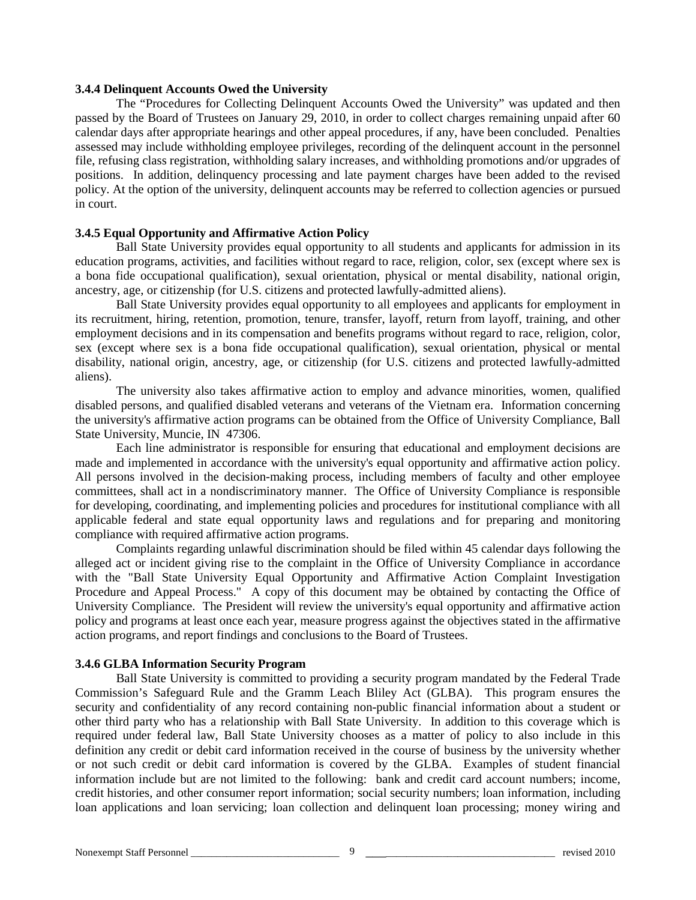### 3.4.4 Delinquent Accounts Owed the University

The "Procedures for Collecting Delinquent Accounts Owed the University" was updated and then passed by the Board of Trustees on January 29, 2010, in order to collect charges remaining unpaid after 60 calendar days after appropriate hearings and other appeal procedures, if any, have been concluded. Penalties assessed may include withholding employee privileges, recording of the delinquent account in the personnel file, refusing class registration, withholding salary increases, and withholding promotions and/or upgrades of positions. In addition, delinquency processing and late payment charges have been added to the revised policy. At the option of the university, delinquent accounts may be referred to collection agencies or pursued in court.

### 3.4.5 Equal Opportunity and Affirmative Action Policy

Ball State University provides equal opportunity to all students and applicants for admission in its education programs, activities, and facilities without regard to race, religion, color, sex (except where sex is a bona fide occupational qualification), sexual orientation, physical or mental disability, national origin, ancestry, age, or citizenship (for U.S. citizens and protected lawfully-admitted aliens).

Ball State University provides equal opportunity to all employees and applicants for employment in its recruitment, hiring, retention, promotion, tenure, transfer, layoff, return from layoff, training, and other employment decisions and in its compensation and benefits programs without regard to race, religion, color, sex (except where sex is a bona fide occupational qualification), sexual orientation, physical or mental disability, national origin, ancestry, age, or citizenship (for U.S. citizens and protected lawfully-admitted aliens).

The university also takes affirmative action to employ and advance minorities, women, qualified disabled persons, and qualified disabled veterans and veterans of the Vietnam era. Information concerning the university's affirmative action programs can be obtained from the Office of University Compliance, Ball State University, Muncie, IN 47306.

Each line administrator is responsible for ensuring that educational and employment decisions are made and implemented in accordance with the university's equal opportunity and affirmative action policy. All persons involved in the decision-making process, including members of faculty and other employee committees, shall act in a nondiscriminatory manner. The Office of University Compliance is responsible for developing, coordinating, and implementing policies and procedures for institutional compliance with all applicable federal and state equal opportunity laws and regulations and for preparing and monitoring compliance with required affirmative action programs.

Complaints regarding unlawful discrimination should be filed within 45 calendar days following the alleged act or incident giving rise to the complaint in the Office of University Compliance in accordance with the "Ball State University Equal Opportunity and Affirmative Action Complaint Investigation Procedure and Appeal Process." A copy of this document may be obtained by contacting the Office of University Compliance. The President will review the university's equal opportunity and affirmative action policy and programs at least once each year, measure progress against the objectives stated in the affirmative action programs, and report findings and conclusions to the Board of Trustees.

### 3.4.6 GLBA Information Security Program

Ball State University is committed to providing a security program mandated by the Federal Trade Commission's Safeguard Rule and the Gramm Leach Bliley Act (GLBA). This program ensures the security and confidentiality of any record containing non-public financial information about a student or other third party who has a relationship with Ball State University. In addition to this coverage which is required under federal law, Ball State University chooses as a matter of policy to also include in this definition any credit or debit card information received in the course of business by the university whether or not such credit or debit card information is covered by the GLBA. Examples of student financial information include but are not limited to the following: bank and credit card account numbers; income, credit histories, and other consumer report information; social security numbers; loan information, including loan applications and loan servicing; loan collection and delinquent loan processing; money wiring and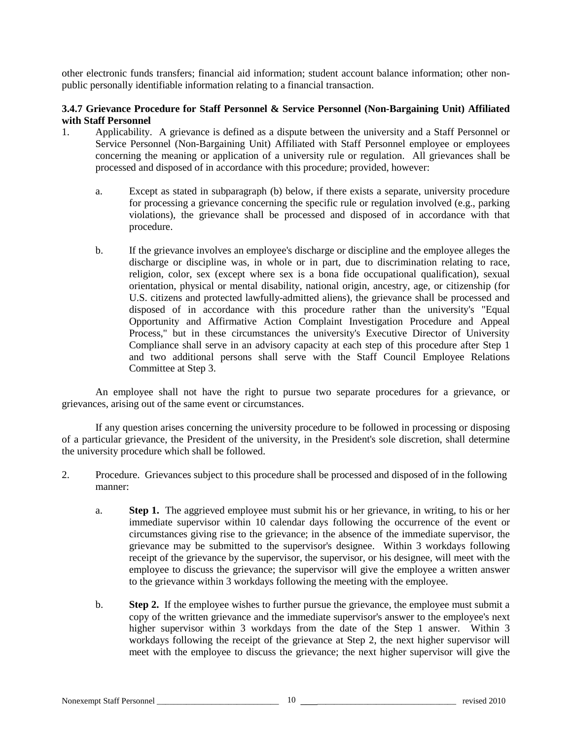other electronic funds transfers; financial aid information; student account balance information; other non-public personally identifiable information relating to a financial transaction.

### 3.4.7 Grievance Procedure for Staff Personnel & Service Personnel (Non-Bargaining Unit) Affiliated with Staff Personnel

1. Applicability. A grievance is defined as a dispute between the university and a Staff Personnel or Service Personnel (Non-Bargaining Unit) Affiliated with Staff Personnel employee or employees concerning the meaning or application of a university rule or regulation. All grievances shall be processed and disposed of in accordance with this procedure; provided, however:

   a. Except as stated in subparagraph (b) below, if there exists a separate, university procedure for processing a grievance concerning the specific rule or regulation involved (e.g., parking violations), the grievance shall be processed and disposed of in accordance with that procedure.

   b. If the grievance involves an employee's discharge or discipline and the employee alleges the discharge or discipline was, in whole or in part, due to discrimination relating to race, religion, color, sex (except where sex is a bona fide occupational qualification), sexual orientation, physical or mental disability, national origin, ancestry, age, or citizenship (for U.S. citizens and protected lawfully-admitted aliens), the grievance shall be processed and disposed of in accordance with this procedure rather than the university's "Equal Opportunity and Affirmative Action Complaint Investigation Procedure and Appeal Process," but in these circumstances the university's Executive Director of University Compliance shall serve in an advisory capacity at each step of this procedure after Step 1 and two additional persons shall serve with the Staff Council Employee Relations Committee at Step 3.

An employee shall not have the right to pursue two separate procedures for a grievance, or grievances, arising out of the same event or circumstances.

If any question arises concerning the university procedure to be followed in processing or disposing of a particular grievance, the President of the university, in the President's sole discretion, shall determine the university procedure which shall be followed.

2. Procedure. Grievances subject to this procedure shall be processed and disposed of in the following manner:

   a. **Step 1.** The aggrieved employee must submit his or her grievance, in writing, to his or her immediate supervisor within 10 calendar days following the occurrence of the event or circumstances giving rise to the grievance; in the absence of the immediate supervisor, the grievance may be submitted to the supervisor's designee. Within 3 workdays following receipt of the grievance by the supervisor, the supervisor, or his designee, will meet with the employee to discuss the grievance; the supervisor will give the employee a written answer to the grievance within 3 workdays following the meeting with the employee.

   b. **Step 2.** If the employee wishes to further pursue the grievance, the employee must submit a copy of the written grievance and the immediate supervisor's answer to the employee's next higher supervisor within 3 workdays from the date of the Step 1 answer. Within 3 workdays following the receipt of the grievance at Step 2, the next higher supervisor will meet with the employee to discuss the grievance; the next higher supervisor will give the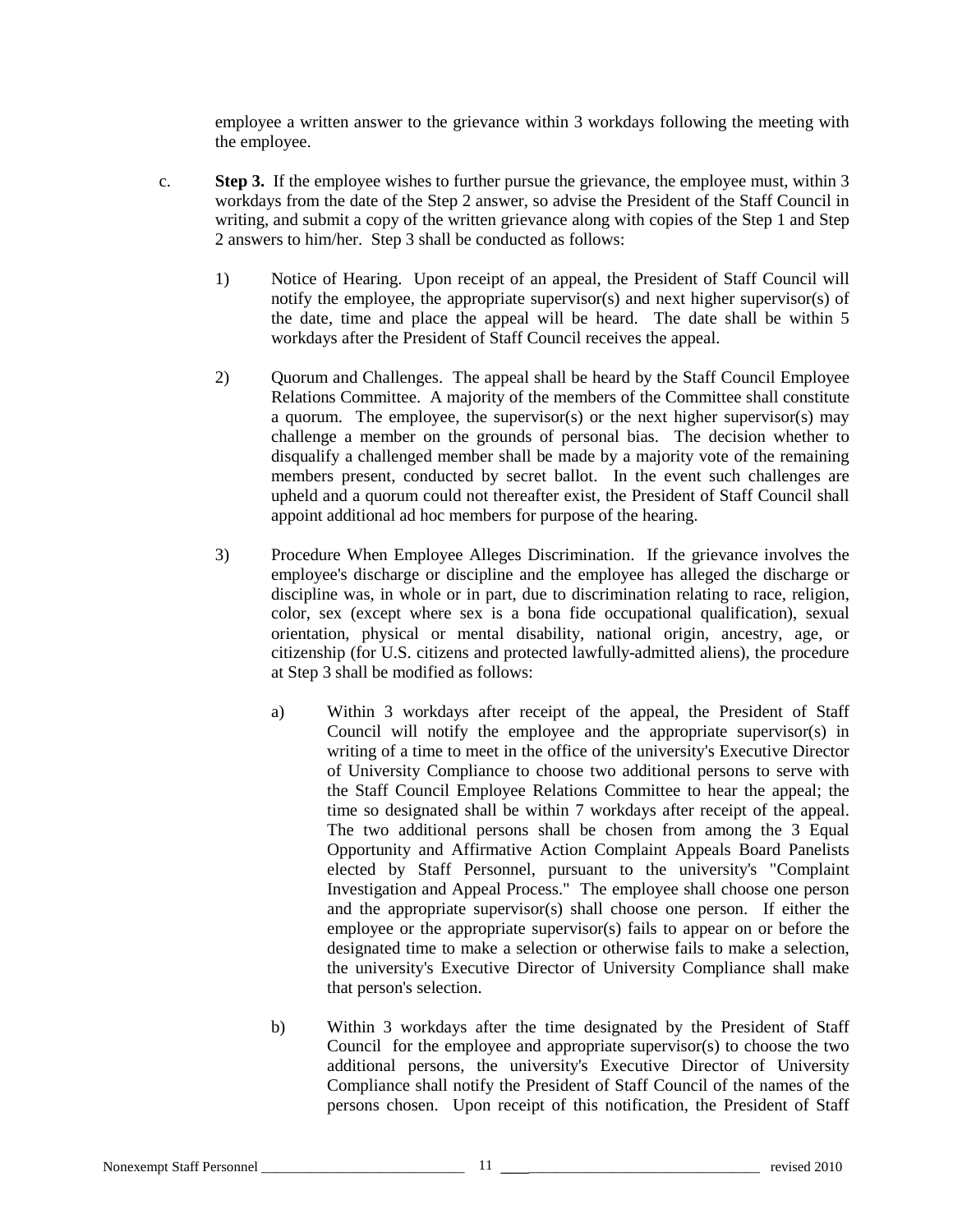employee a written answer to the grievance within 3 workdays following the meeting with the employee.

c. **Step 3.** If the employee wishes to further pursue the grievance, the employee must, within 3 workdays from the date of the Step 2 answer, so advise the President of the Staff Council in writing, and submit a copy of the written grievance along with copies of the Step 1 and Step 2 answers to him/her. Step 3 shall be conducted as follows:

   1) Notice of Hearing. Upon receipt of an appeal, the President of Staff Council will notify the employee, the appropriate supervisor(s) and next higher supervisor(s) of the date, time and place the appeal will be heard. The date shall be within 5 workdays after the President of Staff Council receives the appeal.

   2) Quorum and Challenges. The appeal shall be heard by the Staff Council Employee Relations Committee. A majority of the members of the Committee shall constitute a quorum. The employee, the supervisor(s) or the next higher supervisor(s) may challenge a member on the grounds of personal bias. The decision whether to disqualify a challenged member shall be made by a majority vote of the remaining members present, conducted by secret ballot. In the event such challenges are upheld and a quorum could not thereafter exist, the President of Staff Council shall appoint additional ad hoc members for purpose of the hearing.

   3) Procedure When Employee Alleges Discrimination. If the grievance involves the employee's discharge or discipline and the employee has alleged the discharge or discipline was, in whole or in part, due to discrimination relating to race, religion, color, sex (except where sex is a bona fide occupational qualification), sexual orientation, physical or mental disability, national origin, ancestry, age, or citizenship (for U.S. citizens and protected lawfully-admitted aliens), the procedure at Step 3 shall be modified as follows:

      a) Within 3 workdays after receipt of the appeal, the President of Staff Council will notify the employee and the appropriate supervisor(s) in writing of a time to meet in the office of the university's Executive Director of University Compliance to choose two additional persons to serve with the Staff Council Employee Relations Committee to hear the appeal; the time so designated shall be within 7 workdays after receipt of the appeal. The two additional persons shall be chosen from among the 3 Equal Opportunity and Affirmative Action Complaint Appeals Board Panelists elected by Staff Personnel, pursuant to the university's "Complaint Investigation and Appeal Process." The employee shall choose one person and the appropriate supervisor(s) shall choose one person. If either the employee or the appropriate supervisor(s) fails to appear on or before the designated time to make a selection or otherwise fails to make a selection, the university's Executive Director of University Compliance shall make that person's selection.

      b) Within 3 workdays after the time designated by the President of Staff Council for the employee and appropriate supervisor(s) to choose the two additional persons, the university's Executive Director of University Compliance shall notify the President of Staff Council of the names of the persons chosen. Upon receipt of this notification, the President of Staff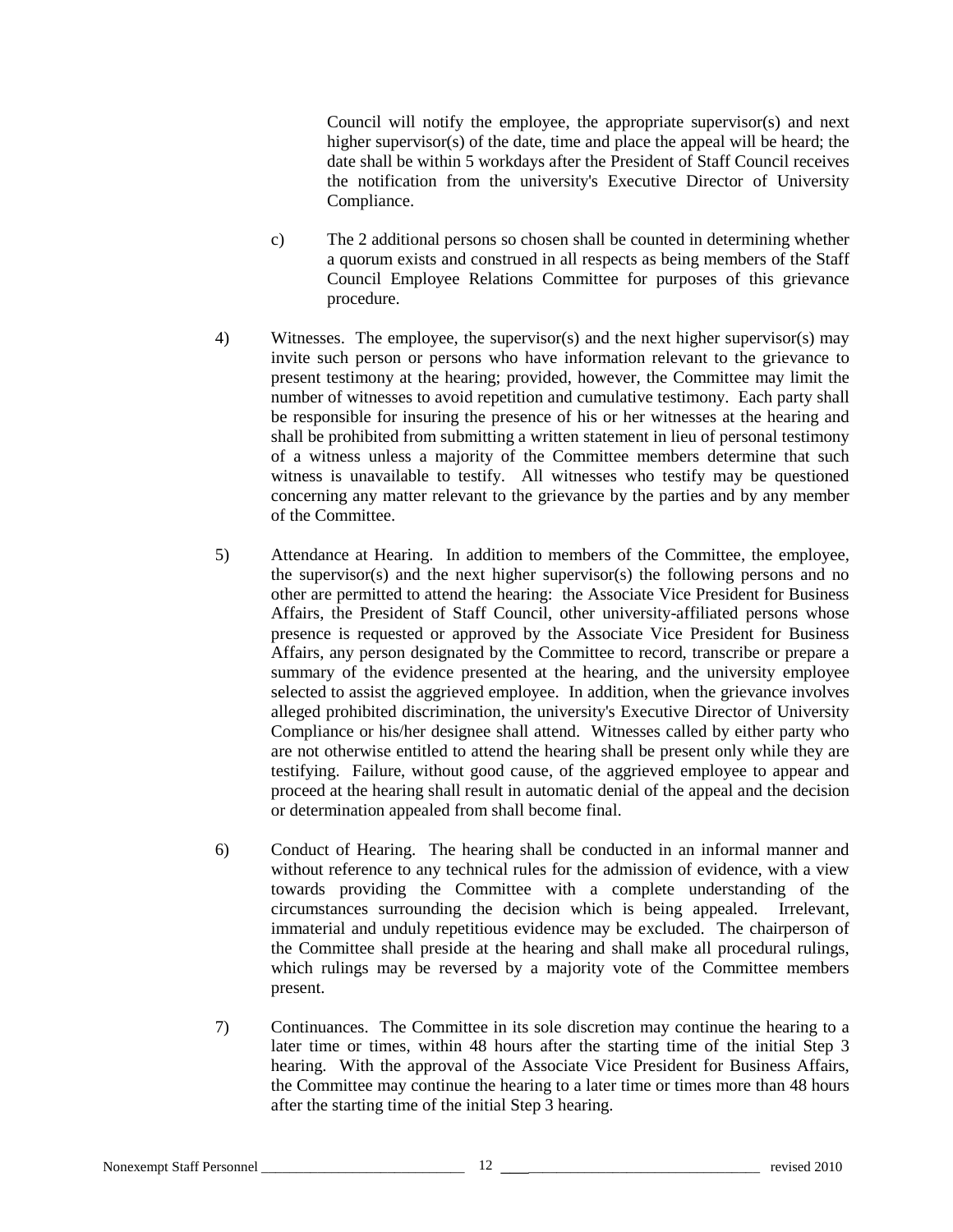Council will notify the employee, the appropriate supervisor(s) and next higher supervisor(s) of the date, time and place the appeal will be heard; the date shall be within 5 workdays after the President of Staff Council receives the notification from the university's Executive Director of University Compliance.

c) The 2 additional persons so chosen shall be counted in determining whether a quorum exists and construed in all respects as being members of the Staff Council Employee Relations Committee for purposes of this grievance procedure.

4) Witnesses. The employee, the supervisor(s) and the next higher supervisor(s) may invite such person or persons who have information relevant to the grievance to present testimony at the hearing; provided, however, the Committee may limit the number of witnesses to avoid repetition and cumulative testimony. Each party shall be responsible for insuring the presence of his or her witnesses at the hearing and shall be prohibited from submitting a written statement in lieu of personal testimony of a witness unless a majority of the Committee members determine that such witness is unavailable to testify. All witnesses who testify may be questioned concerning any matter relevant to the grievance by the parties and by any member of the Committee.

5) Attendance at Hearing. In addition to members of the Committee, the employee, the supervisor(s) and the next higher supervisor(s) the following persons and no other are permitted to attend the hearing: the Associate Vice President for Business Affairs, the President of Staff Council, other university-affiliated persons whose presence is requested or approved by the Associate Vice President for Business Affairs, any person designated by the Committee to record, transcribe or prepare a summary of the evidence presented at the hearing, and the university employee selected to assist the aggrieved employee. In addition, when the grievance involves alleged prohibited discrimination, the university's Executive Director of University Compliance or his/her designee shall attend. Witnesses called by either party who are not otherwise entitled to attend the hearing shall be present only while they are testifying. Failure, without good cause, of the aggrieved employee to appear and proceed at the hearing shall result in automatic denial of the appeal and the decision or determination appealed from shall become final.

6) Conduct of Hearing. The hearing shall be conducted in an informal manner and without reference to any technical rules for the admission of evidence, with a view towards providing the Committee with a complete understanding of the circumstances surrounding the decision which is being appealed. Irrelevant, immaterial and unduly repetitious evidence may be excluded. The chairperson of the Committee shall preside at the hearing and shall make all procedural rulings, which rulings may be reversed by a majority vote of the Committee members present.

7) Continuances. The Committee in its sole discretion may continue the hearing to a later time or times, within 48 hours after the starting time of the initial Step 3 hearing. With the approval of the Associate Vice President for Business Affairs, the Committee may continue the hearing to a later time or times more than 48 hours after the starting time of the initial Step 3 hearing.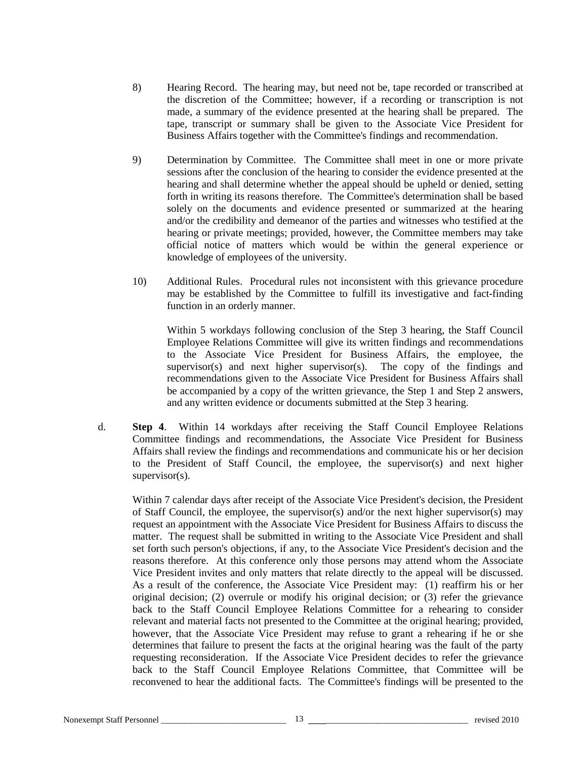8) Hearing Record. The hearing may, but need not be, tape recorded or transcribed at the discretion of the Committee; however, if a recording or transcription is not made, a summary of the evidence presented at the hearing shall be prepared. The tape, transcript or summary shall be given to the Associate Vice President for Business Affairs together with the Committee's findings and recommendation.

9) Determination by Committee. The Committee shall meet in one or more private sessions after the conclusion of the hearing to consider the evidence presented at the hearing and shall determine whether the appeal should be upheld or denied, setting forth in writing its reasons therefore. The Committee's determination shall be based solely on the documents and evidence presented or summarized at the hearing and/or the credibility and demeanor of the parties and witnesses who testified at the hearing or private meetings; provided, however, the Committee members may take official notice of matters which would be within the general experience or knowledge of employees of the university.

10) Additional Rules. Procedural rules not inconsistent with this grievance procedure may be established by the Committee to fulfill its investigative and fact-finding function in an orderly manner.

Within 5 workdays following conclusion of the Step 3 hearing, the Staff Council Employee Relations Committee will give its written findings and recommendations to the Associate Vice President for Business Affairs, the employee, the supervisor(s) and next higher supervisor(s). The copy of the findings and recommendations given to the Associate Vice President for Business Affairs shall be accompanied by a copy of the written grievance, the Step 1 and Step 2 answers, and any written evidence or documents submitted at the Step 3 hearing.

d. **Step 4**. Within 14 workdays after receiving the Staff Council Employee Relations Committee findings and recommendations, the Associate Vice President for Business Affairs shall review the findings and recommendations and communicate his or her decision to the President of Staff Council, the employee, the supervisor(s) and next higher supervisor(s).

Within 7 calendar days after receipt of the Associate Vice President's decision, the President of Staff Council, the employee, the supervisor(s) and/or the next higher supervisor(s) may request an appointment with the Associate Vice President for Business Affairs to discuss the matter. The request shall be submitted in writing to the Associate Vice President and shall set forth such person's objections, if any, to the Associate Vice President's decision and the reasons therefore. At this conference only those persons may attend whom the Associate Vice President invites and only matters that relate directly to the appeal will be discussed. As a result of the conference, the Associate Vice President may: (1) reaffirm his or her original decision; (2) overrule or modify his original decision; or (3) refer the grievance back to the Staff Council Employee Relations Committee for a rehearing to consider relevant and material facts not presented to the Committee at the original hearing; provided, however, that the Associate Vice President may refuse to grant a rehearing if he or she determines that failure to present the facts at the original hearing was the fault of the party requesting reconsideration. If the Associate Vice President decides to refer the grievance back to the Staff Council Employee Relations Committee, that Committee will be reconvened to hear the additional facts. The Committee's findings will be presented to the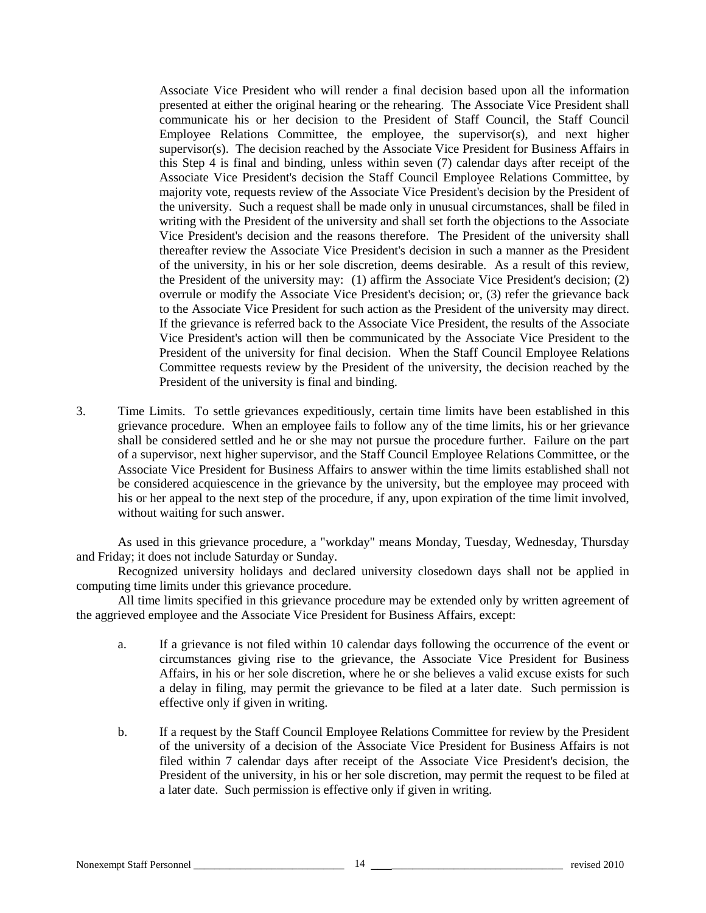Associate Vice President who will render a final decision based upon all the information presented at either the original hearing or the rehearing. The Associate Vice President shall communicate his or her decision to the President of Staff Council, the Staff Council Employee Relations Committee, the employee, the supervisor(s), and next higher supervisor(s). The decision reached by the Associate Vice President for Business Affairs in this Step 4 is final and binding, unless within seven (7) calendar days after receipt of the Associate Vice President's decision the Staff Council Employee Relations Committee, by majority vote, requests review of the Associate Vice President's decision by the President of the university. Such a request shall be made only in unusual circumstances, shall be filed in writing with the President of the university and shall set forth the objections to the Associate Vice President's decision and the reasons therefore. The President of the university shall thereafter review the Associate Vice President's decision in such a manner as the President of the university, in his or her sole discretion, deems desirable. As a result of this review, the President of the university may: (1) affirm the Associate Vice President's decision; (2) overrule or modify the Associate Vice President's decision; or, (3) refer the grievance back to the Associate Vice President for such action as the President of the university may direct. If the grievance is referred back to the Associate Vice President, the results of the Associate Vice President's action will then be communicated by the Associate Vice President to the President of the university for final decision. When the Staff Council Employee Relations Committee requests review by the President of the university, the decision reached by the President of the university is final and binding.

3. Time Limits. To settle grievances expeditiously, certain time limits have been established in this grievance procedure. When an employee fails to follow any of the time limits, his or her grievance shall be considered settled and he or she may not pursue the procedure further. Failure on the part of a supervisor, next higher supervisor, and the Staff Council Employee Relations Committee, or the Associate Vice President for Business Affairs to answer within the time limits established shall not be considered acquiescence in the grievance by the university, but the employee may proceed with his or her appeal to the next step of the procedure, if any, upon expiration of the time limit involved, without waiting for such answer.

As used in this grievance procedure, a "workday" means Monday, Tuesday, Wednesday, Thursday and Friday; it does not include Saturday or Sunday.

Recognized university holidays and declared university closedown days shall not be applied in computing time limits under this grievance procedure.

All time limits specified in this grievance procedure may be extended only by written agreement of the aggrieved employee and the Associate Vice President for Business Affairs, except:

a. If a grievance is not filed within 10 calendar days following the occurrence of the event or circumstances giving rise to the grievance, the Associate Vice President for Business Affairs, in his or her sole discretion, where he or she believes a valid excuse exists for such a delay in filing, may permit the grievance to be filed at a later date. Such permission is effective only if given in writing.

b. If a request by the Staff Council Employee Relations Committee for review by the President of the university of a decision of the Associate Vice President for Business Affairs is not filed within 7 calendar days after receipt of the Associate Vice President's decision, the President of the university, in his or her sole discretion, may permit the request to be filed at a later date. Such permission is effective only if given in writing.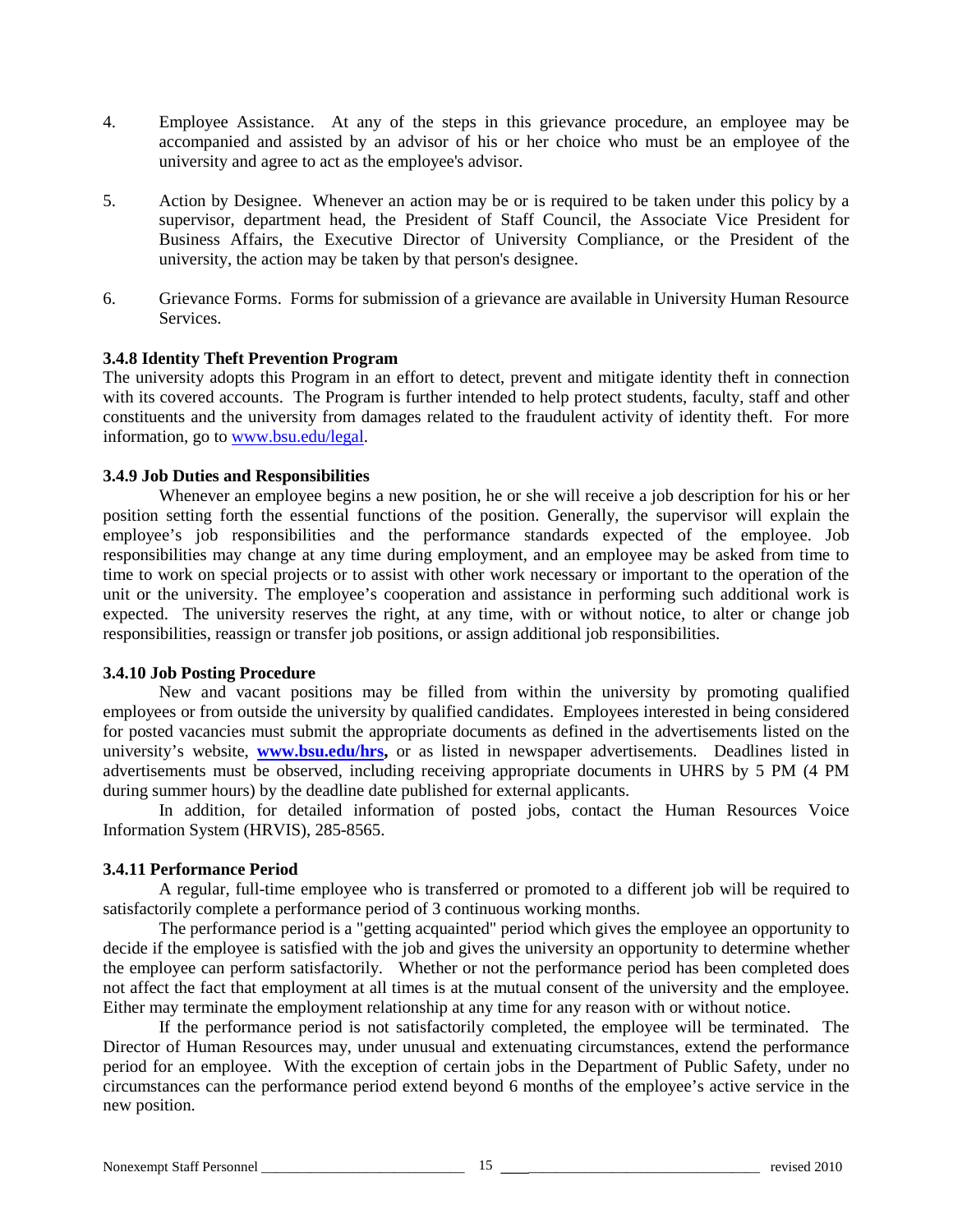4. Employee Assistance. At any of the steps in this grievance procedure, an employee may be accompanied and assisted by an advisor of his or her choice who must be an employee of the university and agree to act as the employee's advisor.

5. Action by Designee. Whenever an action may be or is required to be taken under this policy by a supervisor, department head, the President of Staff Council, the Associate Vice President for Business Affairs, the Executive Director of University Compliance, or the President of the university, the action may be taken by that person's designee.

6. Grievance Forms. Forms for submission of a grievance are available in University Human Resource Services.

### 3.4.8 Identity Theft Prevention Program

The university adopts this Program in an effort to detect, prevent and mitigate identity theft in connection with its covered accounts. The Program is further intended to help protect students, faculty, staff and other constituents and the university from damages related to the fraudulent activity of identity theft. For more information, go to www.bsu.edu/legal.

### 3.4.9 Job Duties and Responsibilities

Whenever an employee begins a new position, he or she will receive a job description for his or her position setting forth the essential functions of the position. Generally, the supervisor will explain the employee's job responsibilities and the performance standards expected of the employee. Job responsibilities may change at any time during employment, and an employee may be asked from time to time to work on special projects or to assist with other work necessary or important to the operation of the unit or the university. The employee's cooperation and assistance in performing such additional work is expected. The university reserves the right, at any time, with or without notice, to alter or change job responsibilities, reassign or transfer job positions, or assign additional job responsibilities.

### 3.4.10 Job Posting Procedure

New and vacant positions may be filled from within the university by promoting qualified employees or from outside the university by qualified candidates. Employees interested in being considered for posted vacancies must submit the appropriate documents as defined in the advertisements listed on the university's website, **www.bsu.edu/hrs,** or as listed in newspaper advertisements. Deadlines listed in advertisements must be observed, including receiving appropriate documents in UHRS by 5 PM (4 PM during summer hours) by the deadline date published for external applicants.

In addition, for detailed information of posted jobs, contact the Human Resources Voice Information System (HRVIS), 285-8565.

### 3.4.11 Performance Period

A regular, full-time employee who is transferred or promoted to a different job will be required to satisfactorily complete a performance period of 3 continuous working months.

The performance period is a "getting acquainted" period which gives the employee an opportunity to decide if the employee is satisfied with the job and gives the university an opportunity to determine whether the employee can perform satisfactorily. Whether or not the performance period has been completed does not affect the fact that employment at all times is at the mutual consent of the university and the employee. Either may terminate the employment relationship at any time for any reason with or without notice.

If the performance period is not satisfactorily completed, the employee will be terminated. The Director of Human Resources may, under unusual and extenuating circumstances, extend the performance period for an employee. With the exception of certain jobs in the Department of Public Safety, under no circumstances can the performance period extend beyond 6 months of the employee's active service in the new position.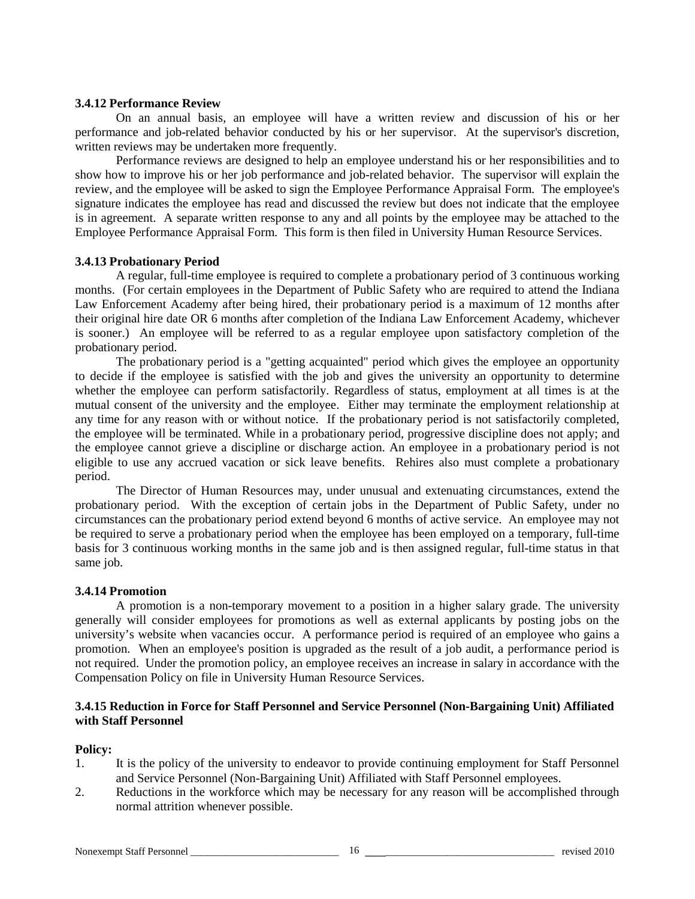### 3.4.12 Performance Review

On an annual basis, an employee will have a written review and discussion of his or her performance and job-related behavior conducted by his or her supervisor. At the supervisor's discretion, written reviews may be undertaken more frequently.

Performance reviews are designed to help an employee understand his or her responsibilities and to show how to improve his or her job performance and job-related behavior. The supervisor will explain the review, and the employee will be asked to sign the Employee Performance Appraisal Form. The employee's signature indicates the employee has read and discussed the review but does not indicate that the employee is in agreement. A separate written response to any and all points by the employee may be attached to the Employee Performance Appraisal Form. This form is then filed in University Human Resource Services.

### 3.4.13 Probationary Period

A regular, full-time employee is required to complete a probationary period of 3 continuous working months. (For certain employees in the Department of Public Safety who are required to attend the Indiana Law Enforcement Academy after being hired, their probationary period is a maximum of 12 months after their original hire date OR 6 months after completion of the Indiana Law Enforcement Academy, whichever is sooner.) An employee will be referred to as a regular employee upon satisfactory completion of the probationary period.

The probationary period is a "getting acquainted" period which gives the employee an opportunity to decide if the employee is satisfied with the job and gives the university an opportunity to determine whether the employee can perform satisfactorily. Regardless of status, employment at all times is at the mutual consent of the university and the employee. Either may terminate the employment relationship at any time for any reason with or without notice. If the probationary period is not satisfactorily completed, the employee will be terminated. While in a probationary period, progressive discipline does not apply; and the employee cannot grieve a discipline or discharge action. An employee in a probationary period is not eligible to use any accrued vacation or sick leave benefits. Rehires also must complete a probationary period.

The Director of Human Resources may, under unusual and extenuating circumstances, extend the probationary period. With the exception of certain jobs in the Department of Public Safety, under no circumstances can the probationary period extend beyond 6 months of active service. An employee may not be required to serve a probationary period when the employee has been employed on a temporary, full-time basis for 3 continuous working months in the same job and is then assigned regular, full-time status in that same job.

### 3.4.14 Promotion

A promotion is a non-temporary movement to a position in a higher salary grade. The university generally will consider employees for promotions as well as external applicants by posting jobs on the university's website when vacancies occur. A performance period is required of an employee who gains a promotion. When an employee's position is upgraded as the result of a job audit, a performance period is not required. Under the promotion policy, an employee receives an increase in salary in accordance with the Compensation Policy on file in University Human Resource Services.

### 3.4.15 Reduction in Force for Staff Personnel and Service Personnel (Non-Bargaining Unit) Affiliated with Staff Personnel

**Policy:**

1. It is the policy of the university to endeavor to provide continuing employment for Staff Personnel and Service Personnel (Non-Bargaining Unit) Affiliated with Staff Personnel employees.
2. Reductions in the workforce which may be necessary for any reason will be accomplished through normal attrition whenever possible.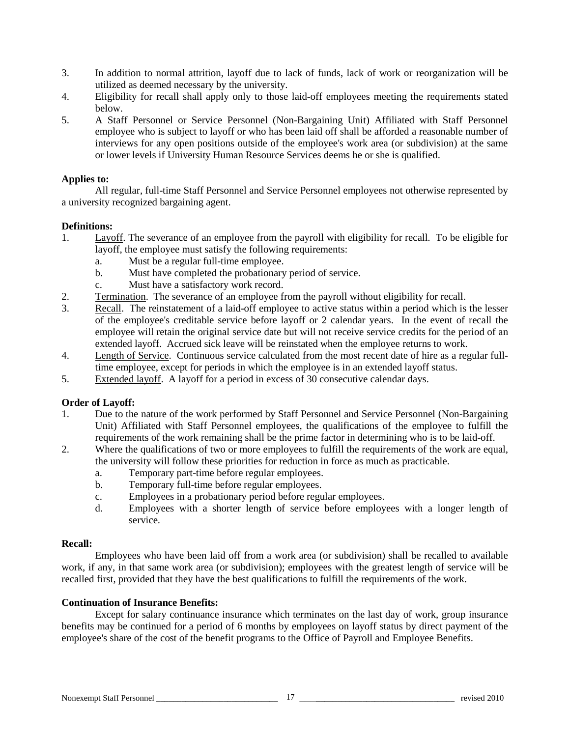3. In addition to normal attrition, layoff due to lack of funds, lack of work or reorganization will be utilized as deemed necessary by the university.
4. Eligibility for recall shall apply only to those laid-off employees meeting the requirements stated below.
5. A Staff Personnel or Service Personnel (Non-Bargaining Unit) Affiliated with Staff Personnel employee who is subject to layoff or who has been laid off shall be afforded a reasonable number of interviews for any open positions outside of the employee's work area (or subdivision) at the same or lower levels if University Human Resource Services deems he or she is qualified.

**Applies to:**

All regular, full-time Staff Personnel and Service Personnel employees not otherwise represented by a university recognized bargaining agent.

**Definitions:**

1. Layoff. The severance of an employee from the payroll with eligibility for recall. To be eligible for layoff, the employee must satisfy the following requirements:
   a. Must be a regular full-time employee.
   b. Must have completed the probationary period of service.
   c. Must have a satisfactory work record.
2. Termination. The severance of an employee from the payroll without eligibility for recall.
3. Recall. The reinstatement of a laid-off employee to active status within a period which is the lesser of the employee's creditable service before layoff or 2 calendar years. In the event of recall the employee will retain the original service date but will not receive service credits for the period of an extended layoff. Accrued sick leave will be reinstated when the employee returns to work.
4. Length of Service. Continuous service calculated from the most recent date of hire as a regular full-time employee, except for periods in which the employee is in an extended layoff status.
5. Extended layoff. A layoff for a period in excess of 30 consecutive calendar days.

**Order of Layoff:**

1. Due to the nature of the work performed by Staff Personnel and Service Personnel (Non-Bargaining Unit) Affiliated with Staff Personnel employees, the qualifications of the employee to fulfill the requirements of the work remaining shall be the prime factor in determining who is to be laid-off.
2. Where the qualifications of two or more employees to fulfill the requirements of the work are equal, the university will follow these priorities for reduction in force as much as practicable.
   a. Temporary part-time before regular employees.
   b. Temporary full-time before regular employees.
   c. Employees in a probationary period before regular employees.
   d. Employees with a shorter length of service before employees with a longer length of service.

**Recall:**

Employees who have been laid off from a work area (or subdivision) shall be recalled to available work, if any, in that same work area (or subdivision); employees with the greatest length of service will be recalled first, provided that they have the best qualifications to fulfill the requirements of the work.

**Continuation of Insurance Benefits:**

Except for salary continuance insurance which terminates on the last day of work, group insurance benefits may be continued for a period of 6 months by employees on layoff status by direct payment of the employee's share of the cost of the benefit programs to the Office of Payroll and Employee Benefits.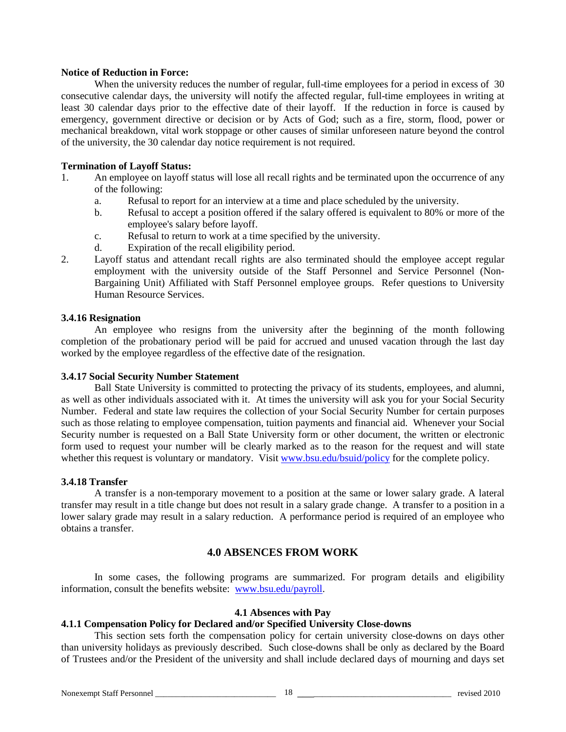**Notice of Reduction in Force:**

When the university reduces the number of regular, full-time employees for a period in excess of 30 consecutive calendar days, the university will notify the affected regular, full-time employees in writing at least 30 calendar days prior to the effective date of their layoff. If the reduction in force is caused by emergency, government directive or decision or by Acts of God; such as a fire, storm, flood, power or mechanical breakdown, vital work stoppage or other causes of similar unforeseen nature beyond the control of the university, the 30 calendar day notice requirement is not required.

**Termination of Layoff Status:**

1. An employee on layoff status will lose all recall rights and be terminated upon the occurrence of any of the following:
   a. Refusal to report for an interview at a time and place scheduled by the university.
   b. Refusal to accept a position offered if the salary offered is equivalent to 80% or more of the employee's salary before layoff.
   c. Refusal to return to work at a time specified by the university.
   d. Expiration of the recall eligibility period.
2. Layoff status and attendant recall rights are also terminated should the employee accept regular employment with the university outside of the Staff Personnel and Service Personnel (Non-Bargaining Unit) Affiliated with Staff Personnel employee groups. Refer questions to University Human Resource Services.

**3.4.16 Resignation**

An employee who resigns from the university after the beginning of the month following completion of the probationary period will be paid for accrued and unused vacation through the last day worked by the employee regardless of the effective date of the resignation.

**3.4.17 Social Security Number Statement**

Ball State University is committed to protecting the privacy of its students, employees, and alumni, as well as other individuals associated with it. At times the university will ask you for your Social Security Number. Federal and state law requires the collection of your Social Security Number for certain purposes such as those relating to employee compensation, tuition payments and financial aid. Whenever your Social Security number is requested on a Ball State University form or other document, the written or electronic form used to request your number will be clearly marked as to the reason for the request and will state whether this request is voluntary or mandatory. Visit www.bsu.edu/bsuid/policy for the complete policy.

**3.4.18 Transfer**

A transfer is a non-temporary movement to a position at the same or lower salary grade. A lateral transfer may result in a title change but does not result in a salary grade change. A transfer to a position in a lower salary grade may result in a salary reduction. A performance period is required of an employee who obtains a transfer.

## 4.0 ABSENCES FROM WORK

In some cases, the following programs are summarized. For program details and eligibility information, consult the benefits website: www.bsu.edu/payroll.

### 4.1 Absences with Pay

**4.1.1 Compensation Policy for Declared and/or Specified University Close-downs**

This section sets forth the compensation policy for certain university close-downs on days other than university holidays as previously described. Such close-downs shall be only as declared by the Board of Trustees and/or the President of the university and shall include declared days of mourning and days set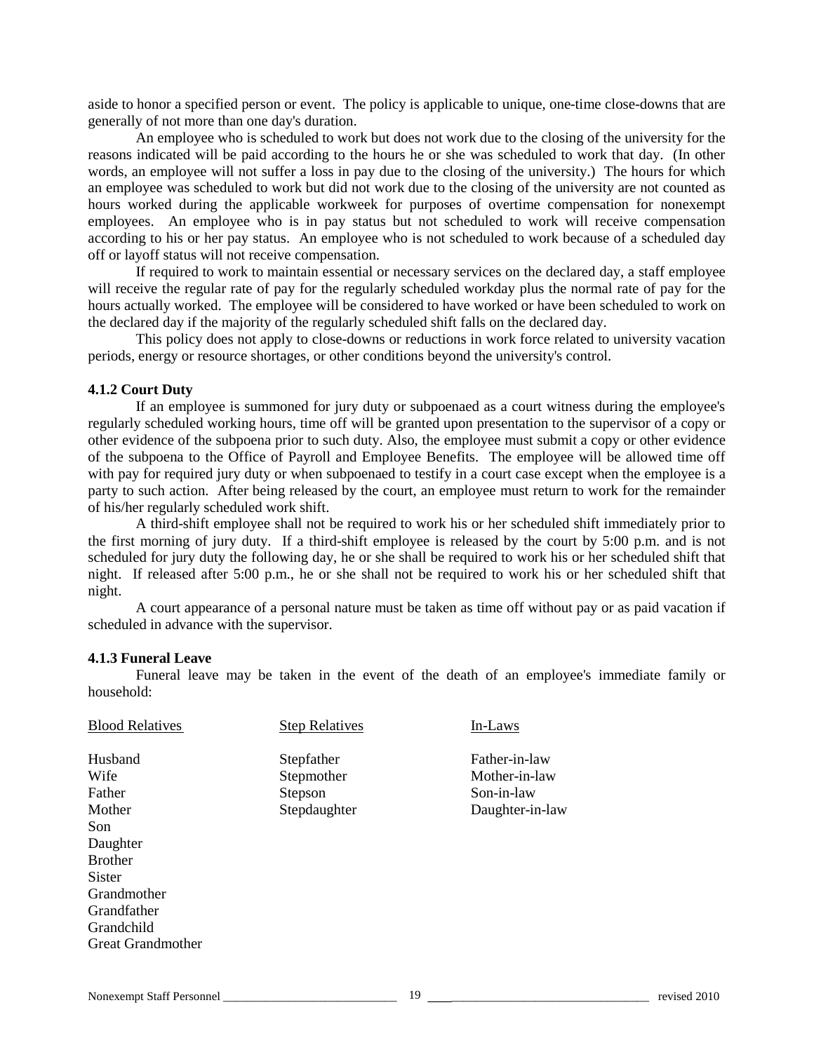aside to honor a specified person or event. The policy is applicable to unique, one-time close-downs that are generally of not more than one day's duration.

An employee who is scheduled to work but does not work due to the closing of the university for the reasons indicated will be paid according to the hours he or she was scheduled to work that day. (In other words, an employee will not suffer a loss in pay due to the closing of the university.) The hours for which an employee was scheduled to work but did not work due to the closing of the university are not counted as hours worked during the applicable workweek for purposes of overtime compensation for nonexempt employees. An employee who is in pay status but not scheduled to work will receive compensation according to his or her pay status. An employee who is not scheduled to work because of a scheduled day off or layoff status will not receive compensation.

If required to work to maintain essential or necessary services on the declared day, a staff employee will receive the regular rate of pay for the regularly scheduled workday plus the normal rate of pay for the hours actually worked. The employee will be considered to have worked or have been scheduled to work on the declared day if the majority of the regularly scheduled shift falls on the declared day.

This policy does not apply to close-downs or reductions in work force related to university vacation periods, energy or resource shortages, or other conditions beyond the university's control.

**4.1.2 Court Duty**

If an employee is summoned for jury duty or subpoenaed as a court witness during the employee's regularly scheduled working hours, time off will be granted upon presentation to the supervisor of a copy or other evidence of the subpoena prior to such duty. Also, the employee must submit a copy or other evidence of the subpoena to the Office of Payroll and Employee Benefits. The employee will be allowed time off with pay for required jury duty or when subpoenaed to testify in a court case except when the employee is a party to such action. After being released by the court, an employee must return to work for the remainder of his/her regularly scheduled work shift.

A third-shift employee shall not be required to work his or her scheduled shift immediately prior to the first morning of jury duty. If a third-shift employee is released by the court by 5:00 p.m. and is not scheduled for jury duty the following day, he or she shall be required to work his or her scheduled shift that night. If released after 5:00 p.m., he or she shall not be required to work his or her scheduled shift that night.

A court appearance of a personal nature must be taken as time off without pay or as paid vacation if scheduled in advance with the supervisor.

**4.1.3 Funeral Leave**

Funeral leave may be taken in the event of the death of an employee's immediate family or household:

| Blood Relatives | Step Relatives | In-Laws |
|---|---|---|
| Husband | Stepfather | Father-in-law |
| Wife | Stepmother | Mother-in-law |
| Father | Stepson | Son-in-law |
| Mother | Stepdaughter | Daughter-in-law |
| Son | | |
| Daughter | | |
| Brother | | |
| Sister | | |
| Grandmother | | |
| Grandfather | | |
| Grandchild | | |
| Great Grandmother | | |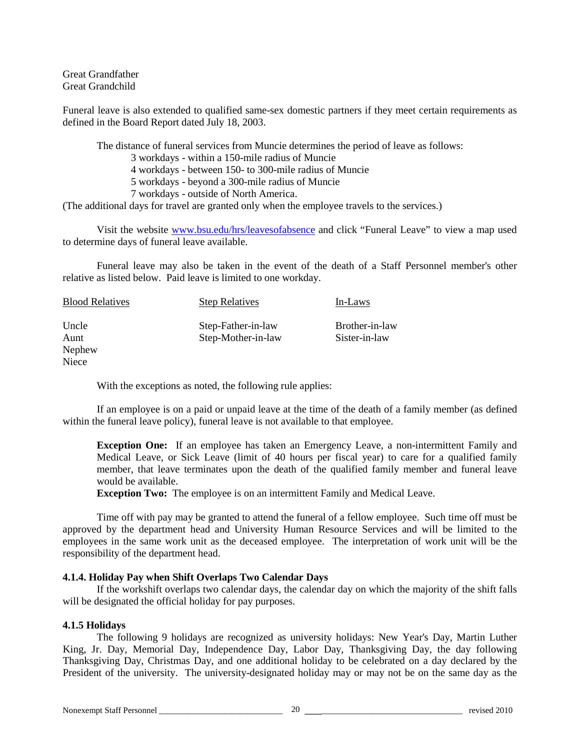Great Grandfather
Great Grandchild

Funeral leave is also extended to qualified same-sex domestic partners if they meet certain requirements as defined in the Board Report dated July 18, 2003.

The distance of funeral services from Muncie determines the period of leave as follows:

- 3 workdays - within a 150-mile radius of Muncie
- 4 workdays - between 150- to 300-mile radius of Muncie
- 5 workdays - beyond a 300-mile radius of Muncie
- 7 workdays - outside of North America.

(The additional days for travel are granted only when the employee travels to the services.)

Visit the website [www.bsu.edu/hrs/leavesofabsence](www.bsu.edu/hrs/leavesofabsence) and click "Funeral Leave" to view a map used to determine days of funeral leave available.

Funeral leave may also be taken in the event of the death of a Staff Personnel member's other relative as listed below. Paid leave is limited to one workday.

| Blood Relatives | Step Relatives | In-Laws |
|---|---|---|
| Uncle | Step-Father-in-law | Brother-in-law |
| Aunt | Step-Mother-in-law | Sister-in-law |
| Nephew | | |
| Niece | | |

With the exceptions as noted, the following rule applies:

If an employee is on a paid or unpaid leave at the time of the death of a family member (as defined within the funeral leave policy), funeral leave is not available to that employee.

**Exception One:** If an employee has taken an Emergency Leave, a non-intermittent Family and Medical Leave, or Sick Leave (limit of 40 hours per fiscal year) to care for a qualified family member, that leave terminates upon the death of the qualified family member and funeral leave would be available.

**Exception Two:** The employee is on an intermittent Family and Medical Leave.

Time off with pay may be granted to attend the funeral of a fellow employee. Such time off must be approved by the department head and University Human Resource Services and will be limited to the employees in the same work unit as the deceased employee. The interpretation of work unit will be the responsibility of the department head.

#### 4.1.4. Holiday Pay when Shift Overlaps Two Calendar Days

If the workshift overlaps two calendar days, the calendar day on which the majority of the shift falls will be designated the official holiday for pay purposes.

#### 4.1.5 Holidays

The following 9 holidays are recognized as university holidays: New Year's Day, Martin Luther King, Jr. Day, Memorial Day, Independence Day, Labor Day, Thanksgiving Day, the day following Thanksgiving Day, Christmas Day, and one additional holiday to be celebrated on a day declared by the President of the university. The university-designated holiday may or may not be on the same day as the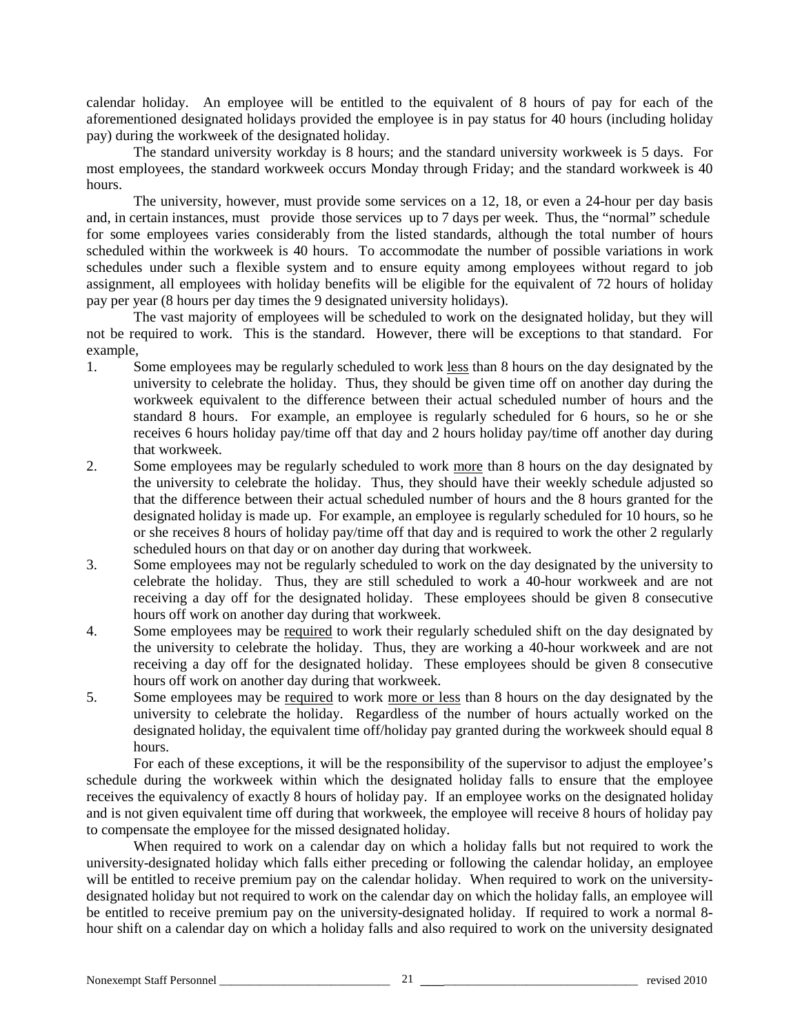calendar holiday. An employee will be entitled to the equivalent of 8 hours of pay for each of the aforementioned designated holidays provided the employee is in pay status for 40 hours (including holiday pay) during the workweek of the designated holiday.

The standard university workday is 8 hours; and the standard university workweek is 5 days. For most employees, the standard workweek occurs Monday through Friday; and the standard workweek is 40 hours.

The university, however, must provide some services on a 12, 18, or even a 24-hour per day basis and, in certain instances, must provide those services up to 7 days per week. Thus, the "normal" schedule for some employees varies considerably from the listed standards, although the total number of hours scheduled within the workweek is 40 hours. To accommodate the number of possible variations in work schedules under such a flexible system and to ensure equity among employees without regard to job assignment, all employees with holiday benefits will be eligible for the equivalent of 72 hours of holiday pay per year (8 hours per day times the 9 designated university holidays).

The vast majority of employees will be scheduled to work on the designated holiday, but they will not be required to work. This is the standard. However, there will be exceptions to that standard. For example,

1. Some employees may be regularly scheduled to work less than 8 hours on the day designated by the university to celebrate the holiday. Thus, they should be given time off on another day during the workweek equivalent to the difference between their actual scheduled number of hours and the standard 8 hours. For example, an employee is regularly scheduled for 6 hours, so he or she receives 6 hours holiday pay/time off that day and 2 hours holiday pay/time off another day during that workweek.
2. Some employees may be regularly scheduled to work more than 8 hours on the day designated by the university to celebrate the holiday. Thus, they should have their weekly schedule adjusted so that the difference between their actual scheduled number of hours and the 8 hours granted for the designated holiday is made up. For example, an employee is regularly scheduled for 10 hours, so he or she receives 8 hours of holiday pay/time off that day and is required to work the other 2 regularly scheduled hours on that day or on another day during that workweek.
3. Some employees may not be regularly scheduled to work on the day designated by the university to celebrate the holiday. Thus, they are still scheduled to work a 40-hour workweek and are not receiving a day off for the designated holiday. These employees should be given 8 consecutive hours off work on another day during that workweek.
4. Some employees may be required to work their regularly scheduled shift on the day designated by the university to celebrate the holiday. Thus, they are working a 40-hour workweek and are not receiving a day off for the designated holiday. These employees should be given 8 consecutive hours off work on another day during that workweek.
5. Some employees may be required to work more or less than 8 hours on the day designated by the university to celebrate the holiday. Regardless of the number of hours actually worked on the designated holiday, the equivalent time off/holiday pay granted during the workweek should equal 8 hours.

For each of these exceptions, it will be the responsibility of the supervisor to adjust the employee's schedule during the workweek within which the designated holiday falls to ensure that the employee receives the equivalency of exactly 8 hours of holiday pay. If an employee works on the designated holiday and is not given equivalent time off during that workweek, the employee will receive 8 hours of holiday pay to compensate the employee for the missed designated holiday.

When required to work on a calendar day on which a holiday falls but not required to work the university-designated holiday which falls either preceding or following the calendar holiday, an employee will be entitled to receive premium pay on the calendar holiday. When required to work on the university-designated holiday but not required to work on the calendar day on which the holiday falls, an employee will be entitled to receive premium pay on the university-designated holiday. If required to work a normal 8-hour shift on a calendar day on which a holiday falls and also required to work on the university designated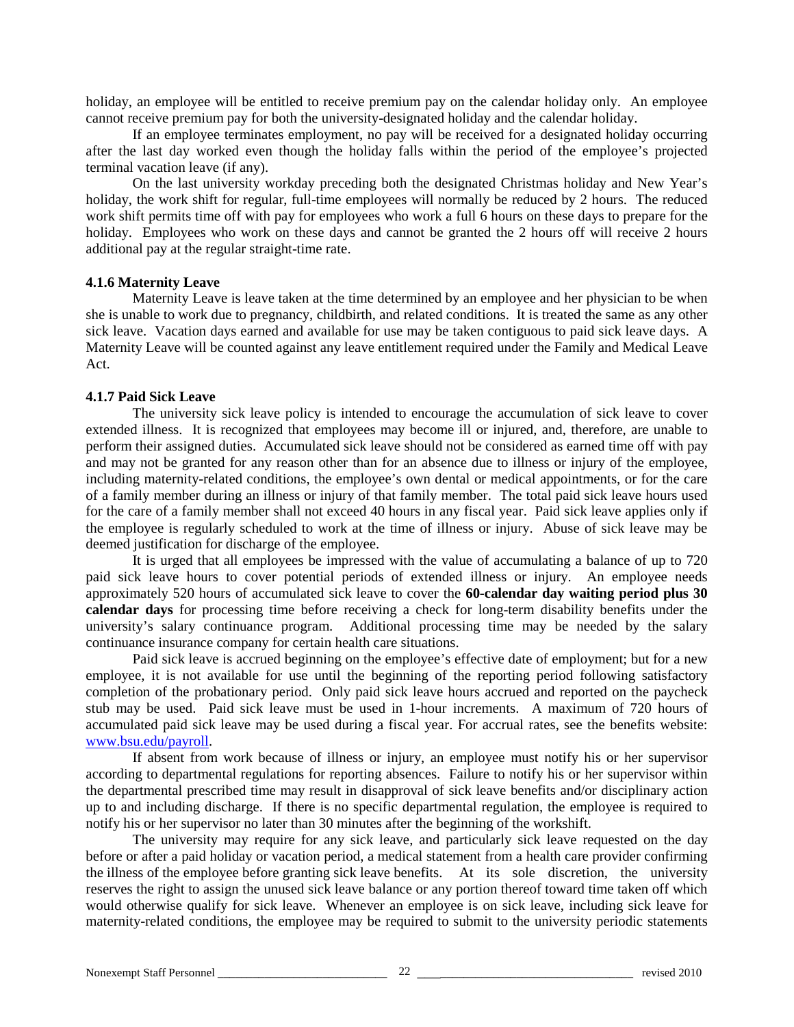holiday, an employee will be entitled to receive premium pay on the calendar holiday only. An employee cannot receive premium pay for both the university-designated holiday and the calendar holiday.

If an employee terminates employment, no pay will be received for a designated holiday occurring after the last day worked even though the holiday falls within the period of the employee's projected terminal vacation leave (if any).

On the last university workday preceding both the designated Christmas holiday and New Year's holiday, the work shift for regular, full-time employees will normally be reduced by 2 hours. The reduced work shift permits time off with pay for employees who work a full 6 hours on these days to prepare for the holiday. Employees who work on these days and cannot be granted the 2 hours off will receive 2 hours additional pay at the regular straight-time rate.

#### 4.1.6 Maternity Leave

Maternity Leave is leave taken at the time determined by an employee and her physician to be when she is unable to work due to pregnancy, childbirth, and related conditions. It is treated the same as any other sick leave. Vacation days earned and available for use may be taken contiguous to paid sick leave days. A Maternity Leave will be counted against any leave entitlement required under the Family and Medical Leave Act.

#### 4.1.7 Paid Sick Leave

The university sick leave policy is intended to encourage the accumulation of sick leave to cover extended illness. It is recognized that employees may become ill or injured, and, therefore, are unable to perform their assigned duties. Accumulated sick leave should not be considered as earned time off with pay and may not be granted for any reason other than for an absence due to illness or injury of the employee, including maternity-related conditions, the employee's own dental or medical appointments, or for the care of a family member during an illness or injury of that family member. The total paid sick leave hours used for the care of a family member shall not exceed 40 hours in any fiscal year. Paid sick leave applies only if the employee is regularly scheduled to work at the time of illness or injury. Abuse of sick leave may be deemed justification for discharge of the employee.

It is urged that all employees be impressed with the value of accumulating a balance of up to 720 paid sick leave hours to cover potential periods of extended illness or injury. An employee needs approximately 520 hours of accumulated sick leave to cover the **60-calendar day waiting period plus 30 calendar days** for processing time before receiving a check for long-term disability benefits under the university's salary continuance program. Additional processing time may be needed by the salary continuance insurance company for certain health care situations.

Paid sick leave is accrued beginning on the employee's effective date of employment; but for a new employee, it is not available for use until the beginning of the reporting period following satisfactory completion of the probationary period. Only paid sick leave hours accrued and reported on the paycheck stub may be used. Paid sick leave must be used in 1-hour increments. A maximum of 720 hours of accumulated paid sick leave may be used during a fiscal year. For accrual rates, see the benefits website: [www.bsu.edu/payroll](www.bsu.edu/payroll).

If absent from work because of illness or injury, an employee must notify his or her supervisor according to departmental regulations for reporting absences. Failure to notify his or her supervisor within the departmental prescribed time may result in disapproval of sick leave benefits and/or disciplinary action up to and including discharge. If there is no specific departmental regulation, the employee is required to notify his or her supervisor no later than 30 minutes after the beginning of the workshift.

The university may require for any sick leave, and particularly sick leave requested on the day before or after a paid holiday or vacation period, a medical statement from a health care provider confirming the illness of the employee before granting sick leave benefits. At its sole discretion, the university reserves the right to assign the unused sick leave balance or any portion thereof toward time taken off which would otherwise qualify for sick leave. Whenever an employee is on sick leave, including sick leave for maternity-related conditions, the employee may be required to submit to the university periodic statements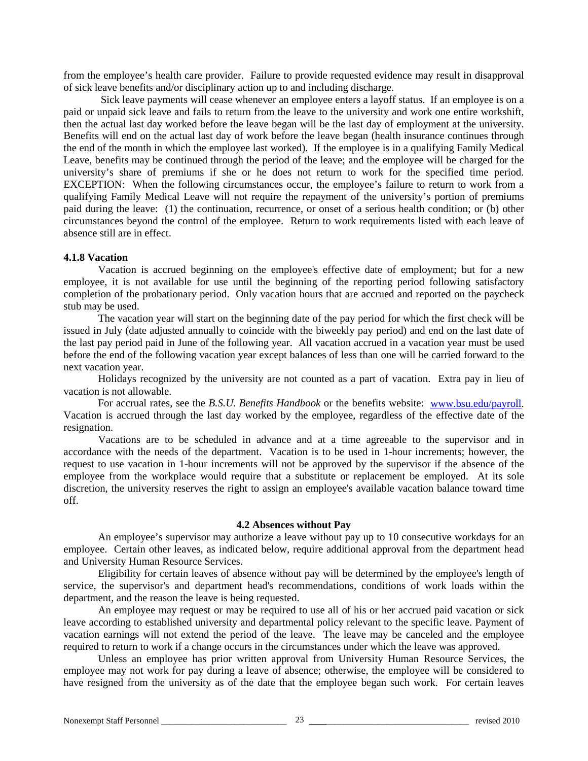from the employee's health care provider. Failure to provide requested evidence may result in disapproval of sick leave benefits and/or disciplinary action up to and including discharge.

Sick leave payments will cease whenever an employee enters a layoff status. If an employee is on a paid or unpaid sick leave and fails to return from the leave to the university and work one entire workshift, then the actual last day worked before the leave began will be the last day of employment at the university. Benefits will end on the actual last day of work before the leave began (health insurance continues through the end of the month in which the employee last worked). If the employee is in a qualifying Family Medical Leave, benefits may be continued through the period of the leave; and the employee will be charged for the university's share of premiums if she or he does not return to work for the specified time period. EXCEPTION: When the following circumstances occur, the employee's failure to return to work from a qualifying Family Medical Leave will not require the repayment of the university's portion of premiums paid during the leave: (1) the continuation, recurrence, or onset of a serious health condition; or (b) other circumstances beyond the control of the employee. Return to work requirements listed with each leave of absence still are in effect.

#### 4.1.8 Vacation

Vacation is accrued beginning on the employee's effective date of employment; but for a new employee, it is not available for use until the beginning of the reporting period following satisfactory completion of the probationary period. Only vacation hours that are accrued and reported on the paycheck stub may be used.

The vacation year will start on the beginning date of the pay period for which the first check will be issued in July (date adjusted annually to coincide with the biweekly pay period) and end on the last date of the last pay period paid in June of the following year. All vacation accrued in a vacation year must be used before the end of the following vacation year except balances of less than one will be carried forward to the next vacation year.

Holidays recognized by the university are not counted as a part of vacation. Extra pay in lieu of vacation is not allowable.

For accrual rates, see the *B.S.U. Benefits Handbook* or the benefits website: [www.bsu.edu/payroll](www.bsu.edu/payroll). Vacation is accrued through the last day worked by the employee, regardless of the effective date of the resignation.

Vacations are to be scheduled in advance and at a time agreeable to the supervisor and in accordance with the needs of the department. Vacation is to be used in 1-hour increments; however, the request to use vacation in 1-hour increments will not be approved by the supervisor if the absence of the employee from the workplace would require that a substitute or replacement be employed. At its sole discretion, the university reserves the right to assign an employee's available vacation balance toward time off.

### 4.2 Absences without Pay

An employee's supervisor may authorize a leave without pay up to 10 consecutive workdays for an employee. Certain other leaves, as indicated below, require additional approval from the department head and University Human Resource Services.

Eligibility for certain leaves of absence without pay will be determined by the employee's length of service, the supervisor's and department head's recommendations, conditions of work loads within the department, and the reason the leave is being requested.

An employee may request or may be required to use all of his or her accrued paid vacation or sick leave according to established university and departmental policy relevant to the specific leave. Payment of vacation earnings will not extend the period of the leave. The leave may be canceled and the employee required to return to work if a change occurs in the circumstances under which the leave was approved.

Unless an employee has prior written approval from University Human Resource Services, the employee may not work for pay during a leave of absence; otherwise, the employee will be considered to have resigned from the university as of the date that the employee began such work. For certain leaves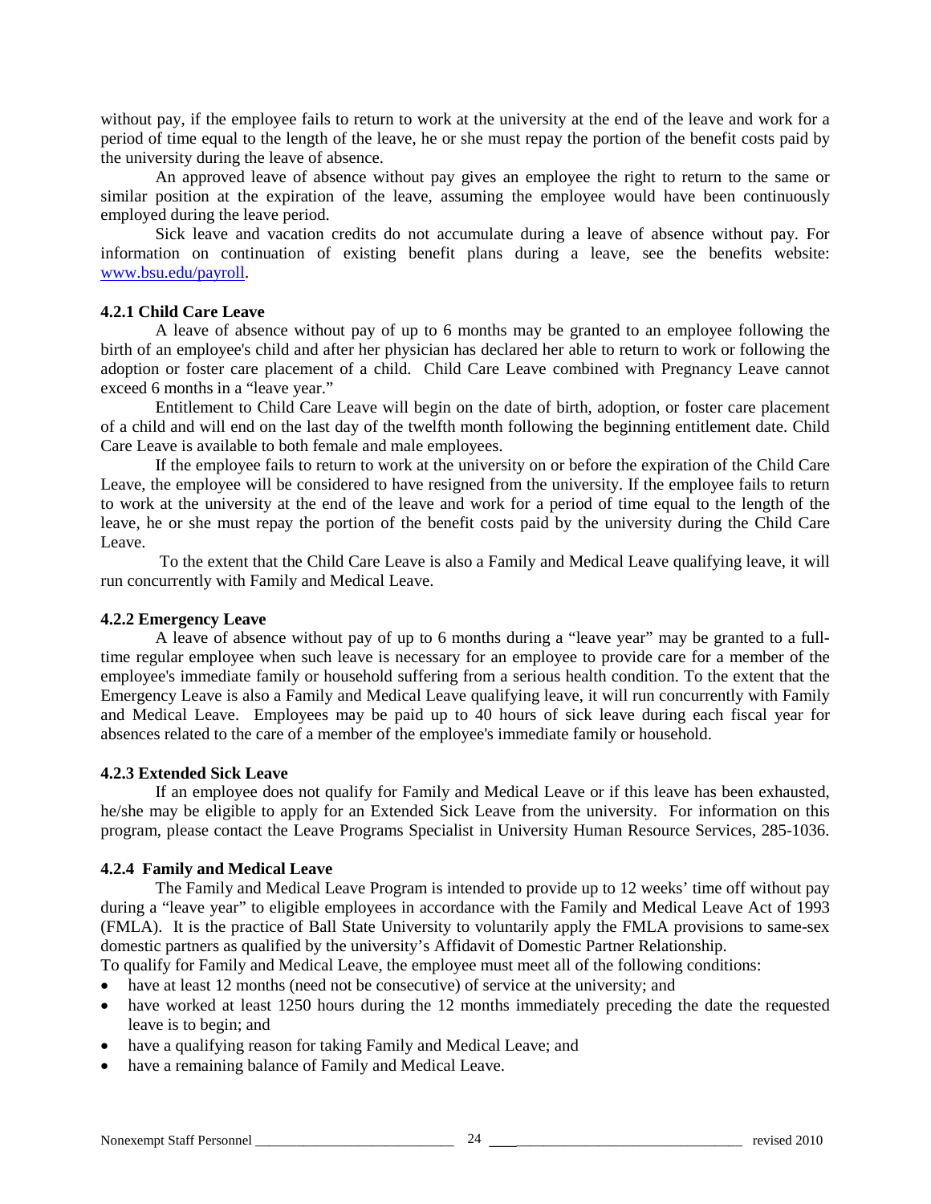without pay, if the employee fails to return to work at the university at the end of the leave and work for a period of time equal to the length of the leave, he or she must repay the portion of the benefit costs paid by the university during the leave of absence.

An approved leave of absence without pay gives an employee the right to return to the same or similar position at the expiration of the leave, assuming the employee would have been continuously employed during the leave period.

Sick leave and vacation credits do not accumulate during a leave of absence without pay. For information on continuation of existing benefit plans during a leave, see the benefits website: www.bsu.edu/payroll.

### 4.2.1 Child Care Leave

A leave of absence without pay of up to 6 months may be granted to an employee following the birth of an employee's child and after her physician has declared her able to return to work or following the adoption or foster care placement of a child. Child Care Leave combined with Pregnancy Leave cannot exceed 6 months in a "leave year."

Entitlement to Child Care Leave will begin on the date of birth, adoption, or foster care placement of a child and will end on the last day of the twelfth month following the beginning entitlement date. Child Care Leave is available to both female and male employees.

If the employee fails to return to work at the university on or before the expiration of the Child Care Leave, the employee will be considered to have resigned from the university. If the employee fails to return to work at the university at the end of the leave and work for a period of time equal to the length of the leave, he or she must repay the portion of the benefit costs paid by the university during the Child Care Leave.

To the extent that the Child Care Leave is also a Family and Medical Leave qualifying leave, it will run concurrently with Family and Medical Leave.

### 4.2.2 Emergency Leave

A leave of absence without pay of up to 6 months during a "leave year" may be granted to a full-time regular employee when such leave is necessary for an employee to provide care for a member of the employee's immediate family or household suffering from a serious health condition. To the extent that the Emergency Leave is also a Family and Medical Leave qualifying leave, it will run concurrently with Family and Medical Leave. Employees may be paid up to 40 hours of sick leave during each fiscal year for absences related to the care of a member of the employee's immediate family or household.

### 4.2.3 Extended Sick Leave

If an employee does not qualify for Family and Medical Leave or if this leave has been exhausted, he/she may be eligible to apply for an Extended Sick Leave from the university. For information on this program, please contact the Leave Programs Specialist in University Human Resource Services, 285-1036.

### 4.2.4 Family and Medical Leave

The Family and Medical Leave Program is intended to provide up to 12 weeks' time off without pay during a "leave year" to eligible employees in accordance with the Family and Medical Leave Act of 1993 (FMLA). It is the practice of Ball State University to voluntarily apply the FMLA provisions to same-sex domestic partners as qualified by the university's Affidavit of Domestic Partner Relationship.

To qualify for Family and Medical Leave, the employee must meet all of the following conditions:

- have at least 12 months (need not be consecutive) of service at the university; and
- have worked at least 1250 hours during the 12 months immediately preceding the date the requested leave is to begin; and
- have a qualifying reason for taking Family and Medical Leave; and
- have a remaining balance of Family and Medical Leave.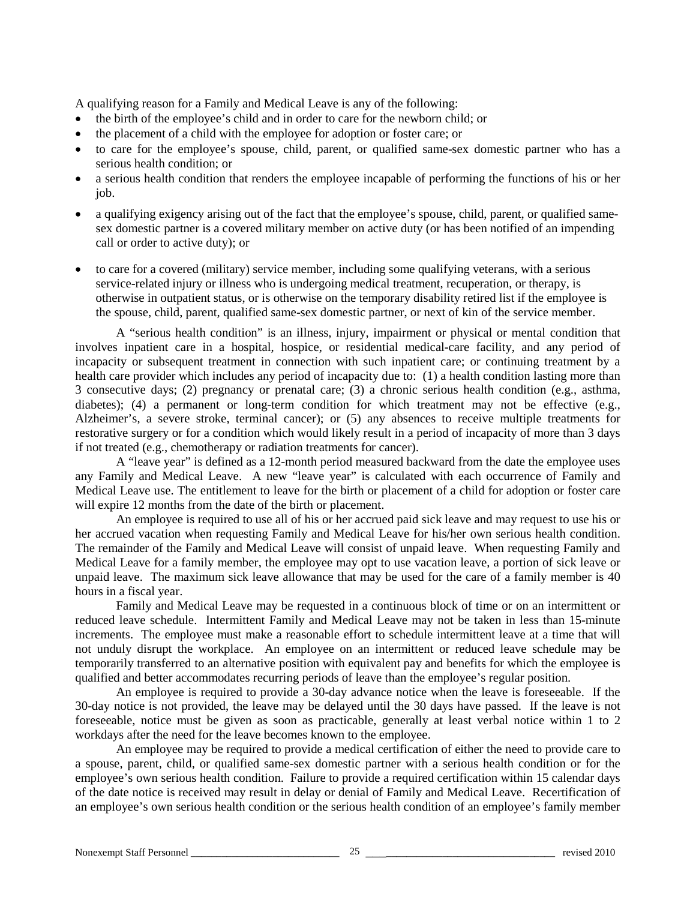A qualifying reason for a Family and Medical Leave is any of the following:

- the birth of the employee's child and in order to care for the newborn child; or
- the placement of a child with the employee for adoption or foster care; or
- to care for the employee's spouse, child, parent, or qualified same-sex domestic partner who has a serious health condition; or
- a serious health condition that renders the employee incapable of performing the functions of his or her job.
- a qualifying exigency arising out of the fact that the employee's spouse, child, parent, or qualified same-sex domestic partner is a covered military member on active duty (or has been notified of an impending call or order to active duty); or
- to care for a covered (military) service member, including some qualifying veterans, with a serious service-related injury or illness who is undergoing medical treatment, recuperation, or therapy, is otherwise in outpatient status, or is otherwise on the temporary disability retired list if the employee is the spouse, child, parent, qualified same-sex domestic partner, or next of kin of the service member.

A "serious health condition" is an illness, injury, impairment or physical or mental condition that involves inpatient care in a hospital, hospice, or residential medical-care facility, and any period of incapacity or subsequent treatment in connection with such inpatient care; or continuing treatment by a health care provider which includes any period of incapacity due to: (1) a health condition lasting more than 3 consecutive days; (2) pregnancy or prenatal care; (3) a chronic serious health condition (e.g., asthma, diabetes); (4) a permanent or long-term condition for which treatment may not be effective (e.g., Alzheimer's, a severe stroke, terminal cancer); or (5) any absences to receive multiple treatments for restorative surgery or for a condition which would likely result in a period of incapacity of more than 3 days if not treated (e.g., chemotherapy or radiation treatments for cancer).

A "leave year" is defined as a 12-month period measured backward from the date the employee uses any Family and Medical Leave. A new "leave year" is calculated with each occurrence of Family and Medical Leave use. The entitlement to leave for the birth or placement of a child for adoption or foster care will expire 12 months from the date of the birth or placement.

An employee is required to use all of his or her accrued paid sick leave and may request to use his or her accrued vacation when requesting Family and Medical Leave for his/her own serious health condition. The remainder of the Family and Medical Leave will consist of unpaid leave. When requesting Family and Medical Leave for a family member, the employee may opt to use vacation leave, a portion of sick leave or unpaid leave. The maximum sick leave allowance that may be used for the care of a family member is 40 hours in a fiscal year.

Family and Medical Leave may be requested in a continuous block of time or on an intermittent or reduced leave schedule. Intermittent Family and Medical Leave may not be taken in less than 15-minute increments. The employee must make a reasonable effort to schedule intermittent leave at a time that will not unduly disrupt the workplace. An employee on an intermittent or reduced leave schedule may be temporarily transferred to an alternative position with equivalent pay and benefits for which the employee is qualified and better accommodates recurring periods of leave than the employee's regular position.

An employee is required to provide a 30-day advance notice when the leave is foreseeable. If the 30-day notice is not provided, the leave may be delayed until the 30 days have passed. If the leave is not foreseeable, notice must be given as soon as practicable, generally at least verbal notice within 1 to 2 workdays after the need for the leave becomes known to the employee.

An employee may be required to provide a medical certification of either the need to provide care to a spouse, parent, child, or qualified same-sex domestic partner with a serious health condition or for the employee's own serious health condition. Failure to provide a required certification within 15 calendar days of the date notice is received may result in delay or denial of Family and Medical Leave. Recertification of an employee's own serious health condition or the serious health condition of an employee's family member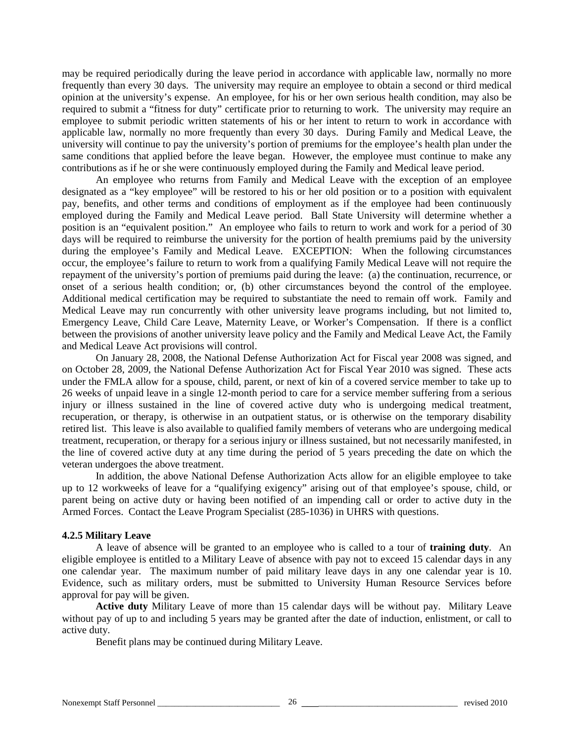may be required periodically during the leave period in accordance with applicable law, normally no more frequently than every 30 days. The university may require an employee to obtain a second or third medical opinion at the university's expense. An employee, for his or her own serious health condition, may also be required to submit a "fitness for duty" certificate prior to returning to work. The university may require an employee to submit periodic written statements of his or her intent to return to work in accordance with applicable law, normally no more frequently than every 30 days. During Family and Medical Leave, the university will continue to pay the university's portion of premiums for the employee's health plan under the same conditions that applied before the leave began. However, the employee must continue to make any contributions as if he or she were continuously employed during the Family and Medical leave period.

An employee who returns from Family and Medical Leave with the exception of an employee designated as a "key employee" will be restored to his or her old position or to a position with equivalent pay, benefits, and other terms and conditions of employment as if the employee had been continuously employed during the Family and Medical Leave period. Ball State University will determine whether a position is an "equivalent position." An employee who fails to return to work and work for a period of 30 days will be required to reimburse the university for the portion of health premiums paid by the university during the employee's Family and Medical Leave. EXCEPTION: When the following circumstances occur, the employee's failure to return to work from a qualifying Family Medical Leave will not require the repayment of the university's portion of premiums paid during the leave: (a) the continuation, recurrence, or onset of a serious health condition; or, (b) other circumstances beyond the control of the employee. Additional medical certification may be required to substantiate the need to remain off work. Family and Medical Leave may run concurrently with other university leave programs including, but not limited to, Emergency Leave, Child Care Leave, Maternity Leave, or Worker's Compensation. If there is a conflict between the provisions of another university leave policy and the Family and Medical Leave Act, the Family and Medical Leave Act provisions will control.

On January 28, 2008, the National Defense Authorization Act for Fiscal year 2008 was signed, and on October 28, 2009, the National Defense Authorization Act for Fiscal Year 2010 was signed. These acts under the FMLA allow for a spouse, child, parent, or next of kin of a covered service member to take up to 26 weeks of unpaid leave in a single 12-month period to care for a service member suffering from a serious injury or illness sustained in the line of covered active duty who is undergoing medical treatment, recuperation, or therapy, is otherwise in an outpatient status, or is otherwise on the temporary disability retired list. This leave is also available to qualified family members of veterans who are undergoing medical treatment, recuperation, or therapy for a serious injury or illness sustained, but not necessarily manifested, in the line of covered active duty at any time during the period of 5 years preceding the date on which the veteran undergoes the above treatment.

In addition, the above National Defense Authorization Acts allow for an eligible employee to take up to 12 workweeks of leave for a "qualifying exigency" arising out of that employee's spouse, child, or parent being on active duty or having been notified of an impending call or order to active duty in the Armed Forces. Contact the Leave Program Specialist (285-1036) in UHRS with questions.

**4.2.5 Military Leave**

A leave of absence will be granted to an employee who is called to a tour of **training duty**. An eligible employee is entitled to a Military Leave of absence with pay not to exceed 15 calendar days in any one calendar year. The maximum number of paid military leave days in any one calendar year is 10. Evidence, such as military orders, must be submitted to University Human Resource Services before approval for pay will be given.

**Active duty** Military Leave of more than 15 calendar days will be without pay. Military Leave without pay of up to and including 5 years may be granted after the date of induction, enlistment, or call to active duty.

Benefit plans may be continued during Military Leave.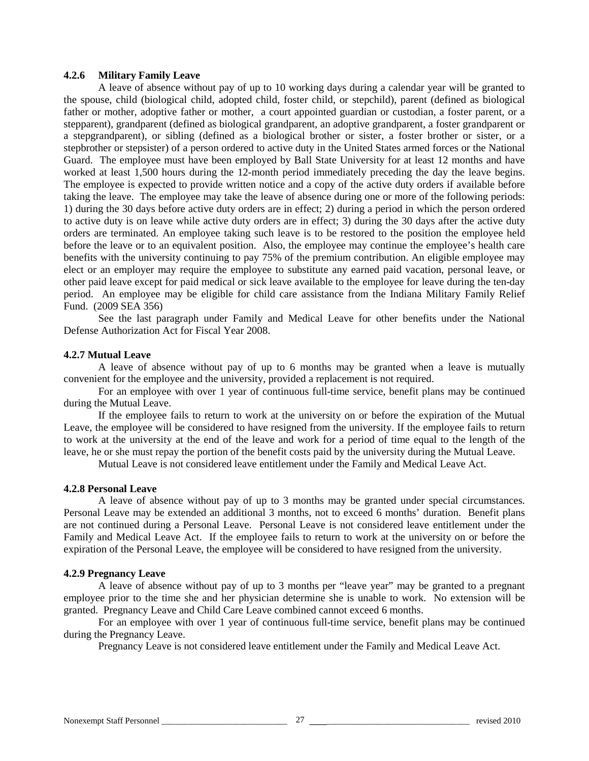#### 4.2.6 Military Family Leave

A leave of absence without pay of up to 10 working days during a calendar year will be granted to the spouse, child (biological child, adopted child, foster child, or stepchild), parent (defined as biological father or mother, adoptive father or mother, a court appointed guardian or custodian, a foster parent, or a stepparent), grandparent (defined as biological grandparent, an adoptive grandparent, a foster grandparent or a stepgrandparent), or sibling (defined as a biological brother or sister, a foster brother or sister, or a stepbrother or stepsister) of a person ordered to active duty in the United States armed forces or the National Guard. The employee must have been employed by Ball State University for at least 12 months and have worked at least 1,500 hours during the 12-month period immediately preceding the day the leave begins. The employee is expected to provide written notice and a copy of the active duty orders if available before taking the leave. The employee may take the leave of absence during one or more of the following periods: 1) during the 30 days before active duty orders are in effect; 2) during a period in which the person ordered to active duty is on leave while active duty orders are in effect; 3) during the 30 days after the active duty orders are terminated. An employee taking such leave is to be restored to the position the employee held before the leave or to an equivalent position. Also, the employee may continue the employee's health care benefits with the university continuing to pay 75% of the premium contribution. An eligible employee may elect or an employer may require the employee to substitute any earned paid vacation, personal leave, or other paid leave except for paid medical or sick leave available to the employee for leave during the ten-day period. An employee may be eligible for child care assistance from the Indiana Military Family Relief Fund. (2009 SEA 356)

See the last paragraph under Family and Medical Leave for other benefits under the National Defense Authorization Act for Fiscal Year 2008.

#### 4.2.7 Mutual Leave

A leave of absence without pay of up to 6 months may be granted when a leave is mutually convenient for the employee and the university, provided a replacement is not required.

For an employee with over 1 year of continuous full-time service, benefit plans may be continued during the Mutual Leave.

If the employee fails to return to work at the university on or before the expiration of the Mutual Leave, the employee will be considered to have resigned from the university. If the employee fails to return to work at the university at the end of the leave and work for a period of time equal to the length of the leave, he or she must repay the portion of the benefit costs paid by the university during the Mutual Leave.

Mutual Leave is not considered leave entitlement under the Family and Medical Leave Act.

#### 4.2.8 Personal Leave

A leave of absence without pay of up to 3 months may be granted under special circumstances. Personal Leave may be extended an additional 3 months, not to exceed 6 months' duration. Benefit plans are not continued during a Personal Leave. Personal Leave is not considered leave entitlement under the Family and Medical Leave Act. If the employee fails to return to work at the university on or before the expiration of the Personal Leave, the employee will be considered to have resigned from the university.

#### 4.2.9 Pregnancy Leave

A leave of absence without pay of up to 3 months per "leave year" may be granted to a pregnant employee prior to the time she and her physician determine she is unable to work. No extension will be granted. Pregnancy Leave and Child Care Leave combined cannot exceed 6 months.

For an employee with over 1 year of continuous full-time service, benefit plans may be continued during the Pregnancy Leave.

Pregnancy Leave is not considered leave entitlement under the Family and Medical Leave Act.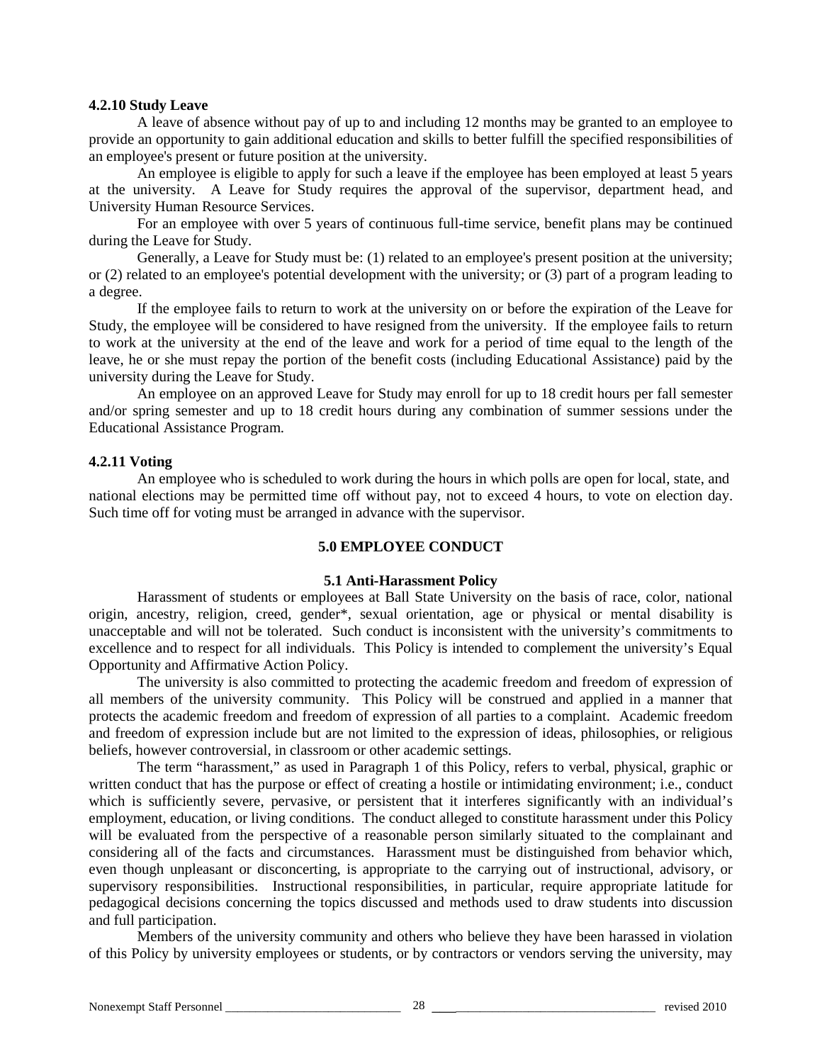#### 4.2.10 Study Leave

A leave of absence without pay of up to and including 12 months may be granted to an employee to provide an opportunity to gain additional education and skills to better fulfill the specified responsibilities of an employee's present or future position at the university.

An employee is eligible to apply for such a leave if the employee has been employed at least 5 years at the university. A Leave for Study requires the approval of the supervisor, department head, and University Human Resource Services.

For an employee with over 5 years of continuous full-time service, benefit plans may be continued during the Leave for Study.

Generally, a Leave for Study must be: (1) related to an employee's present position at the university; or (2) related to an employee's potential development with the university; or (3) part of a program leading to a degree.

If the employee fails to return to work at the university on or before the expiration of the Leave for Study, the employee will be considered to have resigned from the university. If the employee fails to return to work at the university at the end of the leave and work for a period of time equal to the length of the leave, he or she must repay the portion of the benefit costs (including Educational Assistance) paid by the university during the Leave for Study.

An employee on an approved Leave for Study may enroll for up to 18 credit hours per fall semester and/or spring semester and up to 18 credit hours during any combination of summer sessions under the Educational Assistance Program.

#### 4.2.11 Voting

An employee who is scheduled to work during the hours in which polls are open for local, state, and national elections may be permitted time off without pay, not to exceed 4 hours, to vote on election day. Such time off for voting must be arranged in advance with the supervisor.

## 5.0 EMPLOYEE CONDUCT

### 5.1 Anti-Harassment Policy

Harassment of students or employees at Ball State University on the basis of race, color, national origin, ancestry, religion, creed, gender*, sexual orientation, age or physical or mental disability is unacceptable and will not be tolerated. Such conduct is inconsistent with the university's commitments to excellence and to respect for all individuals. This Policy is intended to complement the university's Equal Opportunity and Affirmative Action Policy.

The university is also committed to protecting the academic freedom and freedom of expression of all members of the university community. This Policy will be construed and applied in a manner that protects the academic freedom and freedom of expression of all parties to a complaint. Academic freedom and freedom of expression include but are not limited to the expression of ideas, philosophies, or religious beliefs, however controversial, in classroom or other academic settings.

The term "harassment," as used in Paragraph 1 of this Policy, refers to verbal, physical, graphic or written conduct that has the purpose or effect of creating a hostile or intimidating environment; i.e., conduct which is sufficiently severe, pervasive, or persistent that it interferes significantly with an individual's employment, education, or living conditions. The conduct alleged to constitute harassment under this Policy will be evaluated from the perspective of a reasonable person similarly situated to the complainant and considering all of the facts and circumstances. Harassment must be distinguished from behavior which, even though unpleasant or disconcerting, is appropriate to the carrying out of instructional, advisory, or supervisory responsibilities. Instructional responsibilities, in particular, require appropriate latitude for pedagogical decisions concerning the topics discussed and methods used to draw students into discussion and full participation.

Members of the university community and others who believe they have been harassed in violation of this Policy by university employees or students, or by contractors or vendors serving the university, may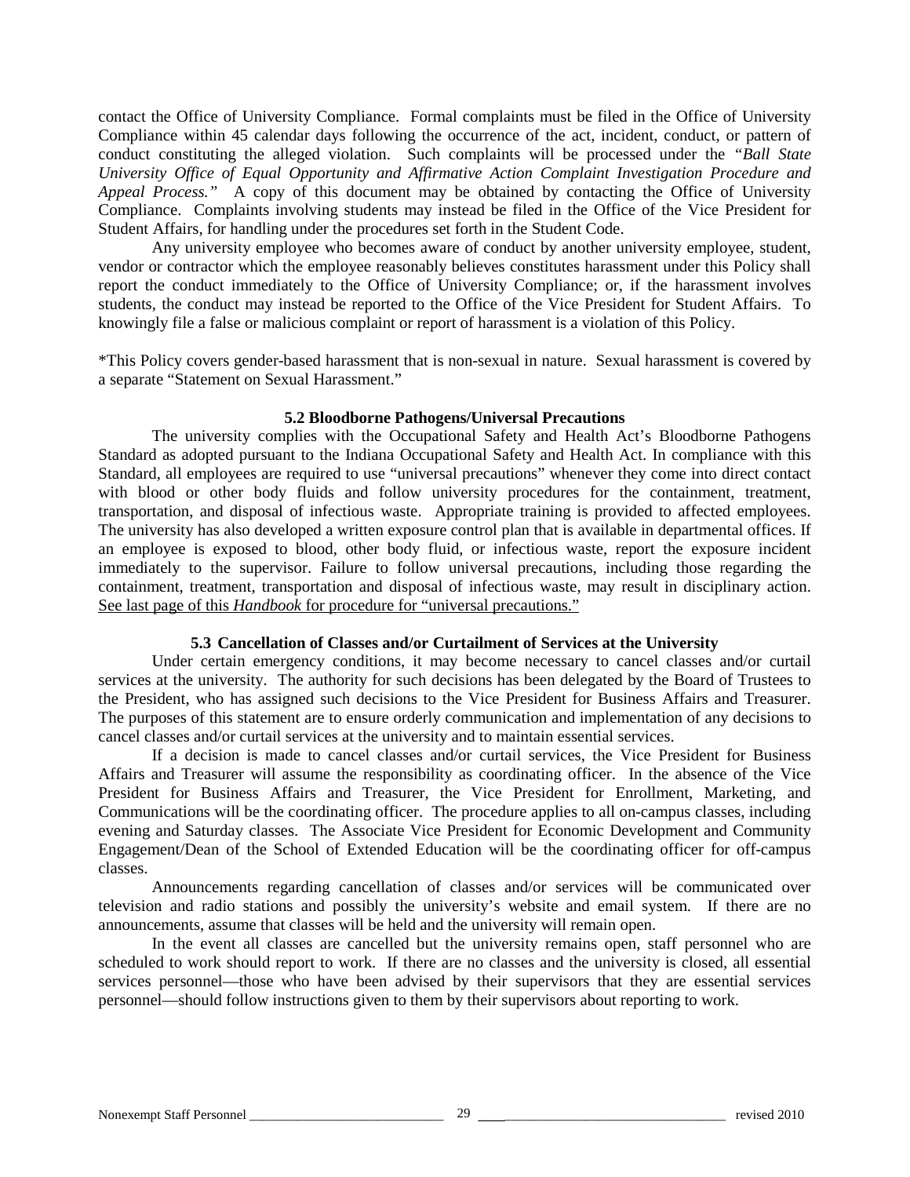contact the Office of University Compliance. Formal complaints must be filed in the Office of University Compliance within 45 calendar days following the occurrence of the act, incident, conduct, or pattern of conduct constituting the alleged violation. Such complaints will be processed under the *"Ball State University Office of Equal Opportunity and Affirmative Action Complaint Investigation Procedure and Appeal Process."* A copy of this document may be obtained by contacting the Office of University Compliance. Complaints involving students may instead be filed in the Office of the Vice President for Student Affairs, for handling under the procedures set forth in the Student Code.

Any university employee who becomes aware of conduct by another university employee, student, vendor or contractor which the employee reasonably believes constitutes harassment under this Policy shall report the conduct immediately to the Office of University Compliance; or, if the harassment involves students, the conduct may instead be reported to the Office of the Vice President for Student Affairs. To knowingly file a false or malicious complaint or report of harassment is a violation of this Policy.

*This Policy covers gender-based harassment that is non-sexual in nature. Sexual harassment is covered by a separate "Statement on Sexual Harassment."

### 5.2 Bloodborne Pathogens/Universal Precautions

The university complies with the Occupational Safety and Health Act's Bloodborne Pathogens Standard as adopted pursuant to the Indiana Occupational Safety and Health Act. In compliance with this Standard, all employees are required to use "universal precautions" whenever they come into direct contact with blood or other body fluids and follow university procedures for the containment, treatment, transportation, and disposal of infectious waste. Appropriate training is provided to affected employees. The university has also developed a written exposure control plan that is available in departmental offices. If an employee is exposed to blood, other body fluid, or infectious waste, report the exposure incident immediately to the supervisor. Failure to follow universal precautions, including those regarding the containment, treatment, transportation and disposal of infectious waste, may result in disciplinary action. See last page of this *Handbook* for procedure for "universal precautions."

### 5.3 Cancellation of Classes and/or Curtailment of Services at the University

Under certain emergency conditions, it may become necessary to cancel classes and/or curtail services at the university. The authority for such decisions has been delegated by the Board of Trustees to the President, who has assigned such decisions to the Vice President for Business Affairs and Treasurer. The purposes of this statement are to ensure orderly communication and implementation of any decisions to cancel classes and/or curtail services at the university and to maintain essential services.

If a decision is made to cancel classes and/or curtail services, the Vice President for Business Affairs and Treasurer will assume the responsibility as coordinating officer. In the absence of the Vice President for Business Affairs and Treasurer, the Vice President for Enrollment, Marketing, and Communications will be the coordinating officer. The procedure applies to all on-campus classes, including evening and Saturday classes. The Associate Vice President for Economic Development and Community Engagement/Dean of the School of Extended Education will be the coordinating officer for off-campus classes.

Announcements regarding cancellation of classes and/or services will be communicated over television and radio stations and possibly the university's website and email system. If there are no announcements, assume that classes will be held and the university will remain open.

In the event all classes are cancelled but the university remains open, staff personnel who are scheduled to work should report to work. If there are no classes and the university is closed, all essential services personnel—those who have been advised by their supervisors that they are essential services personnel—should follow instructions given to them by their supervisors about reporting to work.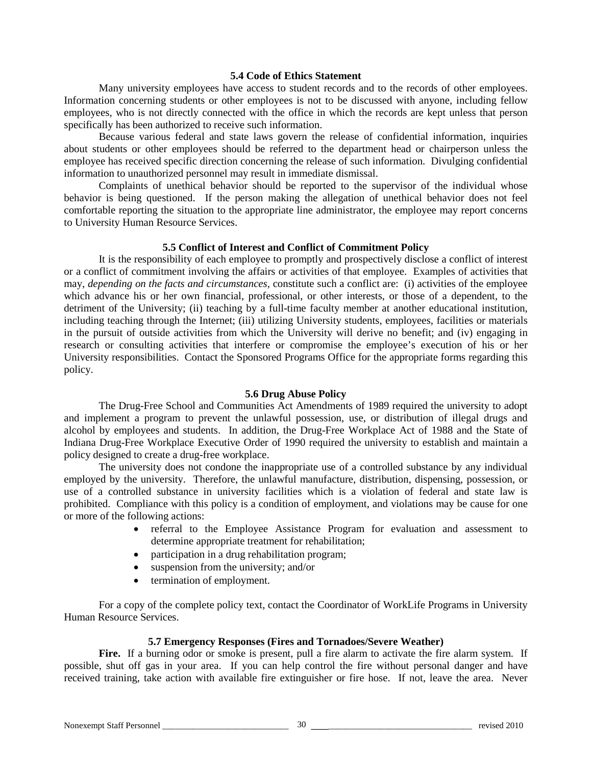### 5.4 Code of Ethics Statement

Many university employees have access to student records and to the records of other employees. Information concerning students or other employees is not to be discussed with anyone, including fellow employees, who is not directly connected with the office in which the records are kept unless that person specifically has been authorized to receive such information.

Because various federal and state laws govern the release of confidential information, inquiries about students or other employees should be referred to the department head or chairperson unless the employee has received specific direction concerning the release of such information. Divulging confidential information to unauthorized personnel may result in immediate dismissal.

Complaints of unethical behavior should be reported to the supervisor of the individual whose behavior is being questioned. If the person making the allegation of unethical behavior does not feel comfortable reporting the situation to the appropriate line administrator, the employee may report concerns to University Human Resource Services.

### 5.5 Conflict of Interest and Conflict of Commitment Policy

It is the responsibility of each employee to promptly and prospectively disclose a conflict of interest or a conflict of commitment involving the affairs or activities of that employee. Examples of activities that may, *depending on the facts and circumstances*, constitute such a conflict are: (i) activities of the employee which advance his or her own financial, professional, or other interests, or those of a dependent, to the detriment of the University; (ii) teaching by a full-time faculty member at another educational institution, including teaching through the Internet; (iii) utilizing University students, employees, facilities or materials in the pursuit of outside activities from which the University will derive no benefit; and (iv) engaging in research or consulting activities that interfere or compromise the employee's execution of his or her University responsibilities. Contact the Sponsored Programs Office for the appropriate forms regarding this policy.

### 5.6 Drug Abuse Policy

The Drug-Free School and Communities Act Amendments of 1989 required the university to adopt and implement a program to prevent the unlawful possession, use, or distribution of illegal drugs and alcohol by employees and students. In addition, the Drug-Free Workplace Act of 1988 and the State of Indiana Drug-Free Workplace Executive Order of 1990 required the university to establish and maintain a policy designed to create a drug-free workplace.

The university does not condone the inappropriate use of a controlled substance by any individual employed by the university. Therefore, the unlawful manufacture, distribution, dispensing, possession, or use of a controlled substance in university facilities which is a violation of federal and state law is prohibited. Compliance with this policy is a condition of employment, and violations may be cause for one or more of the following actions:

- referral to the Employee Assistance Program for evaluation and assessment to determine appropriate treatment for rehabilitation;
- participation in a drug rehabilitation program;
- suspension from the university; and/or
- termination of employment.

For a copy of the complete policy text, contact the Coordinator of WorkLife Programs in University Human Resource Services.

### 5.7 Emergency Responses (Fires and Tornadoes/Severe Weather)

**Fire.** If a burning odor or smoke is present, pull a fire alarm to activate the fire alarm system. If possible, shut off gas in your area. If you can help control the fire without personal danger and have received training, take action with available fire extinguisher or fire hose. If not, leave the area. Never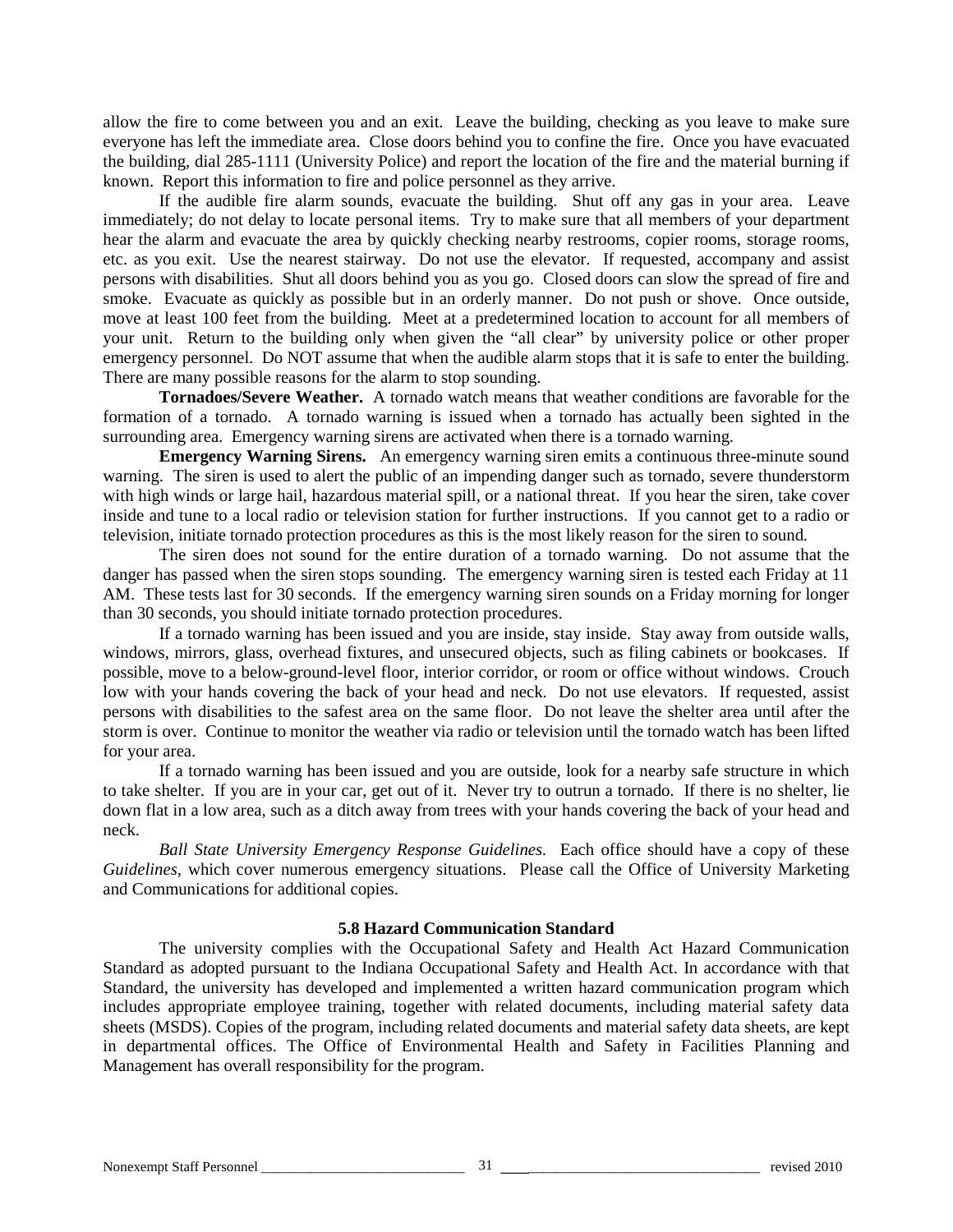allow the fire to come between you and an exit. Leave the building, checking as you leave to make sure everyone has left the immediate area. Close doors behind you to confine the fire. Once you have evacuated the building, dial 285-1111 (University Police) and report the location of the fire and the material burning if known. Report this information to fire and police personnel as they arrive.

If the audible fire alarm sounds, evacuate the building. Shut off any gas in your area. Leave immediately; do not delay to locate personal items. Try to make sure that all members of your department hear the alarm and evacuate the area by quickly checking nearby restrooms, copier rooms, storage rooms, etc. as you exit. Use the nearest stairway. Do not use the elevator. If requested, accompany and assist persons with disabilities. Shut all doors behind you as you go. Closed doors can slow the spread of fire and smoke. Evacuate as quickly as possible but in an orderly manner. Do not push or shove. Once outside, move at least 100 feet from the building. Meet at a predetermined location to account for all members of your unit. Return to the building only when given the "all clear" by university police or other proper emergency personnel. Do NOT assume that when the audible alarm stops that it is safe to enter the building. There are many possible reasons for the alarm to stop sounding.

**Tornadoes/Severe Weather.** A tornado watch means that weather conditions are favorable for the formation of a tornado. A tornado warning is issued when a tornado has actually been sighted in the surrounding area. Emergency warning sirens are activated when there is a tornado warning.

**Emergency Warning Sirens.** An emergency warning siren emits a continuous three-minute sound warning. The siren is used to alert the public of an impending danger such as tornado, severe thunderstorm with high winds or large hail, hazardous material spill, or a national threat. If you hear the siren, take cover inside and tune to a local radio or television station for further instructions. If you cannot get to a radio or television, initiate tornado protection procedures as this is the most likely reason for the siren to sound.

The siren does not sound for the entire duration of a tornado warning. Do not assume that the danger has passed when the siren stops sounding. The emergency warning siren is tested each Friday at 11 AM. These tests last for 30 seconds. If the emergency warning siren sounds on a Friday morning for longer than 30 seconds, you should initiate tornado protection procedures.

If a tornado warning has been issued and you are inside, stay inside. Stay away from outside walls, windows, mirrors, glass, overhead fixtures, and unsecured objects, such as filing cabinets or bookcases. If possible, move to a below-ground-level floor, interior corridor, or room or office without windows. Crouch low with your hands covering the back of your head and neck. Do not use elevators. If requested, assist persons with disabilities to the safest area on the same floor. Do not leave the shelter area until after the storm is over. Continue to monitor the weather via radio or television until the tornado watch has been lifted for your area.

If a tornado warning has been issued and you are outside, look for a nearby safe structure in which to take shelter. If you are in your car, get out of it. Never try to outrun a tornado. If there is no shelter, lie down flat in a low area, such as a ditch away from trees with your hands covering the back of your head and neck.

*Ball State University Emergency Response Guidelines.* Each office should have a copy of these *Guidelines*, which cover numerous emergency situations. Please call the Office of University Marketing and Communications for additional copies.

### 5.8 Hazard Communication Standard

The university complies with the Occupational Safety and Health Act Hazard Communication Standard as adopted pursuant to the Indiana Occupational Safety and Health Act. In accordance with that Standard, the university has developed and implemented a written hazard communication program which includes appropriate employee training, together with related documents, including material safety data sheets (MSDS). Copies of the program, including related documents and material safety data sheets, are kept in departmental offices. The Office of Environmental Health and Safety in Facilities Planning and Management has overall responsibility for the program.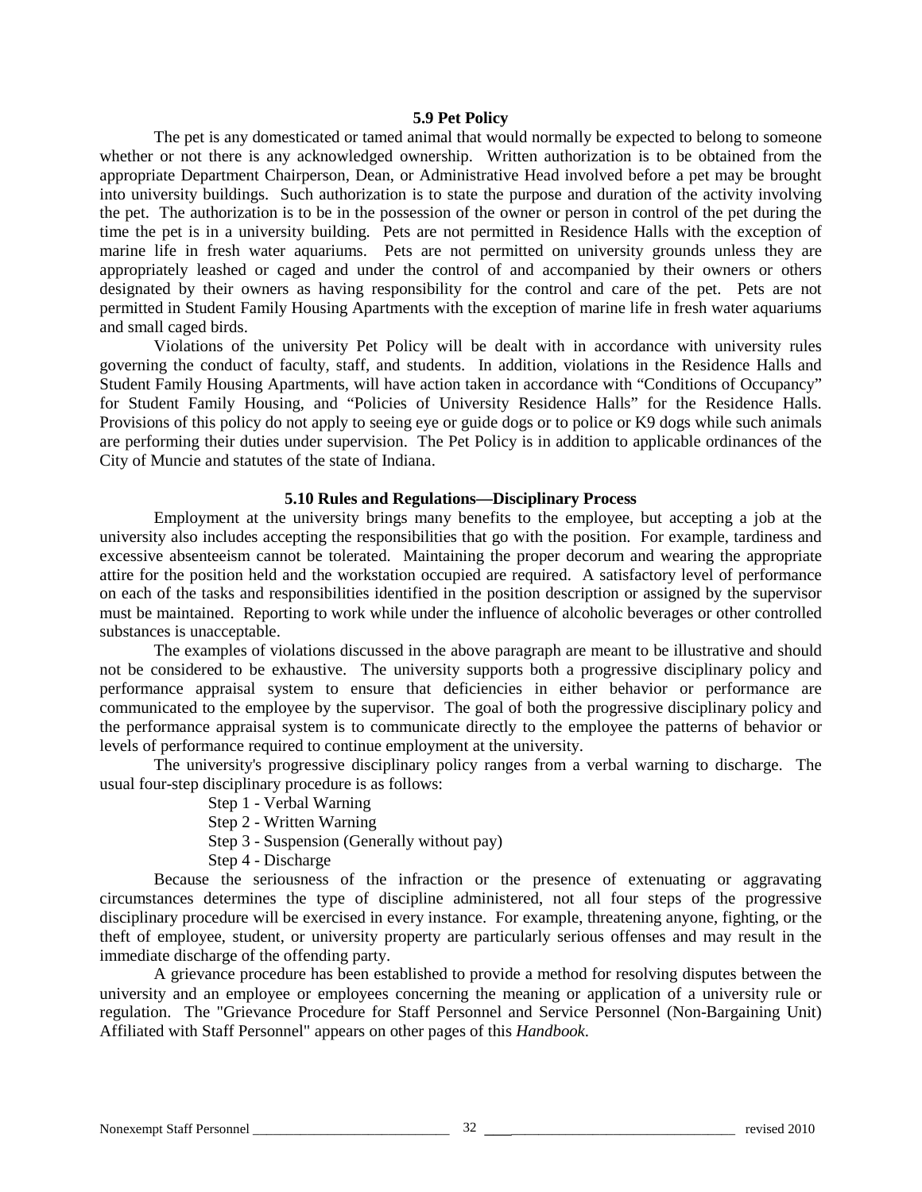### 5.9 Pet Policy

The pet is any domesticated or tamed animal that would normally be expected to belong to someone whether or not there is any acknowledged ownership. Written authorization is to be obtained from the appropriate Department Chairperson, Dean, or Administrative Head involved before a pet may be brought into university buildings. Such authorization is to state the purpose and duration of the activity involving the pet. The authorization is to be in the possession of the owner or person in control of the pet during the time the pet is in a university building. Pets are not permitted in Residence Halls with the exception of marine life in fresh water aquariums. Pets are not permitted on university grounds unless they are appropriately leashed or caged and under the control of and accompanied by their owners or others designated by their owners as having responsibility for the control and care of the pet. Pets are not permitted in Student Family Housing Apartments with the exception of marine life in fresh water aquariums and small caged birds.

Violations of the university Pet Policy will be dealt with in accordance with university rules governing the conduct of faculty, staff, and students. In addition, violations in the Residence Halls and Student Family Housing Apartments, will have action taken in accordance with "Conditions of Occupancy" for Student Family Housing, and "Policies of University Residence Halls" for the Residence Halls. Provisions of this policy do not apply to seeing eye or guide dogs or to police or K9 dogs while such animals are performing their duties under supervision. The Pet Policy is in addition to applicable ordinances of the City of Muncie and statutes of the state of Indiana.

### 5.10 Rules and Regulations—Disciplinary Process

Employment at the university brings many benefits to the employee, but accepting a job at the university also includes accepting the responsibilities that go with the position. For example, tardiness and excessive absenteeism cannot be tolerated. Maintaining the proper decorum and wearing the appropriate attire for the position held and the workstation occupied are required. A satisfactory level of performance on each of the tasks and responsibilities identified in the position description or assigned by the supervisor must be maintained. Reporting to work while under the influence of alcoholic beverages or other controlled substances is unacceptable.

The examples of violations discussed in the above paragraph are meant to be illustrative and should not be considered to be exhaustive. The university supports both a progressive disciplinary policy and performance appraisal system to ensure that deficiencies in either behavior or performance are communicated to the employee by the supervisor. The goal of both the progressive disciplinary policy and the performance appraisal system is to communicate directly to the employee the patterns of behavior or levels of performance required to continue employment at the university.

The university's progressive disciplinary policy ranges from a verbal warning to discharge. The usual four-step disciplinary procedure is as follows:

- Step 1 - Verbal Warning
- Step 2 - Written Warning
- Step 3 - Suspension (Generally without pay)
- Step 4 - Discharge

Because the seriousness of the infraction or the presence of extenuating or aggravating circumstances determines the type of discipline administered, not all four steps of the progressive disciplinary procedure will be exercised in every instance. For example, threatening anyone, fighting, or the theft of employee, student, or university property are particularly serious offenses and may result in the immediate discharge of the offending party.

A grievance procedure has been established to provide a method for resolving disputes between the university and an employee or employees concerning the meaning or application of a university rule or regulation. The "Grievance Procedure for Staff Personnel and Service Personnel (Non-Bargaining Unit) Affiliated with Staff Personnel" appears on other pages of this *Handbook*.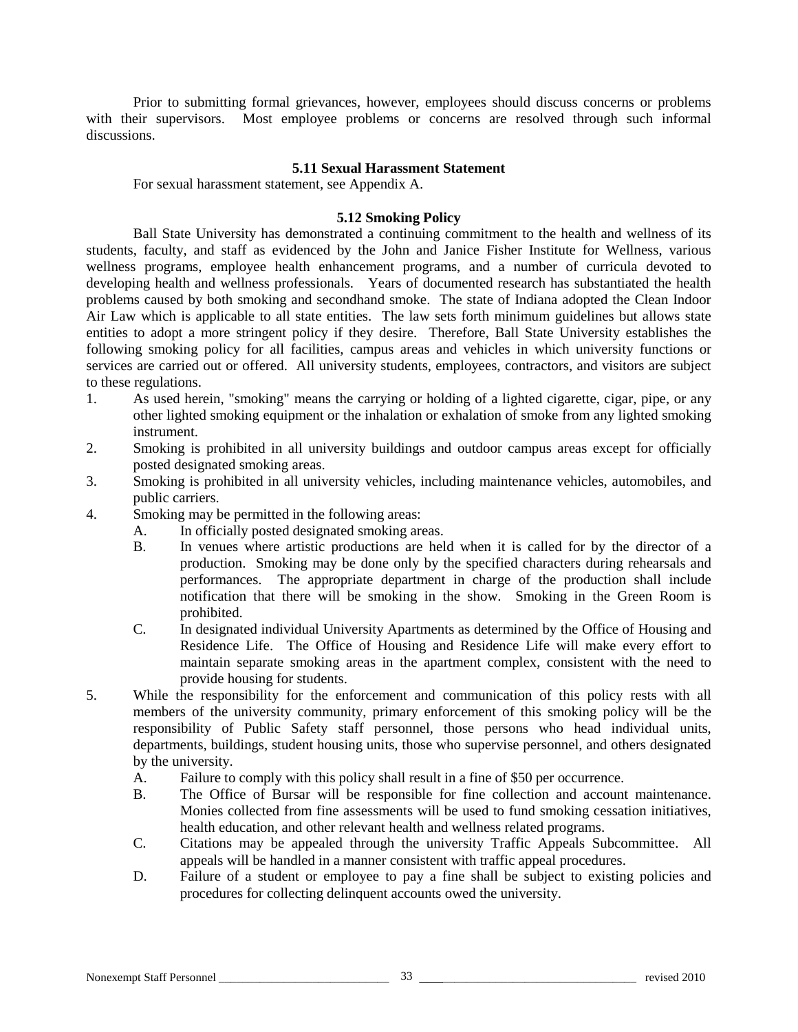Prior to submitting formal grievances, however, employees should discuss concerns or problems with their supervisors. Most employee problems or concerns are resolved through such informal discussions.

### 5.11 Sexual Harassment Statement

For sexual harassment statement, see Appendix A.

### 5.12 Smoking Policy

Ball State University has demonstrated a continuing commitment to the health and wellness of its students, faculty, and staff as evidenced by the John and Janice Fisher Institute for Wellness, various wellness programs, employee health enhancement programs, and a number of curricula devoted to developing health and wellness professionals. Years of documented research has substantiated the health problems caused by both smoking and secondhand smoke. The state of Indiana adopted the Clean Indoor Air Law which is applicable to all state entities. The law sets forth minimum guidelines but allows state entities to adopt a more stringent policy if they desire. Therefore, Ball State University establishes the following smoking policy for all facilities, campus areas and vehicles in which university functions or services are carried out or offered. All university students, employees, contractors, and visitors are subject to these regulations.

1. As used herein, "smoking" means the carrying or holding of a lighted cigarette, cigar, pipe, or any other lighted smoking equipment or the inhalation or exhalation of smoke from any lighted smoking instrument.
2. Smoking is prohibited in all university buildings and outdoor campus areas except for officially posted designated smoking areas.
3. Smoking is prohibited in all university vehicles, including maintenance vehicles, automobiles, and public carriers.
4. Smoking may be permitted in the following areas:
   - A. In officially posted designated smoking areas.
   - B. In venues where artistic productions are held when it is called for by the director of a production. Smoking may be done only by the specified characters during rehearsals and performances. The appropriate department in charge of the production shall include notification that there will be smoking in the show. Smoking in the Green Room is prohibited.
   - C. In designated individual University Apartments as determined by the Office of Housing and Residence Life. The Office of Housing and Residence Life will make every effort to maintain separate smoking areas in the apartment complex, consistent with the need to provide housing for students.
5. While the responsibility for the enforcement and communication of this policy rests with all members of the university community, primary enforcement of this smoking policy will be the responsibility of Public Safety staff personnel, those persons who head individual units, departments, buildings, student housing units, those who supervise personnel, and others designated by the university.
   - A. Failure to comply with this policy shall result in a fine of $50 per occurrence.
   - B. The Office of Bursar will be responsible for fine collection and account maintenance. Monies collected from fine assessments will be used to fund smoking cessation initiatives, health education, and other relevant health and wellness related programs.
   - C. Citations may be appealed through the university Traffic Appeals Subcommittee. All appeals will be handled in a manner consistent with traffic appeal procedures.
   - D. Failure of a student or employee to pay a fine shall be subject to existing policies and procedures for collecting delinquent accounts owed the university.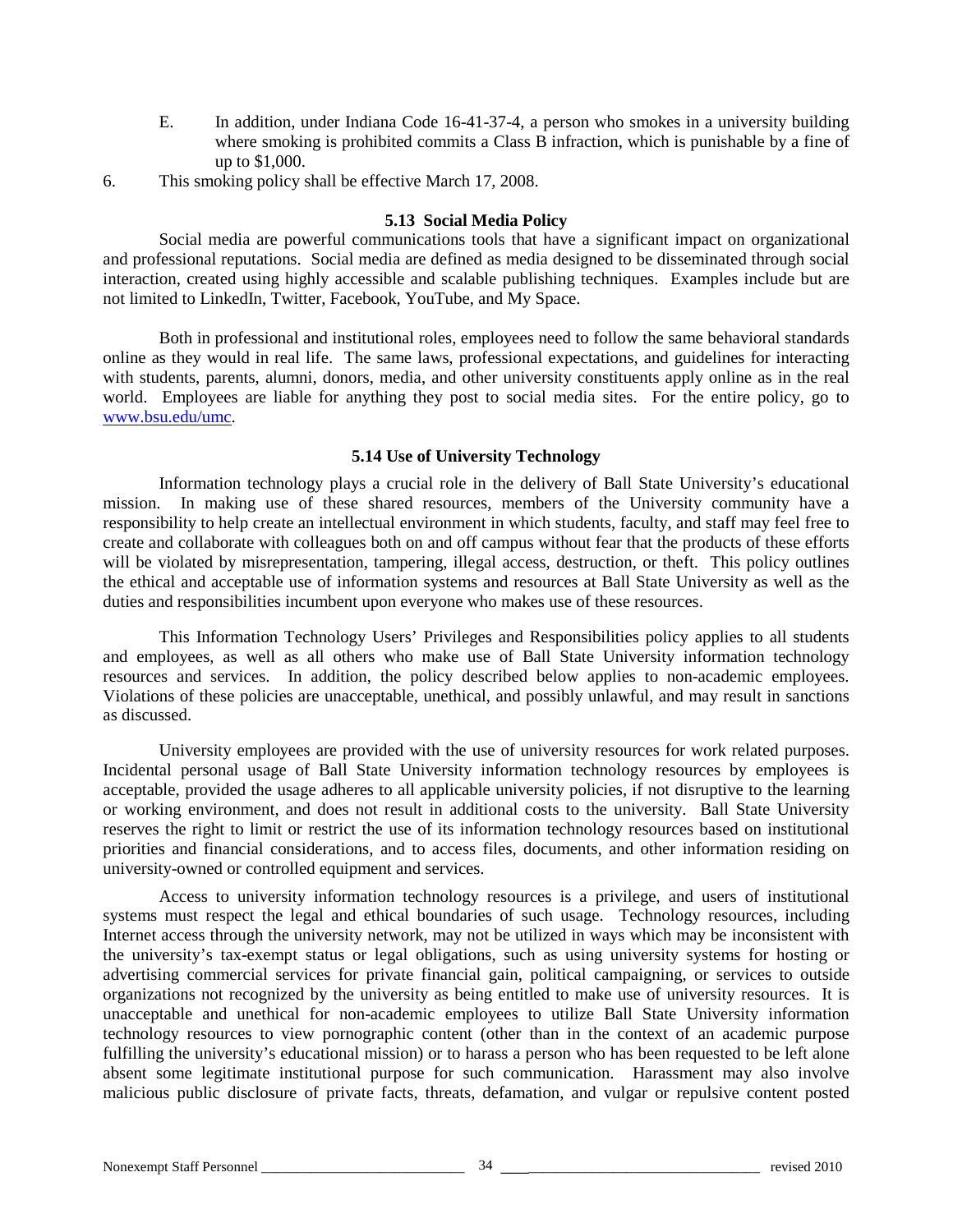E. In addition, under Indiana Code 16-41-37-4, a person who smokes in a university building where smoking is prohibited commits a Class B infraction, which is punishable by a fine of up to $1,000.

6. This smoking policy shall be effective March 17, 2008.

### 5.13 Social Media Policy

Social media are powerful communications tools that have a significant impact on organizational and professional reputations. Social media are defined as media designed to be disseminated through social interaction, created using highly accessible and scalable publishing techniques. Examples include but are not limited to LinkedIn, Twitter, Facebook, YouTube, and My Space.

Both in professional and institutional roles, employees need to follow the same behavioral standards online as they would in real life. The same laws, professional expectations, and guidelines for interacting with students, parents, alumni, donors, media, and other university constituents apply online as in the real world. Employees are liable for anything they post to social media sites. For the entire policy, go to www.bsu.edu/umc.

### 5.14 Use of University Technology

Information technology plays a crucial role in the delivery of Ball State University's educational mission. In making use of these shared resources, members of the University community have a responsibility to help create an intellectual environment in which students, faculty, and staff may feel free to create and collaborate with colleagues both on and off campus without fear that the products of these efforts will be violated by misrepresentation, tampering, illegal access, destruction, or theft. This policy outlines the ethical and acceptable use of information systems and resources at Ball State University as well as the duties and responsibilities incumbent upon everyone who makes use of these resources.

This Information Technology Users' Privileges and Responsibilities policy applies to all students and employees, as well as all others who make use of Ball State University information technology resources and services. In addition, the policy described below applies to non-academic employees. Violations of these policies are unacceptable, unethical, and possibly unlawful, and may result in sanctions as discussed.

University employees are provided with the use of university resources for work related purposes. Incidental personal usage of Ball State University information technology resources by employees is acceptable, provided the usage adheres to all applicable university policies, if not disruptive to the learning or working environment, and does not result in additional costs to the university. Ball State University reserves the right to limit or restrict the use of its information technology resources based on institutional priorities and financial considerations, and to access files, documents, and other information residing on university-owned or controlled equipment and services.

Access to university information technology resources is a privilege, and users of institutional systems must respect the legal and ethical boundaries of such usage. Technology resources, including Internet access through the university network, may not be utilized in ways which may be inconsistent with the university's tax-exempt status or legal obligations, such as using university systems for hosting or advertising commercial services for private financial gain, political campaigning, or services to outside organizations not recognized by the university as being entitled to make use of university resources. It is unacceptable and unethical for non-academic employees to utilize Ball State University information technology resources to view pornographic content (other than in the context of an academic purpose fulfilling the university's educational mission) or to harass a person who has been requested to be left alone absent some legitimate institutional purpose for such communication. Harassment may also involve malicious public disclosure of private facts, threats, defamation, and vulgar or repulsive content posted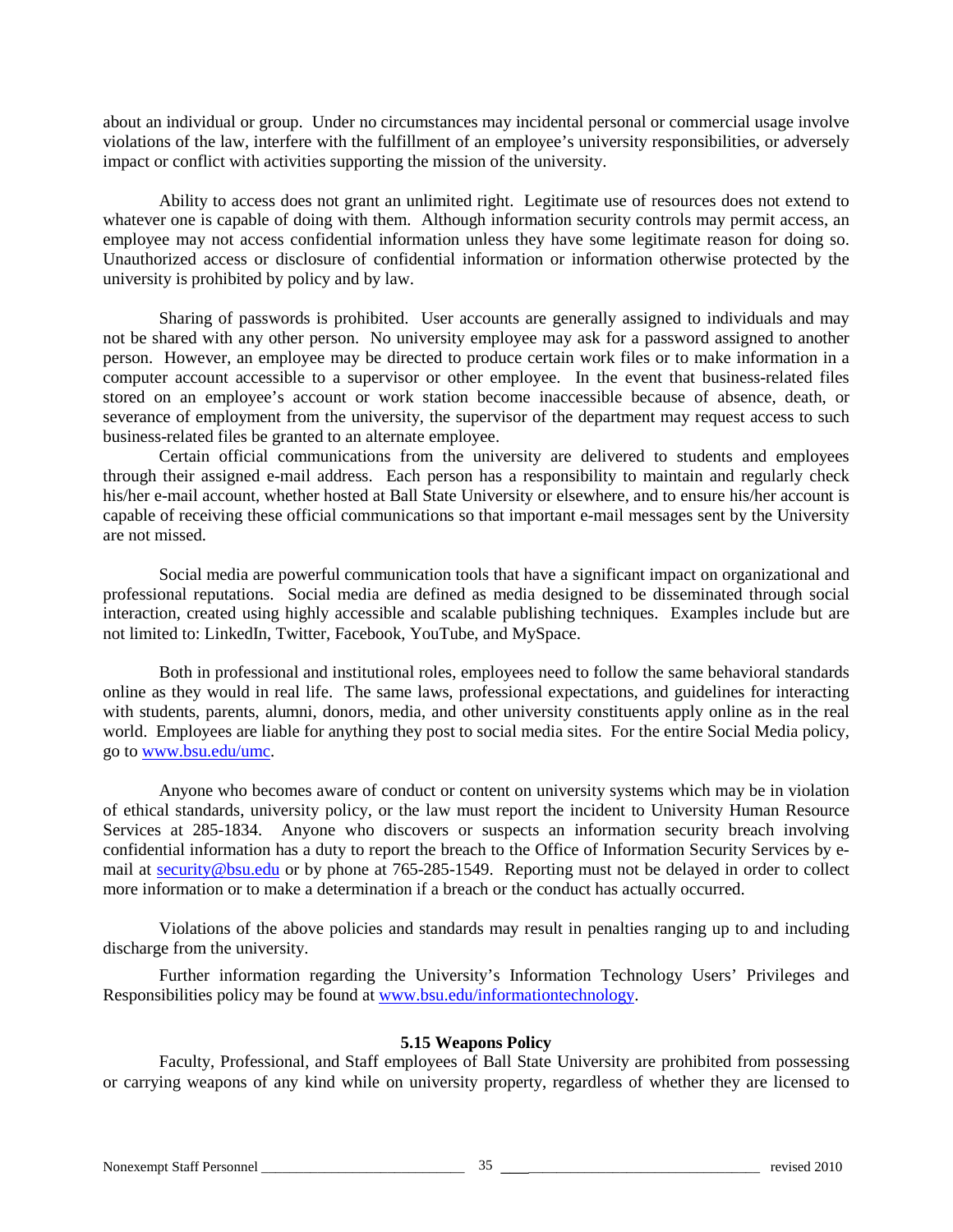about an individual or group. Under no circumstances may incidental personal or commercial usage involve violations of the law, interfere with the fulfillment of an employee's university responsibilities, or adversely impact or conflict with activities supporting the mission of the university.

Ability to access does not grant an unlimited right. Legitimate use of resources does not extend to whatever one is capable of doing with them. Although information security controls may permit access, an employee may not access confidential information unless they have some legitimate reason for doing so. Unauthorized access or disclosure of confidential information or information otherwise protected by the university is prohibited by policy and by law.

Sharing of passwords is prohibited. User accounts are generally assigned to individuals and may not be shared with any other person. No university employee may ask for a password assigned to another person. However, an employee may be directed to produce certain work files or to make information in a computer account accessible to a supervisor or other employee. In the event that business-related files stored on an employee's account or work station become inaccessible because of absence, death, or severance of employment from the university, the supervisor of the department may request access to such business-related files be granted to an alternate employee.

Certain official communications from the university are delivered to students and employees through their assigned e-mail address. Each person has a responsibility to maintain and regularly check his/her e-mail account, whether hosted at Ball State University or elsewhere, and to ensure his/her account is capable of receiving these official communications so that important e-mail messages sent by the University are not missed.

Social media are powerful communication tools that have a significant impact on organizational and professional reputations. Social media are defined as media designed to be disseminated through social interaction, created using highly accessible and scalable publishing techniques. Examples include but are not limited to: LinkedIn, Twitter, Facebook, YouTube, and MySpace.

Both in professional and institutional roles, employees need to follow the same behavioral standards online as they would in real life. The same laws, professional expectations, and guidelines for interacting with students, parents, alumni, donors, media, and other university constituents apply online as in the real world. Employees are liable for anything they post to social media sites. For the entire Social Media policy, go to [www.bsu.edu/umc](http://www.bsu.edu/umc).

Anyone who becomes aware of conduct or content on university systems which may be in violation of ethical standards, university policy, or the law must report the incident to University Human Resource Services at 285-1834. Anyone who discovers or suspects an information security breach involving confidential information has a duty to report the breach to the Office of Information Security Services by e-mail at [security@bsu.edu](mailto:security@bsu.edu) or by phone at 765-285-1549. Reporting must not be delayed in order to collect more information or to make a determination if a breach or the conduct has actually occurred.

Violations of the above policies and standards may result in penalties ranging up to and including discharge from the university.

Further information regarding the University's Information Technology Users' Privileges and Responsibilities policy may be found at [www.bsu.edu/informationtechnology](http://www.bsu.edu/informationtechnology).

**5.15 Weapons Policy**

Faculty, Professional, and Staff employees of Ball State University are prohibited from possessing or carrying weapons of any kind while on university property, regardless of whether they are licensed to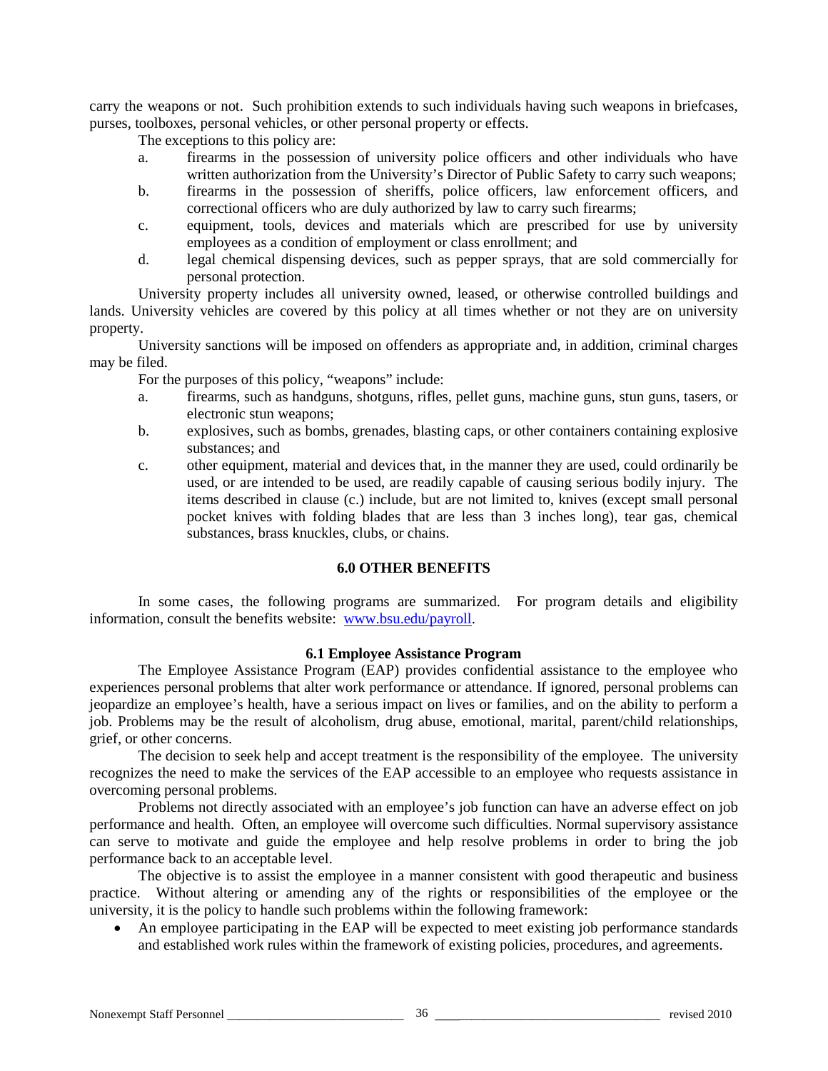carry the weapons or not. Such prohibition extends to such individuals having such weapons in briefcases, purses, toolboxes, personal vehicles, or other personal property or effects.

The exceptions to this policy are:

a. firearms in the possession of university police officers and other individuals who have written authorization from the University's Director of Public Safety to carry such weapons;
b. firearms in the possession of sheriffs, police officers, law enforcement officers, and correctional officers who are duly authorized by law to carry such firearms;
c. equipment, tools, devices and materials which are prescribed for use by university employees as a condition of employment or class enrollment; and
d. legal chemical dispensing devices, such as pepper sprays, that are sold commercially for personal protection.

University property includes all university owned, leased, or otherwise controlled buildings and lands. University vehicles are covered by this policy at all times whether or not they are on university property.

University sanctions will be imposed on offenders as appropriate and, in addition, criminal charges may be filed.

For the purposes of this policy, "weapons" include:

a. firearms, such as handguns, shotguns, rifles, pellet guns, machine guns, stun guns, tasers, or electronic stun weapons;
b. explosives, such as bombs, grenades, blasting caps, or other containers containing explosive substances; and
c. other equipment, material and devices that, in the manner they are used, could ordinarily be used, or are intended to be used, are readily capable of causing serious bodily injury. The items described in clause (c.) include, but are not limited to, knives (except small personal pocket knives with folding blades that are less than 3 inches long), tear gas, chemical substances, brass knuckles, clubs, or chains.

## 6.0 OTHER BENEFITS

In some cases, the following programs are summarized. For program details and eligibility information, consult the benefits website: www.bsu.edu/payroll.

### 6.1 Employee Assistance Program

The Employee Assistance Program (EAP) provides confidential assistance to the employee who experiences personal problems that alter work performance or attendance. If ignored, personal problems can jeopardize an employee's health, have a serious impact on lives or families, and on the ability to perform a job. Problems may be the result of alcoholism, drug abuse, emotional, marital, parent/child relationships, grief, or other concerns.

The decision to seek help and accept treatment is the responsibility of the employee. The university recognizes the need to make the services of the EAP accessible to an employee who requests assistance in overcoming personal problems.

Problems not directly associated with an employee's job function can have an adverse effect on job performance and health. Often, an employee will overcome such difficulties. Normal supervisory assistance can serve to motivate and guide the employee and help resolve problems in order to bring the job performance back to an acceptable level.

The objective is to assist the employee in a manner consistent with good therapeutic and business practice. Without altering or amending any of the rights or responsibilities of the employee or the university, it is the policy to handle such problems within the following framework:

- An employee participating in the EAP will be expected to meet existing job performance standards and established work rules within the framework of existing policies, procedures, and agreements.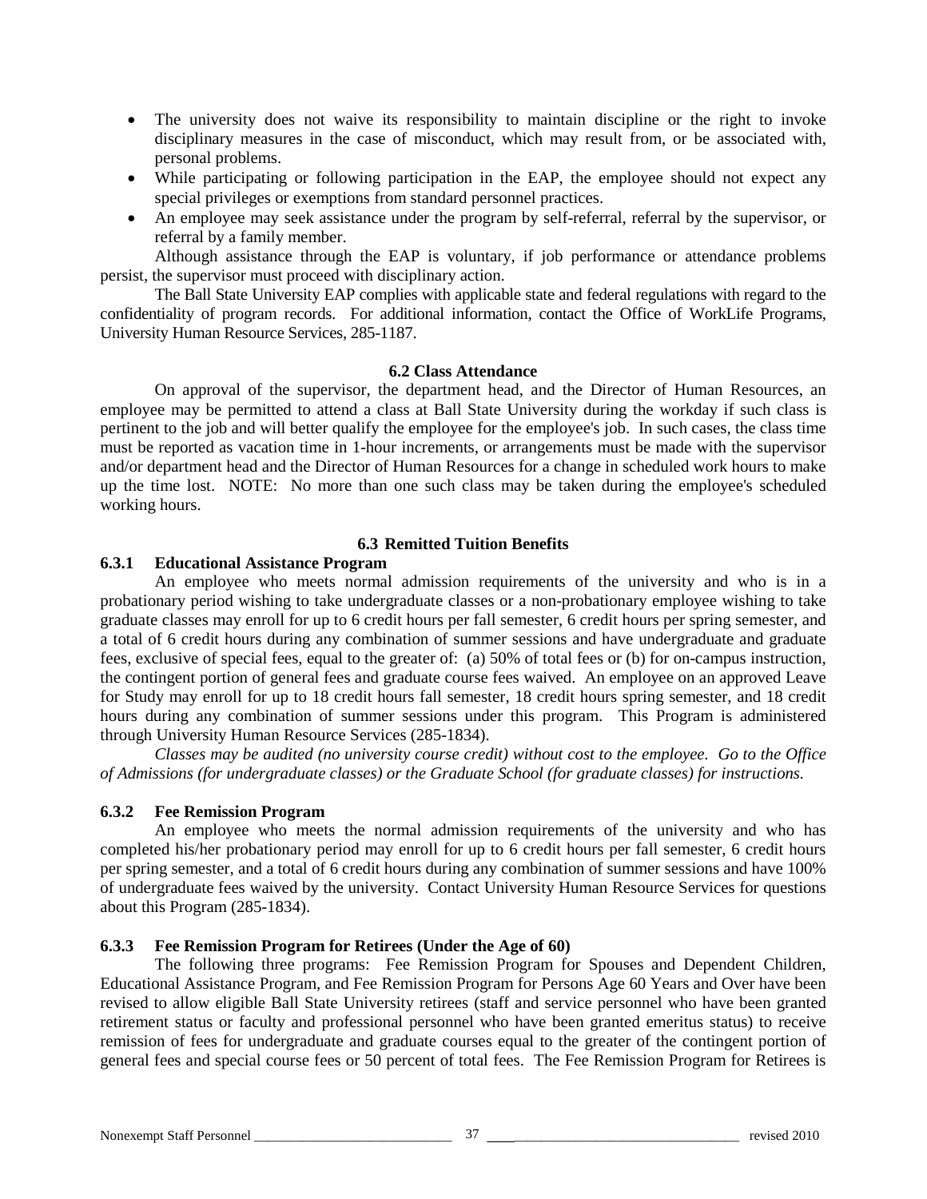- The university does not waive its responsibility to maintain discipline or the right to invoke disciplinary measures in the case of misconduct, which may result from, or be associated with, personal problems.
- While participating or following participation in the EAP, the employee should not expect any special privileges or exemptions from standard personnel practices.
- An employee may seek assistance under the program by self-referral, referral by the supervisor, or referral by a family member.

Although assistance through the EAP is voluntary, if job performance or attendance problems persist, the supervisor must proceed with disciplinary action.

The Ball State University EAP complies with applicable state and federal regulations with regard to the confidentiality of program records. For additional information, contact the Office of WorkLife Programs, University Human Resource Services, 285-1187.

## 6.2 Class Attendance

On approval of the supervisor, the department head, and the Director of Human Resources, an employee may be permitted to attend a class at Ball State University during the workday if such class is pertinent to the job and will better qualify the employee for the employee's job. In such cases, the class time must be reported as vacation time in 1-hour increments, or arrangements must be made with the supervisor and/or department head and the Director of Human Resources for a change in scheduled work hours to make up the time lost. NOTE: No more than one such class may be taken during the employee's scheduled working hours.

## 6.3 Remitted Tuition Benefits

### 6.3.1 Educational Assistance Program

An employee who meets normal admission requirements of the university and who is in a probationary period wishing to take undergraduate classes or a non-probationary employee wishing to take graduate classes may enroll for up to 6 credit hours per fall semester, 6 credit hours per spring semester, and a total of 6 credit hours during any combination of summer sessions and have undergraduate and graduate fees, exclusive of special fees, equal to the greater of: (a) 50% of total fees or (b) for on-campus instruction, the contingent portion of general fees and graduate course fees waived. An employee on an approved Leave for Study may enroll for up to 18 credit hours fall semester, 18 credit hours spring semester, and 18 credit hours during any combination of summer sessions under this program. This Program is administered through University Human Resource Services (285-1834).

*Classes may be audited (no university course credit) without cost to the employee. Go to the Office of Admissions (for undergraduate classes) or the Graduate School (for graduate classes) for instructions.*

### 6.3.2 Fee Remission Program

An employee who meets the normal admission requirements of the university and who has completed his/her probationary period may enroll for up to 6 credit hours per fall semester, 6 credit hours per spring semester, and a total of 6 credit hours during any combination of summer sessions and have 100% of undergraduate fees waived by the university. Contact University Human Resource Services for questions about this Program (285-1834).

### 6.3.3 Fee Remission Program for Retirees (Under the Age of 60)

The following three programs: Fee Remission Program for Spouses and Dependent Children, Educational Assistance Program, and Fee Remission Program for Persons Age 60 Years and Over have been revised to allow eligible Ball State University retirees (staff and service personnel who have been granted retirement status or faculty and professional personnel who have been granted emeritus status) to receive remission of fees for undergraduate and graduate courses equal to the greater of the contingent portion of general fees and special course fees or 50 percent of total fees. The Fee Remission Program for Retirees is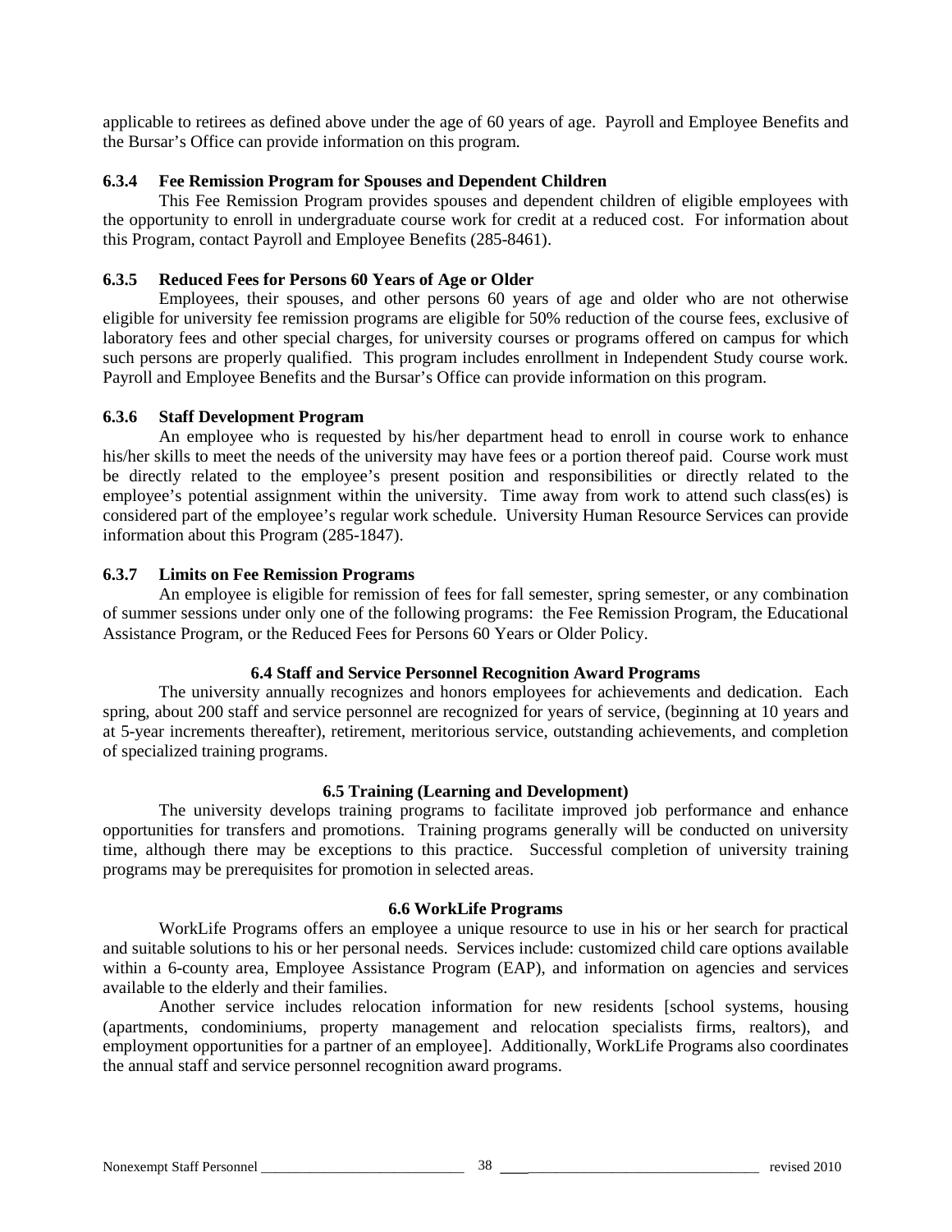applicable to retirees as defined above under the age of 60 years of age. Payroll and Employee Benefits and the Bursar's Office can provide information on this program.

### 6.3.4 Fee Remission Program for Spouses and Dependent Children

This Fee Remission Program provides spouses and dependent children of eligible employees with the opportunity to enroll in undergraduate course work for credit at a reduced cost. For information about this Program, contact Payroll and Employee Benefits (285-8461).

### 6.3.5 Reduced Fees for Persons 60 Years of Age or Older

Employees, their spouses, and other persons 60 years of age and older who are not otherwise eligible for university fee remission programs are eligible for 50% reduction of the course fees, exclusive of laboratory fees and other special charges, for university courses or programs offered on campus for which such persons are properly qualified. This program includes enrollment in Independent Study course work. Payroll and Employee Benefits and the Bursar's Office can provide information on this program.

### 6.3.6 Staff Development Program

An employee who is requested by his/her department head to enroll in course work to enhance his/her skills to meet the needs of the university may have fees or a portion thereof paid. Course work must be directly related to the employee's present position and responsibilities or directly related to the employee's potential assignment within the university. Time away from work to attend such class(es) is considered part of the employee's regular work schedule. University Human Resource Services can provide information about this Program (285-1847).

### 6.3.7 Limits on Fee Remission Programs

An employee is eligible for remission of fees for fall semester, spring semester, or any combination of summer sessions under only one of the following programs: the Fee Remission Program, the Educational Assistance Program, or the Reduced Fees for Persons 60 Years or Older Policy.

## 6.4 Staff and Service Personnel Recognition Award Programs

The university annually recognizes and honors employees for achievements and dedication. Each spring, about 200 staff and service personnel are recognized for years of service, (beginning at 10 years and at 5-year increments thereafter), retirement, meritorious service, outstanding achievements, and completion of specialized training programs.

## 6.5 Training (Learning and Development)

The university develops training programs to facilitate improved job performance and enhance opportunities for transfers and promotions. Training programs generally will be conducted on university time, although there may be exceptions to this practice. Successful completion of university training programs may be prerequisites for promotion in selected areas.

## 6.6 WorkLife Programs

WorkLife Programs offers an employee a unique resource to use in his or her search for practical and suitable solutions to his or her personal needs. Services include: customized child care options available within a 6-county area, Employee Assistance Program (EAP), and information on agencies and services available to the elderly and their families.

Another service includes relocation information for new residents [school systems, housing (apartments, condominiums, property management and relocation specialists firms, realtors), and employment opportunities for a partner of an employee]. Additionally, WorkLife Programs also coordinates the annual staff and service personnel recognition award programs.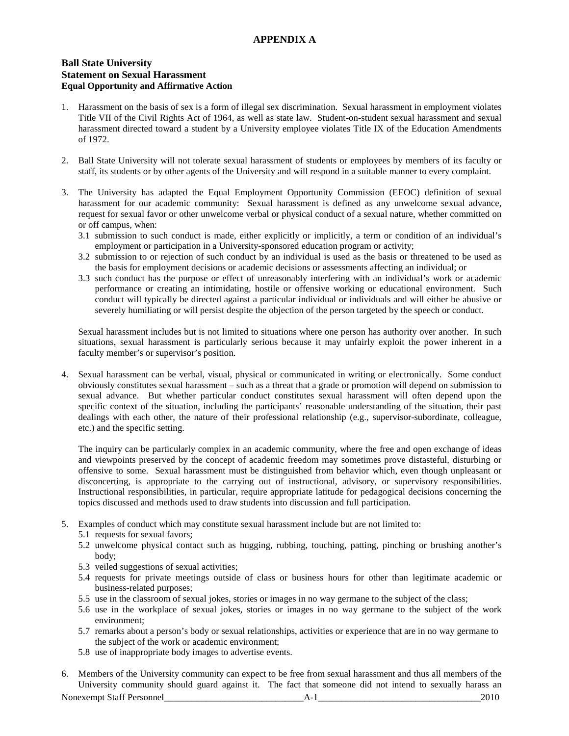# APPENDIX A

**Ball State University**
**Statement on Sexual Harassment**
**Equal Opportunity and Affirmative Action**

1. Harassment on the basis of sex is a form of illegal sex discrimination. Sexual harassment in employment violates Title VII of the Civil Rights Act of 1964, as well as state law. Student-on-student sexual harassment and sexual harassment directed toward a student by a University employee violates Title IX of the Education Amendments of 1972.

2. Ball State University will not tolerate sexual harassment of students or employees by members of its faculty or staff, its students or by other agents of the University and will respond in a suitable manner to every complaint.

3. The University has adapted the Equal Employment Opportunity Commission (EEOC) definition of sexual harassment for our academic community: Sexual harassment is defined as any unwelcome sexual advance, request for sexual favor or other unwelcome verbal or physical conduct of a sexual nature, whether committed on or off campus, when:
   - 3.1 submission to such conduct is made, either explicitly or implicitly, a term or condition of an individual's employment or participation in a University-sponsored education program or activity;
   - 3.2 submission to or rejection of such conduct by an individual is used as the basis or threatened to be used as the basis for employment decisions or academic decisions or assessments affecting an individual; or
   - 3.3 such conduct has the purpose or effect of unreasonably interfering with an individual's work or academic performance or creating an intimidating, hostile or offensive working or educational environment. Such conduct will typically be directed against a particular individual or individuals and will either be abusive or severely humiliating or will persist despite the objection of the person targeted by the speech or conduct.

   Sexual harassment includes but is not limited to situations where one person has authority over another. In such situations, sexual harassment is particularly serious because it may unfairly exploit the power inherent in a faculty member's or supervisor's position.

4. Sexual harassment can be verbal, visual, physical or communicated in writing or electronically. Some conduct obviously constitutes sexual harassment – such as a threat that a grade or promotion will depend on submission to sexual advance. But whether particular conduct constitutes sexual harassment will often depend upon the specific context of the situation, including the participants' reasonable understanding of the situation, their past dealings with each other, the nature of their professional relationship (e.g., supervisor-subordinate, colleague, etc.) and the specific setting.

   The inquiry can be particularly complex in an academic community, where the free and open exchange of ideas and viewpoints preserved by the concept of academic freedom may sometimes prove distasteful, disturbing or offensive to some. Sexual harassment must be distinguished from behavior which, even though unpleasant or disconcerting, is appropriate to the carrying out of instructional, advisory, or supervisory responsibilities. Instructional responsibilities, in particular, require appropriate latitude for pedagogical decisions concerning the topics discussed and methods used to draw students into discussion and full participation.

5. Examples of conduct which may constitute sexual harassment include but are not limited to:
   - 5.1 requests for sexual favors;
   - 5.2 unwelcome physical contact such as hugging, rubbing, touching, patting, pinching or brushing another's body;
   - 5.3 veiled suggestions of sexual activities;
   - 5.4 requests for private meetings outside of class or business hours for other than legitimate academic or business-related purposes;
   - 5.5 use in the classroom of sexual jokes, stories or images in no way germane to the subject of the class;
   - 5.6 use in the workplace of sexual jokes, stories or images in no way germane to the subject of the work environment;
   - 5.7 remarks about a person's body or sexual relationships, activities or experience that are in no way germane to the subject of the work or academic environment;
   - 5.8 use of inappropriate body images to advertise events.

6. Members of the University community can expect to be free from sexual harassment and thus all members of the University community should guard against it. The fact that someone did not intend to sexually harass an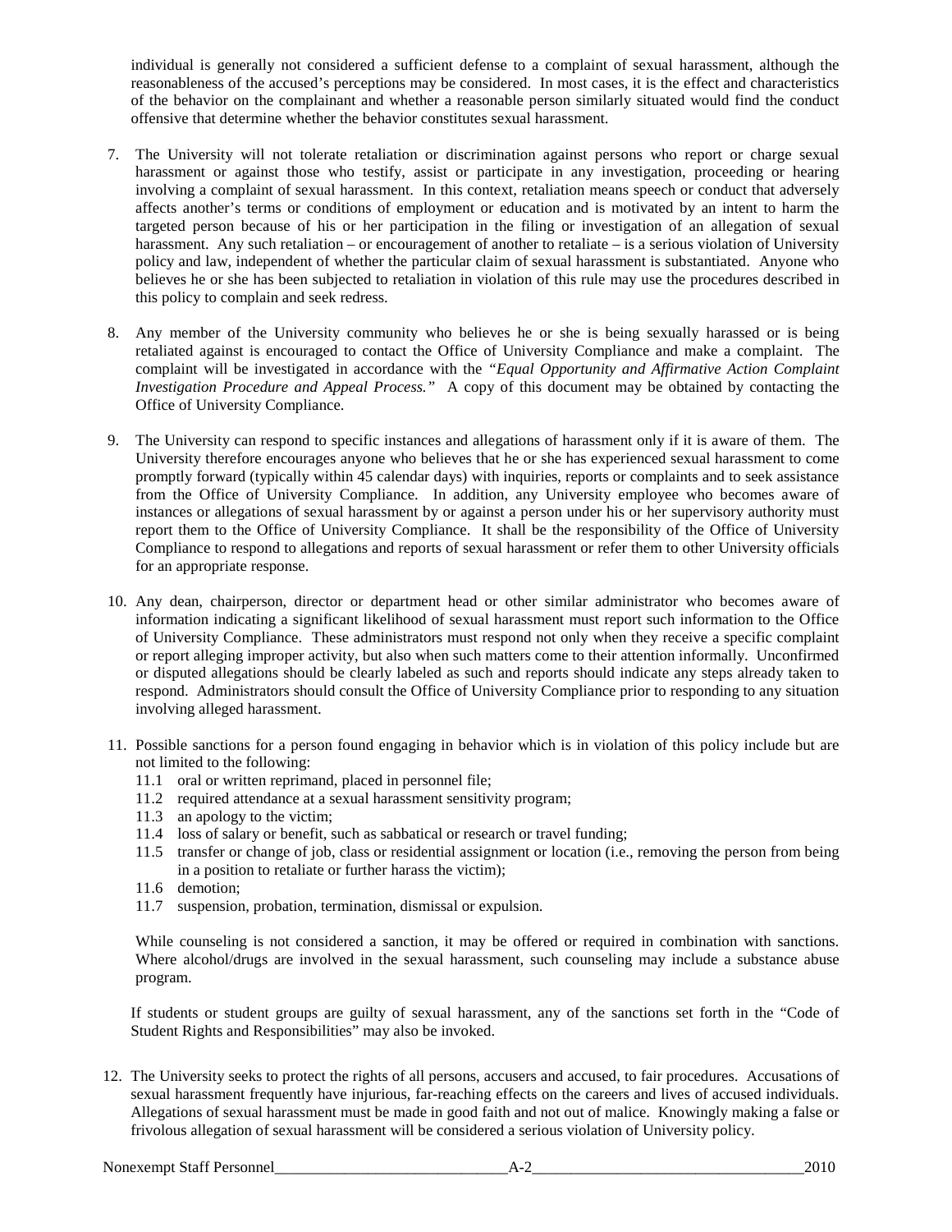individual is generally not considered a sufficient defense to a complaint of sexual harassment, although the reasonableness of the accused's perceptions may be considered. In most cases, it is the effect and characteristics of the behavior on the complainant and whether a reasonable person similarly situated would find the conduct offensive that determine whether the behavior constitutes sexual harassment.

7. The University will not tolerate retaliation or discrimination against persons who report or charge sexual harassment or against those who testify, assist or participate in any investigation, proceeding or hearing involving a complaint of sexual harassment. In this context, retaliation means speech or conduct that adversely affects another's terms or conditions of employment or education and is motivated by an intent to harm the targeted person because of his or her participation in the filing or investigation of an allegation of sexual harassment. Any such retaliation – or encouragement of another to retaliate – is a serious violation of University policy and law, independent of whether the particular claim of sexual harassment is substantiated. Anyone who believes he or she has been subjected to retaliation in violation of this rule may use the procedures described in this policy to complain and seek redress.

8. Any member of the University community who believes he or she is being sexually harassed or is being retaliated against is encouraged to contact the Office of University Compliance and make a complaint. The complaint will be investigated in accordance with the *"Equal Opportunity and Affirmative Action Complaint Investigation Procedure and Appeal Process."* A copy of this document may be obtained by contacting the Office of University Compliance.

9. The University can respond to specific instances and allegations of harassment only if it is aware of them. The University therefore encourages anyone who believes that he or she has experienced sexual harassment to come promptly forward (typically within 45 calendar days) with inquiries, reports or complaints and to seek assistance from the Office of University Compliance. In addition, any University employee who becomes aware of instances or allegations of sexual harassment by or against a person under his or her supervisory authority must report them to the Office of University Compliance. It shall be the responsibility of the Office of University Compliance to respond to allegations and reports of sexual harassment or refer them to other University officials for an appropriate response.

10. Any dean, chairperson, director or department head or other similar administrator who becomes aware of information indicating a significant likelihood of sexual harassment must report such information to the Office of University Compliance. These administrators must respond not only when they receive a specific complaint or report alleging improper activity, but also when such matters come to their attention informally. Unconfirmed or disputed allegations should be clearly labeled as such and reports should indicate any steps already taken to respond. Administrators should consult the Office of University Compliance prior to responding to any situation involving alleged harassment.

11. Possible sanctions for a person found engaging in behavior which is in violation of this policy include but are not limited to the following:
    - 11.1 oral or written reprimand, placed in personnel file;
    - 11.2 required attendance at a sexual harassment sensitivity program;
    - 11.3 an apology to the victim;
    - 11.4 loss of salary or benefit, such as sabbatical or research or travel funding;
    - 11.5 transfer or change of job, class or residential assignment or location (i.e., removing the person from being in a position to retaliate or further harass the victim);
    - 11.6 demotion;
    - 11.7 suspension, probation, termination, dismissal or expulsion.

    While counseling is not considered a sanction, it may be offered or required in combination with sanctions. Where alcohol/drugs are involved in the sexual harassment, such counseling may include a substance abuse program.

    If students or student groups are guilty of sexual harassment, any of the sanctions set forth in the "Code of Student Rights and Responsibilities" may also be invoked.

12. The University seeks to protect the rights of all persons, accusers and accused, to fair procedures. Accusations of sexual harassment frequently have injurious, far-reaching effects on the careers and lives of accused individuals. Allegations of sexual harassment must be made in good faith and not out of malice. Knowingly making a false or frivolous allegation of sexual harassment will be considered a serious violation of University policy.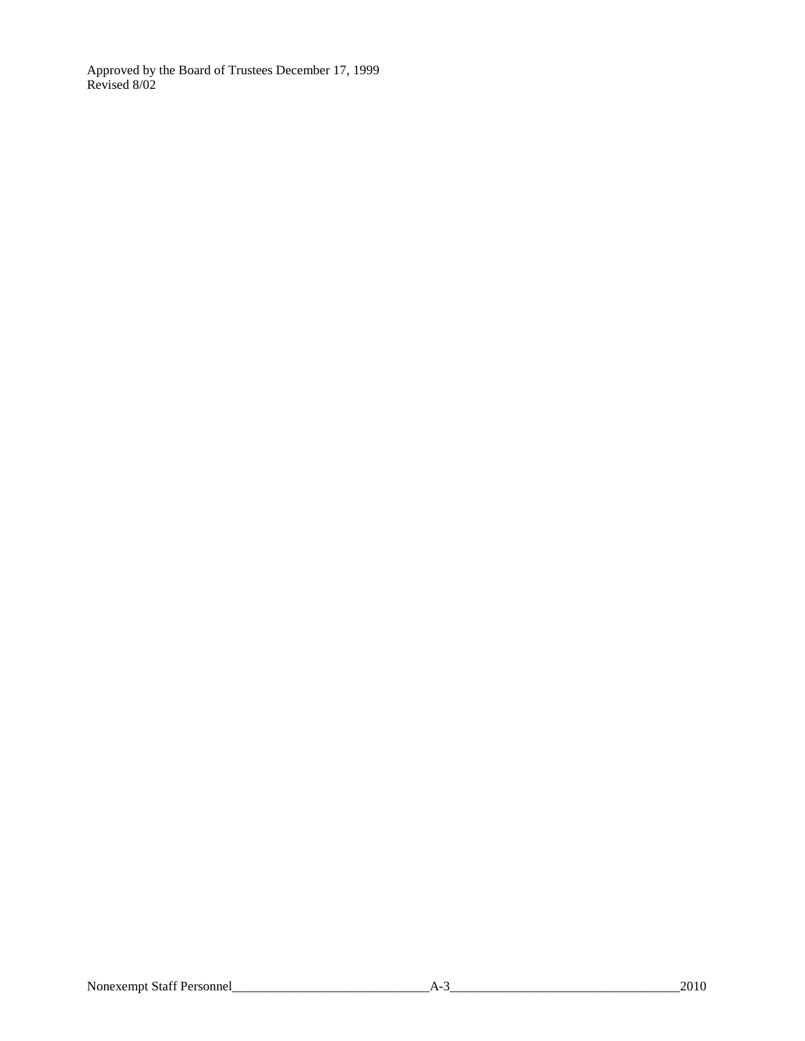Approved by the Board of Trustees December 17, 1999
Revised 8/02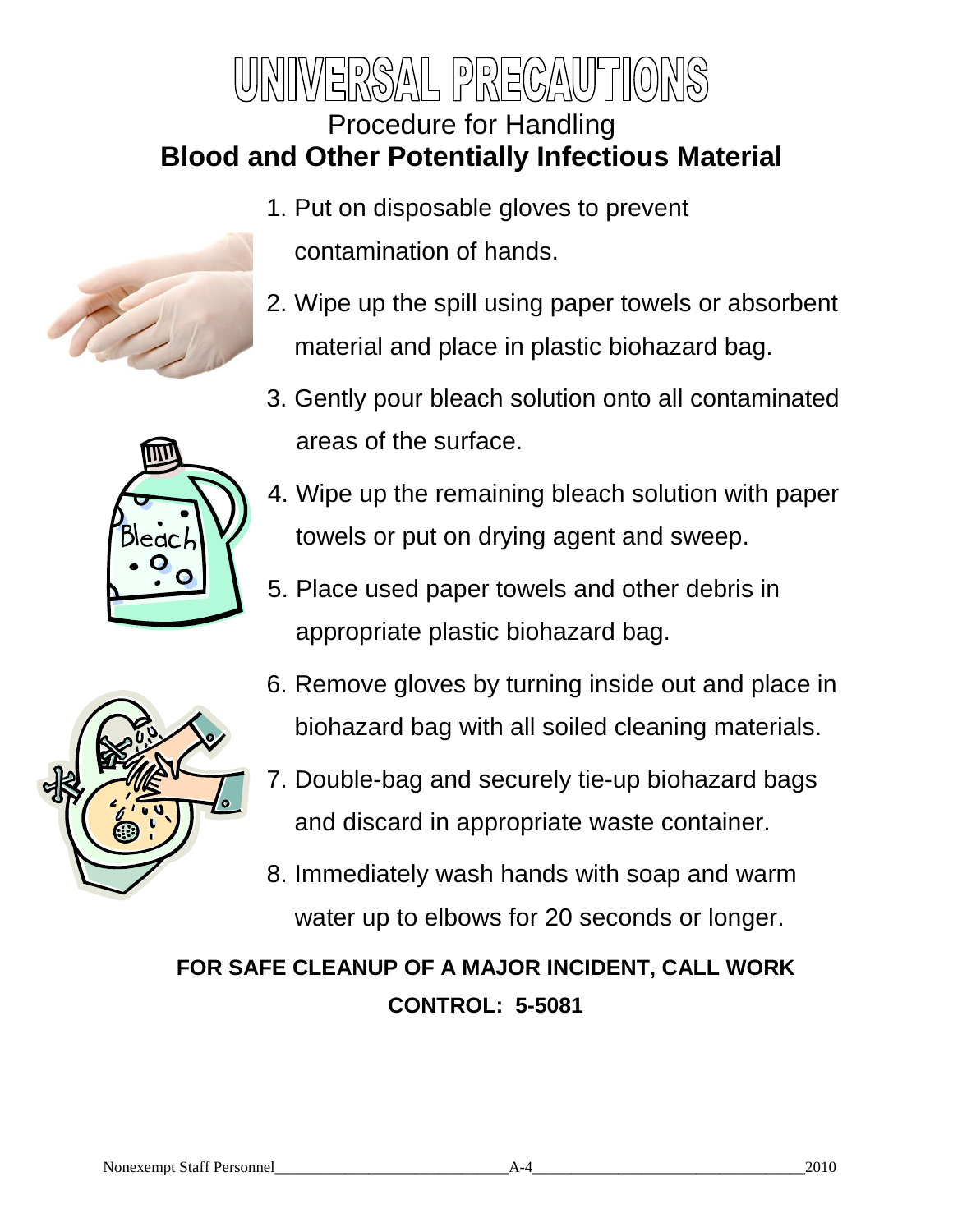# UNIVERSAL PRECAUTIONS

## Procedure for Handling

## Blood and Other Potentially Infectious Material

1. Put on disposable gloves to prevent contamination of hands.
2. Wipe up the spill using paper towels or absorbent material and place in plastic biohazard bag.
3. Gently pour bleach solution onto all contaminated areas of the surface.
4. Wipe up the remaining bleach solution with paper towels or put on drying agent and sweep.
5. Place used paper towels and other debris in appropriate plastic biohazard bag.
6. Remove gloves by turning inside out and place in biohazard bag with all soiled cleaning materials.
7. Double-bag and securely tie-up biohazard bags and discard in appropriate waste container.
8. Immediately wash hands with soap and warm water up to elbows for 20 seconds or longer.

**FOR SAFE CLEANUP OF A MAJOR INCIDENT, CALL WORK CONTROL: 5-5081**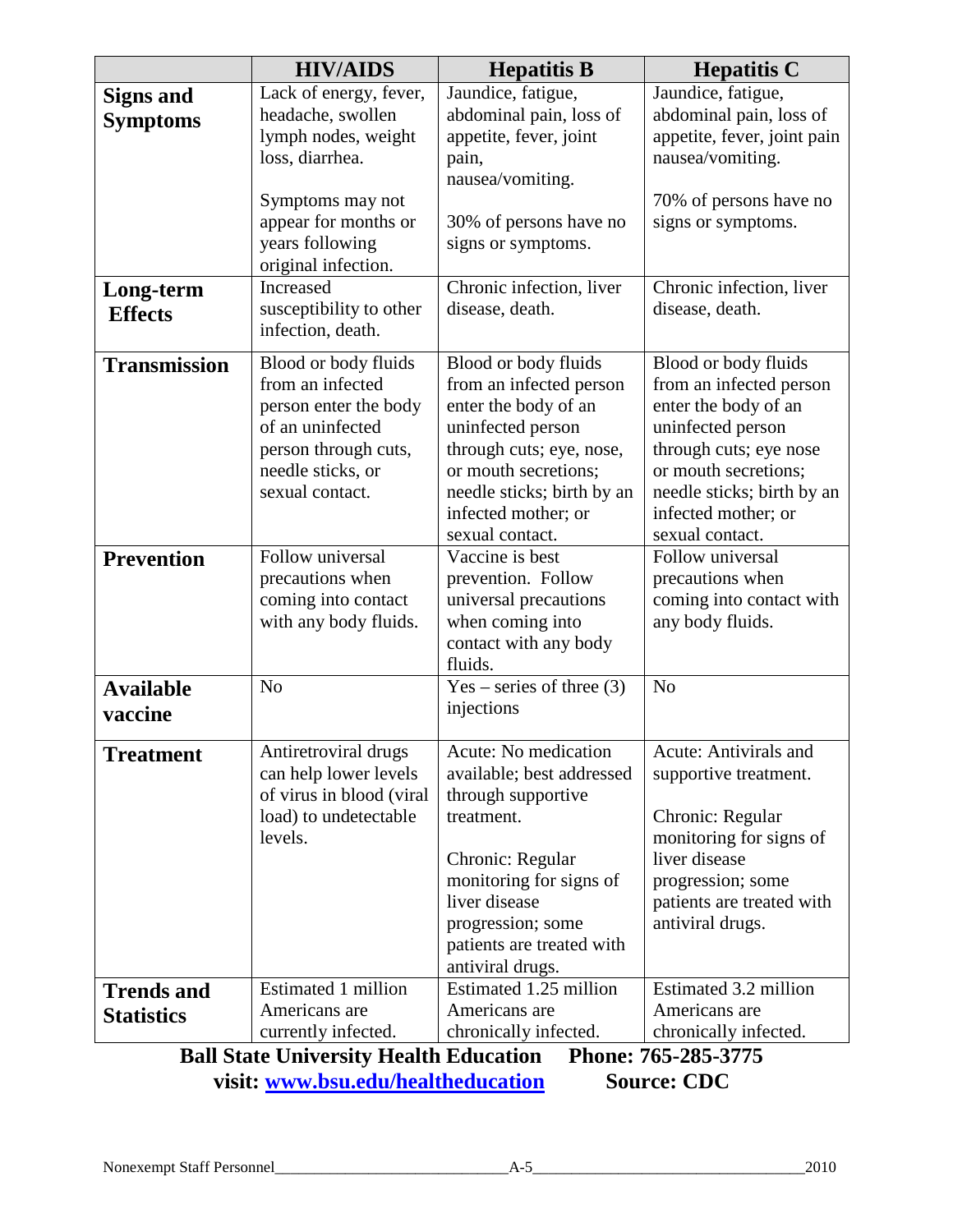| | HIV/AIDS | Hepatitis B | Hepatitis C |
|---|---|---|---|
| **Signs and Symptoms** | Lack of energy, fever, headache, swollen lymph nodes, weight loss, diarrhea.<br><br>Symptoms may not appear for months or years following original infection. | Jaundice, fatigue, abdominal pain, loss of appetite, fever, joint pain, nausea/vomiting.<br><br>30% of persons have no signs or symptoms. | Jaundice, fatigue, abdominal pain, loss of appetite, fever, joint pain nausea/vomiting.<br><br>70% of persons have no signs or symptoms. |
| **Long-term Effects** | Increased susceptibility to other infection, death. | Chronic infection, liver disease, death. | Chronic infection, liver disease, death. |
| **Transmission** | Blood or body fluids from an infected person enter the body of an uninfected person through cuts, needle sticks, or sexual contact. | Blood or body fluids from an infected person enter the body of an uninfected person through cuts; eye, nose, or mouth secretions; needle sticks; birth by an infected mother; or sexual contact. | Blood or body fluids from an infected person enter the body of an uninfected person through cuts; eye nose or mouth secretions; needle sticks; birth by an infected mother; or sexual contact. |
| **Prevention** | Follow universal precautions when coming into contact with any body fluids. | Vaccine is best prevention. Follow universal precautions when coming into contact with any body fluids. | Follow universal precautions when coming into contact with any body fluids. |
| **Available vaccine** | No | Yes – series of three (3) injections | No |
| **Treatment** | Antiretroviral drugs can help lower levels of virus in blood (viral load) to undetectable levels. | Acute: No medication available; best addressed through supportive treatment.<br><br>Chronic: Regular monitoring for signs of liver disease progression; some patients are treated with antiviral drugs. | Acute: Antivirals and supportive treatment.<br><br>Chronic: Regular monitoring for signs of liver disease progression; some patients are treated with antiviral drugs. |
| **Trends and Statistics** | Estimated 1 million Americans are currently infected. | Estimated 1.25 million Americans are chronically infected. | Estimated 3.2 million Americans are chronically infected. |

**Ball State University Health Education Phone: 765-285-3775**
**visit: www.bsu.edu/healtheducation Source: CDC**